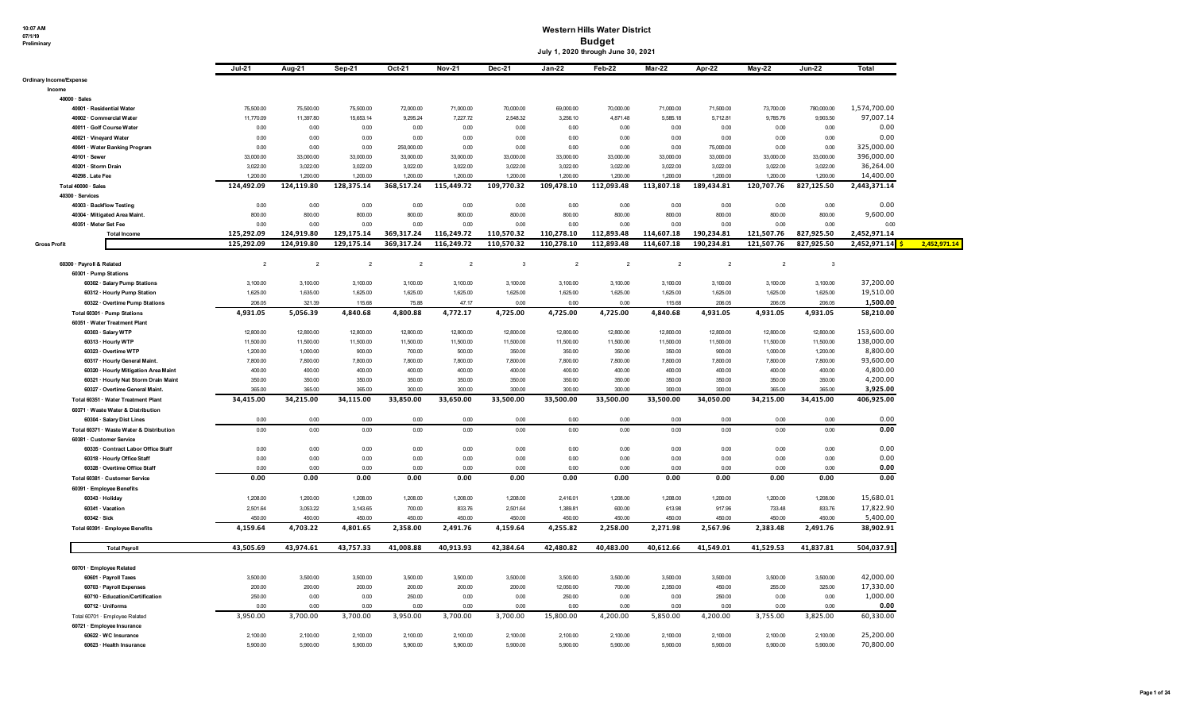10:07 AM
07/1/19
Preliminary

# Western Hills Water District
## Budget
### July 1, 2020 through June 30, 2021

| | Jul-21 | Aug-21 | Sep-21 | Oct-21 | Nov-21 | Dec-21 | Jan-22 | Feb-22 | Mar-22 | Apr-22 | May-22 | Jun-22 | Total | |
|---|---|---|---|---|---|---|---|---|---|---|---|---|---|---|
| **Ordinary Income/Expense** | | | | | | | | | | | | | | |
| **Income** | | | | | | | | | | | | | | |
| **40000 · Sales** | | | | | | | | | | | | | | |
| 40001 · Residential Water | 75,500.00 | 75,500.00 | 75,500.00 | 72,000.00 | 71,000.00 | 70,000.00 | 69,000.00 | 70,000.00 | 71,000.00 | 71,500.00 | 73,700.00 | 780,000.00 | 1,574,700.00 | |
| 40002 · Commercial Water | 11,770.09 | 11,397.80 | 15,653.14 | 9,295.24 | 7,227.72 | 2,548.32 | 3,256.10 | 4,871.48 | 5,585.18 | 5,712.81 | 9,785.76 | 9,903.50 | 97,007.14 | |
| 40011 · Golf Course Water | 0.00 | 0.00 | 0.00 | 0.00 | 0.00 | 0.00 | 0.00 | 0.00 | 0.00 | 0.00 | 0.00 | 0.00 | 0.00 | |
| 40021 · Vineyard Water | 0.00 | 0.00 | 0.00 | 0.00 | 0.00 | 0.00 | 0.00 | 0.00 | 0.00 | 0.00 | 0.00 | 0.00 | 0.00 | |
| 40041 · Water Banking Program | 0.00 | 0.00 | 0.00 | 250,000.00 | 0.00 | 0.00 | 0.00 | 0.00 | 0.00 | 75,000.00 | 0.00 | 0.00 | 325,000.00 | |
| 40101 · Sewer | 33,000.00 | 33,000.00 | 33,000.00 | 33,000.00 | 33,000.00 | 33,000.00 | 33,000.00 | 33,000.00 | 33,000.00 | 33,000.00 | 33,000.00 | 33,000.00 | 396,000.00 | |
| 40201 · Storm Drain | 3,022.00 | 3,022.00 | 3,022.00 | 3,022.00 | 3,022.00 | 3,022.00 | 3,022.00 | 3,022.00 | 3,022.00 | 3,022.00 | 3,022.00 | 3,022.00 | 36,264.00 | |
| 40298 · Late Fee | 1,200.00 | 1,200.00 | 1,200.00 | 1,200.00 | 1,200.00 | 1,200.00 | 1,200.00 | 1,200.00 | 1,200.00 | 1,200.00 | 1,200.00 | 1,200.00 | 14,400.00 | |
| **Total 40000 · Sales** | **124,492.09** | **124,119.80** | **128,375.14** | **368,517.24** | **115,449.72** | **109,770.32** | **109,478.10** | **112,093.48** | **113,807.18** | **189,434.81** | **120,707.76** | **827,125.50** | **2,443,371.14** | |
| **40300 · Services** | | | | | | | | | | | | | | |
| 40303 · Backflow Testing | 0.00 | 0.00 | 0.00 | 0.00 | 0.00 | 0.00 | 0.00 | 0.00 | 0.00 | 0.00 | 0.00 | 0.00 | 0.00 | |
| 40304 · Mitigated Area Maint. | 800.00 | 800.00 | 800.00 | 800.00 | 800.00 | 800.00 | 800.00 | 800.00 | 800.00 | 800.00 | 800.00 | 800.00 | 9,600.00 | |
| 40351 · Meter Set Fee | 0.00 | 0.00 | 0.00 | 0.00 | 0.00 | 0.00 | 0.00 | 0.00 | 0.00 | 0.00 | 0.00 | 0.00 | 0.00 | |
| **Total Income** | **125,292.09** | **124,919.80** | **129,175.14** | **369,317.24** | **116,249.72** | **110,570.32** | **110,278.10** | **112,893.48** | **114,607.18** | **190,234.81** | **121,507.76** | **827,925.50** | **2,452,971.14** | |
| **Gross Profit** | **125,292.09** | **124,919.80** | **129,175.14** | **369,317.24** | **116,249.72** | **110,570.32** | **110,278.10** | **112,893.48** | **114,607.18** | **190,234.81** | **121,507.76** | **827,925.50** | **2,452,971.14** | $ 2,452,971.14 |
| **60300 · Payroll & Related** | 2 | 2 | 2 | 2 | 2 | 3 | 2 | 2 | 2 | 2 | 2 | 3 | | |
| **60301 · Pump Stations** | | | | | | | | | | | | | | |
| 60302 · Salary Pump Stations | 3,100.00 | 3,100.00 | 3,100.00 | 3,100.00 | 3,100.00 | 3,100.00 | 3,100.00 | 3,100.00 | 3,100.00 | 3,100.00 | 3,100.00 | 3,100.00 | 37,200.00 | |
| 60312 · Hourly Pump Station | 1,625.00 | 1,635.00 | 1,625.00 | 1,625.00 | 1,625.00 | 1,625.00 | 1,625.00 | 1,625.00 | 1,625.00 | 1,625.00 | 1,625.00 | 1,625.00 | 19,510.00 | |
| 60322 · Overtime Pump Stations | 206.05 | 321.39 | 115.68 | 75.88 | 47.17 | 0.00 | 0.00 | 0.00 | 115.68 | 206.05 | 206.05 | 206.05 | 1,500.00 | |
| **Total 60301 · Pump Stations** | **4,931.05** | **5,056.39** | **4,840.68** | **4,800.88** | **4,772.17** | **4,725.00** | **4,725.00** | **4,725.00** | **4,840.68** | **4,931.05** | **4,931.05** | **4,931.05** | **58,210.00** | |
| **60351 · Water Treatment Plant** | | | | | | | | | | | | | | |
| 60303 · Salary WTP | 12,800.00 | 12,800.00 | 12,800.00 | 12,800.00 | 12,800.00 | 12,800.00 | 12,800.00 | 12,800.00 | 12,800.00 | 12,800.00 | 12,800.00 | 12,800.00 | 153,600.00 | |
| 60313 · Hourly WTP | 11,500.00 | 11,500.00 | 11,500.00 | 11,500.00 | 11,500.00 | 11,500.00 | 11,500.00 | 11,500.00 | 11,500.00 | 11,500.00 | 11,500.00 | 11,500.00 | 138,000.00 | |
| 60323 · Overtime WTP | 1,200.00 | 1,000.00 | 900.00 | 700.00 | 500.00 | 350.00 | 350.00 | 350.00 | 350.00 | 900.00 | 1,000.00 | 1,200.00 | 8,800.00 | |
| 60317 · Hourly General Maint. | 7,800.00 | 7,800.00 | 7,800.00 | 7,800.00 | 7,800.00 | 7,800.00 | 7,800.00 | 7,800.00 | 7,800.00 | 7,800.00 | 7,800.00 | 7,800.00 | 93,600.00 | |
| 60320 · Hourly Mitigation Area Maint | 400.00 | 400.00 | 400.00 | 400.00 | 400.00 | 400.00 | 400.00 | 400.00 | 400.00 | 400.00 | 400.00 | 400.00 | 4,800.00 | |
| 60321 · Hourly Nat Storm Drain Maint | 350.00 | 350.00 | 350.00 | 350.00 | 350.00 | 350.00 | 350.00 | 350.00 | 350.00 | 350.00 | 350.00 | 350.00 | 4,200.00 | |
| 60327 · Overtime General Maint. | 365.00 | 365.00 | 365.00 | 300.00 | 300.00 | 300.00 | 300.00 | 300.00 | 300.00 | 300.00 | 365.00 | 365.00 | 3,925.00 | |
| **Total 60351 · Water Treatment Plant** | **34,415.00** | **34,215.00** | **34,115.00** | **33,850.00** | **33,650.00** | **33,500.00** | **33,500.00** | **33,500.00** | **33,500.00** | **34,050.00** | **34,215.00** | **34,415.00** | **406,925.00** | |
| **60371 · Waste Water & Distribution** | | | | | | | | | | | | | | |
| 60304 · Salary Dist Lines | 0.00 | 0.00 | 0.00 | 0.00 | 0.00 | 0.00 | 0.00 | 0.00 | 0.00 | 0.00 | 0.00 | 0.00 | 0.00 | |
| **Total 60371 · Waste Water & Distribution** | 0.00 | 0.00 | 0.00 | 0.00 | 0.00 | 0.00 | 0.00 | 0.00 | 0.00 | 0.00 | 0.00 | 0.00 | **0.00** | |
| **60381 · Customer Service** | | | | | | | | | | | | | | |
| 60335 · Contract Labor Office Staff | 0.00 | 0.00 | 0.00 | 0.00 | 0.00 | 0.00 | 0.00 | 0.00 | 0.00 | 0.00 | 0.00 | 0.00 | 0.00 | |
| 60318 · Hourly Office Staff | 0.00 | 0.00 | 0.00 | 0.00 | 0.00 | 0.00 | 0.00 | 0.00 | 0.00 | 0.00 | 0.00 | 0.00 | 0.00 | |
| 60328 · Overtime Office Staff | 0.00 | 0.00 | 0.00 | 0.00 | 0.00 | 0.00 | 0.00 | 0.00 | 0.00 | 0.00 | 0.00 | 0.00 | 0.00 | |
| **Total 60381 · Customer Service** | **0.00** | **0.00** | **0.00** | **0.00** | **0.00** | **0.00** | **0.00** | **0.00** | **0.00** | **0.00** | **0.00** | **0.00** | **0.00** | |
| **60391 · Employee Benefits** | | | | | | | | | | | | | | |
| 60343 · Holiday | 1,208.00 | 1,200.00 | 1,208.00 | 1,208.00 | 1,208.00 | 1,208.00 | 2,416.01 | 1,208.00 | 1,208.00 | 1,200.00 | 1,200.00 | 1,208.00 | 15,680.01 | |
| 60341 · Vacation | 2,501.64 | 3,053.22 | 3,143.65 | 700.00 | 833.76 | 2,501.64 | 1,389.81 | 600.00 | 613.98 | 917.96 | 733.48 | 833.76 | 17,822.90 | |
| 60342 · Sick | 450.00 | 450.00 | 450.00 | 450.00 | 450.00 | 450.00 | 450.00 | 450.00 | 450.00 | 450.00 | 450.00 | 450.00 | 5,400.00 | |
| **Total 60391 · Employee Benefits** | **4,159.64** | **4,703.22** | **4,801.65** | **2,358.00** | **2,491.76** | **4,159.64** | **4,255.82** | **2,258.00** | **2,271.98** | **2,567.96** | **2,383.48** | **2,491.76** | **38,902.91** | |
| **Total Payroll** | **43,505.69** | **43,974.61** | **43,757.33** | **41,008.88** | **40,913.93** | **42,384.64** | **42,480.82** | **40,483.00** | **40,612.66** | **41,549.01** | **41,529.53** | **41,837.81** | **504,037.91** | |
| **60701 · Employee Related** | | | | | | | | | | | | | | |
| 60601 · Payroll Taxes | 3,500.00 | 3,500.00 | 3,500.00 | 3,500.00 | 3,500.00 | 3,500.00 | 3,500.00 | 3,500.00 | 3,500.00 | 3,500.00 | 3,500.00 | 3,500.00 | 42,000.00 | |
| 60703 · Payroll Expenses | 200.00 | 200.00 | 200.00 | 200.00 | 200.00 | 200.00 | 12,050.00 | 700.00 | 2,350.00 | 450.00 | 255.00 | 325.00 | 17,330.00 | |
| 60710 · Education/Certification | 250.00 | 0.00 | 0.00 | 250.00 | 0.00 | 0.00 | 250.00 | 0.00 | 0.00 | 250.00 | 0.00 | 0.00 | 1,000.00 | |
| 60712 · Uniforms | 0.00 | 0.00 | 0.00 | 0.00 | 0.00 | 0.00 | 0.00 | 0.00 | 0.00 | 0.00 | 0.00 | 0.00 | 0.00 | |
| Total 60701 · Employee Related | 3,950.00 | 3,700.00 | 3,700.00 | 3,950.00 | 3,700.00 | 3,700.00 | 15,800.00 | 4,200.00 | 5,850.00 | 4,200.00 | 3,755.00 | 3,825.00 | 60,330.00 | |
| **60721 · Employee Insurance** | | | | | | | | | | | | | | |
| 60622 · WC Insurance | 2,100.00 | 2,100.00 | 2,100.00 | 2,100.00 | 2,100.00 | 2,100.00 | 2,100.00 | 2,100.00 | 2,100.00 | 2,100.00 | 2,100.00 | 2,100.00 | 25,200.00 | |
| 60623 · Health Insurance | 5,900.00 | 5,900.00 | 5,900.00 | 5,900.00 | 5,900.00 | 5,900.00 | 5,900.00 | 5,900.00 | 5,900.00 | 5,900.00 | 5,900.00 | 5,900.00 | 70,800.00 | |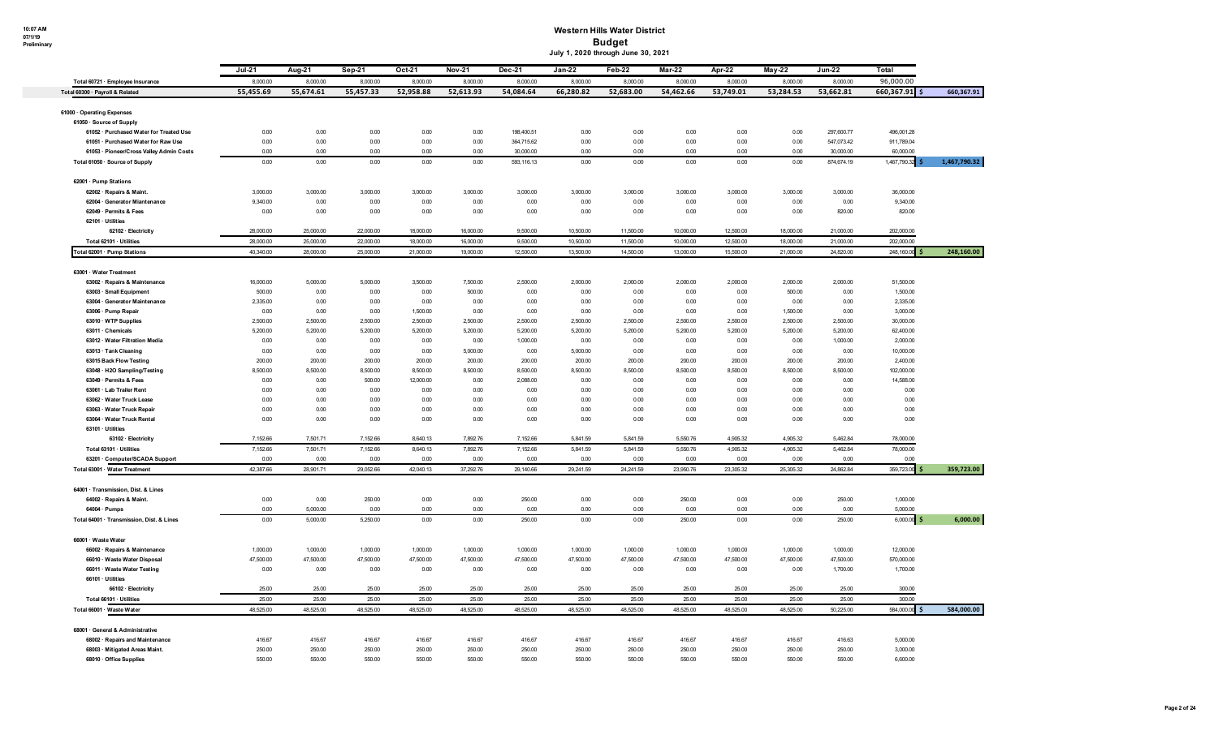# Western Hills Water District

## Budget

**July 1, 2020 through June 30, 2021**

10:07 AM
07/1/19
Preliminary

| | Jul-21 | Aug-21 | Sep-21 | Oct-21 | Nov-21 | Dec-21 | Jan-22 | Feb-22 | Mar-22 | Apr-22 | May-22 | Jun-22 | Total | |
|---|---|---|---|---|---|---|---|---|---|---|---|---|---|---|
| Total 60721 · Employee Insurance | 8,000.00 | 8,000.00 | 8,000.00 | 8,000.00 | 8,000.00 | 8,000.00 | 8,000.00 | 8,000.00 | 8,000.00 | 8,000.00 | 8,000.00 | 8,000.00 | 96,000.00 | |
| **Total 60300 · Payroll & Related** | **55,455.69** | **55,674.61** | **55,457.33** | **52,958.88** | **52,613.93** | **54,084.64** | **66,280.82** | **52,683.00** | **54,462.66** | **53,749.01** | **53,284.53** | **53,662.81** | **660,367.91** | **$ 660,367.91** |
| 61000 · Operating Expenses | | | | | | | | | | | | | | |
| 61050 · Source of Supply | | | | | | | | | | | | | | |
| 61052 · Purchased Water for Treated Use | 0.00 | 0.00 | 0.00 | 0.00 | 0.00 | 198,400.51 | 0.00 | 0.00 | 0.00 | 0.00 | 0.00 | 297,600.77 | 496,001.28 | |
| 61051 · Purchased Water for Raw Use | 0.00 | 0.00 | 0.00 | 0.00 | 0.00 | 364,715.62 | 0.00 | 0.00 | 0.00 | 0.00 | 0.00 | 547,073.42 | 911,789.04 | |
| 61053 · Pioneer/Cross Valley Admin Costs | 0.00 | 0.00 | 0.00 | 0.00 | 0.00 | 30,000.00 | 0.00 | 0.00 | 0.00 | 0.00 | 0.00 | 30,000.00 | 60,000.00 | |
| Total 61050 · Source of Supply | 0.00 | 0.00 | 0.00 | 0.00 | 0.00 | 593,116.13 | 0.00 | 0.00 | 0.00 | 0.00 | 0.00 | 874,674.19 | 1,467,790.32 | **$ 1,467,790.32** |
| 62001 · Pump Stations | | | | | | | | | | | | | | |
| 62002 · Repairs & Maint. | 3,000.00 | 3,000.00 | 3,000.00 | 3,000.00 | 3,000.00 | 3,000.00 | 3,000.00 | 3,000.00 | 3,000.00 | 3,000.00 | 3,000.00 | 3,000.00 | 36,000.00 | |
| 62004 · Generator Miantenance | 9,340.00 | 0.00 | 0.00 | 0.00 | 0.00 | 0.00 | 0.00 | 0.00 | 0.00 | 0.00 | 0.00 | 0.00 | 9,340.00 | |
| 62049 · Permits & Fees | 0.00 | 0.00 | 0.00 | 0.00 | 0.00 | 0.00 | 0.00 | 0.00 | 0.00 | 0.00 | 0.00 | 820.00 | 820.00 | |
| 62101 · Utilities | | | | | | | | | | | | | | |
| 62102 · Electricity | 28,000.00 | 25,000.00 | 22,000.00 | 18,000.00 | 16,000.00 | 9,500.00 | 10,500.00 | 11,500.00 | 10,000.00 | 12,500.00 | 18,000.00 | 21,000.00 | 202,000.00 | |
| Total 62101 · Utilities | 28,000.00 | 25,000.00 | 22,000.00 | 18,000.00 | 16,000.00 | 9,500.00 | 10,500.00 | 11,500.00 | 10,000.00 | 12,500.00 | 18,000.00 | 21,000.00 | 202,000.00 | |
| Total 62001 · Pump Stations | 40,340.00 | 28,000.00 | 25,000.00 | 21,000.00 | 19,000.00 | 12,500.00 | 13,500.00 | 14,500.00 | 13,000.00 | 15,500.00 | 21,000.00 | 24,820.00 | 248,160.00 | **$ 248,160.00** |
| 63001 · Water Treatment | | | | | | | | | | | | | | |
| 63002 · Repairs & Maintenance | 16,000.00 | 5,000.00 | 5,000.00 | 3,500.00 | 7,500.00 | 2,500.00 | 2,000.00 | 2,000.00 | 2,000.00 | 2,000.00 | 2,000.00 | 2,000.00 | 51,500.00 | |
| 63003 · Small Equipment | 500.00 | 0.00 | 0.00 | 0.00 | 500.00 | 0.00 | 0.00 | 0.00 | 0.00 | 0.00 | 500.00 | 0.00 | 1,500.00 | |
| 63004 · Generator Maintenance | 2,335.00 | 0.00 | 0.00 | 0.00 | 0.00 | 0.00 | 0.00 | 0.00 | 0.00 | 0.00 | 0.00 | 0.00 | 2,335.00 | |
| 63006 · Pump Repair | 0.00 | 0.00 | 0.00 | 1,500.00 | 0.00 | 0.00 | 0.00 | 0.00 | 0.00 | 0.00 | 1,500.00 | 0.00 | 3,000.00 | |
| 63010 · WTP Supplies | 2,500.00 | 2,500.00 | 2,500.00 | 2,500.00 | 2,500.00 | 2,500.00 | 2,500.00 | 2,500.00 | 2,500.00 | 2,500.00 | 2,500.00 | 2,500.00 | 30,000.00 | |
| 63011 · Chemicals | 5,200.00 | 5,200.00 | 5,200.00 | 5,200.00 | 5,200.00 | 5,200.00 | 5,200.00 | 5,200.00 | 5,200.00 | 5,200.00 | 5,200.00 | 5,200.00 | 62,400.00 | |
| 63012 · Water Filtration Media | 0.00 | 0.00 | 0.00 | 0.00 | 0.00 | 1,000.00 | 0.00 | 0.00 | 0.00 | 0.00 | 0.00 | 1,000.00 | 2,000.00 | |
| 63013 · Tank Cleaning | 0.00 | 0.00 | 0.00 | 0.00 | 5,000.00 | 0.00 | 5,000.00 | 0.00 | 0.00 | 0.00 | 0.00 | 0.00 | 10,000.00 | |
| 63015 Back Flow Testing | 200.00 | 200.00 | 200.00 | 200.00 | 200.00 | 200.00 | 200.00 | 200.00 | 200.00 | 200.00 | 200.00 | 200.00 | 2,400.00 | |
| 63048 · H2O Sampling/Testing | 8,500.00 | 8,500.00 | 8,500.00 | 8,500.00 | 8,500.00 | 8,500.00 | 8,500.00 | 8,500.00 | 8,500.00 | 8,500.00 | 8,500.00 | 8,500.00 | 102,000.00 | |
| 63049 · Permits & Fees | 0.00 | 0.00 | 500.00 | 12,000.00 | 0.00 | 2,088.00 | 0.00 | 0.00 | 0.00 | 0.00 | 0.00 | 0.00 | 14,588.00 | |
| 63061 · Lab Trailer Rent | 0.00 | 0.00 | 0.00 | 0.00 | 0.00 | 0.00 | 0.00 | 0.00 | 0.00 | 0.00 | 0.00 | 0.00 | 0.00 | |
| 63062 · Water Truck Lease | 0.00 | 0.00 | 0.00 | 0.00 | 0.00 | 0.00 | 0.00 | 0.00 | 0.00 | 0.00 | 0.00 | 0.00 | 0.00 | |
| 63063 · Water Truck Repair | 0.00 | 0.00 | 0.00 | 0.00 | 0.00 | 0.00 | 0.00 | 0.00 | 0.00 | 0.00 | 0.00 | 0.00 | 0.00 | |
| 63064 · Water Truck Rental | 0.00 | 0.00 | 0.00 | 0.00 | 0.00 | 0.00 | 0.00 | 0.00 | 0.00 | 0.00 | 0.00 | 0.00 | 0.00 | |
| 63101 · Utilities | | | | | | | | | | | | | | |
| 63102 · Electricity | 7,152.66 | 7,501.71 | 7,152.66 | 8,640.13 | 7,892.76 | 7,152.66 | 5,841.59 | 5,841.59 | 5,550.76 | 4,905.32 | 4,905.32 | 5,462.84 | 78,000.00 | |
| Total 63101 · Utilities | 7,152.66 | 7,501.71 | 7,152.66 | 8,640.13 | 7,892.76 | 7,152.66 | 5,841.59 | 5,841.59 | 5,550.76 | 4,905.32 | 4,905.32 | 5,462.84 | 78,000.00 | |
| 63201 · Computer/SCADA Support | 0.00 | 0.00 | 0.00 | 0.00 | 0.00 | 0.00 | 0.00 | 0.00 | 0.00 | 0.00 | 0.00 | 0.00 | 0.00 | |
| Total 63001 · Water Treatment | 42,387.66 | 28,901.71 | 29,052.66 | 42,040.13 | 37,292.76 | 29,140.66 | 29,241.59 | 24,241.59 | 23,950.76 | 23,305.32 | 25,305.32 | 24,862.84 | 359,723.00 | **$ 359,723.00** |
| 64001 · Transmission, Dist. & Lines | | | | | | | | | | | | | | |
| 64002 · Repairs & Maint. | 0.00 | 0.00 | 250.00 | 0.00 | 0.00 | 250.00 | 0.00 | 0.00 | 250.00 | 0.00 | 0.00 | 250.00 | 1,000.00 | |
| 64004 · Pumps | 0.00 | 5,000.00 | 0.00 | 0.00 | 0.00 | 0.00 | 0.00 | 0.00 | 0.00 | 0.00 | 0.00 | 0.00 | 5,000.00 | |
| Total 64001 · Transmission, Dist. & Lines | 0.00 | 5,000.00 | 5,250.00 | 0.00 | 0.00 | 250.00 | 0.00 | 0.00 | 250.00 | 0.00 | 0.00 | 250.00 | 6,000.00 | **$ 6,000.00** |
| 66001 · Waste Water | | | | | | | | | | | | | | |
| 66002 · Repairs & Maintenance | 1,000.00 | 1,000.00 | 1,000.00 | 1,000.00 | 1,000.00 | 1,000.00 | 1,000.00 | 1,000.00 | 1,000.00 | 1,000.00 | 1,000.00 | 1,000.00 | 12,000.00 | |
| 66010 · Waste Water Disposal | 47,500.00 | 47,500.00 | 47,500.00 | 47,500.00 | 47,500.00 | 47,500.00 | 47,500.00 | 47,500.00 | 47,500.00 | 47,500.00 | 47,500.00 | 47,500.00 | 570,000.00 | |
| 66011 · Waste Water Testing | 0.00 | 0.00 | 0.00 | 0.00 | 0.00 | 0.00 | 0.00 | 0.00 | 0.00 | 0.00 | 0.00 | 1,700.00 | 1,700.00 | |
| 66101 · Utilities | | | | | | | | | | | | | | |
| 66102 · Electricity | 25.00 | 25.00 | 25.00 | 25.00 | 25.00 | 25.00 | 25.00 | 25.00 | 25.00 | 25.00 | 25.00 | 25.00 | 300.00 | |
| Total 66101 · Utilities | 25.00 | 25.00 | 25.00 | 25.00 | 25.00 | 25.00 | 25.00 | 25.00 | 25.00 | 25.00 | 25.00 | 25.00 | 300.00 | |
| Total 66001 · Waste Water | 48,525.00 | 48,525.00 | 48,525.00 | 48,525.00 | 48,525.00 | 48,525.00 | 48,525.00 | 48,525.00 | 48,525.00 | 48,525.00 | 48,525.00 | 50,225.00 | 584,000.00 | **$ 584,000.00** |
| 68001 · General & Administrative | | | | | | | | | | | | | | |
| 68002 · Repairs and Maintenance | 416.67 | 416.67 | 416.67 | 416.67 | 416.67 | 416.67 | 416.67 | 416.67 | 416.67 | 416.67 | 416.67 | 416.63 | 5,000.00 | |
| 68003 · Mitigated Areas Maint. | 250.00 | 250.00 | 250.00 | 250.00 | 250.00 | 250.00 | 250.00 | 250.00 | 250.00 | 250.00 | 250.00 | 250.00 | 3,000.00 | |
| 68010 · Office Supplies | 550.00 | 550.00 | 550.00 | 550.00 | 550.00 | 550.00 | 550.00 | 550.00 | 550.00 | 550.00 | 550.00 | 550.00 | 6,600.00 | |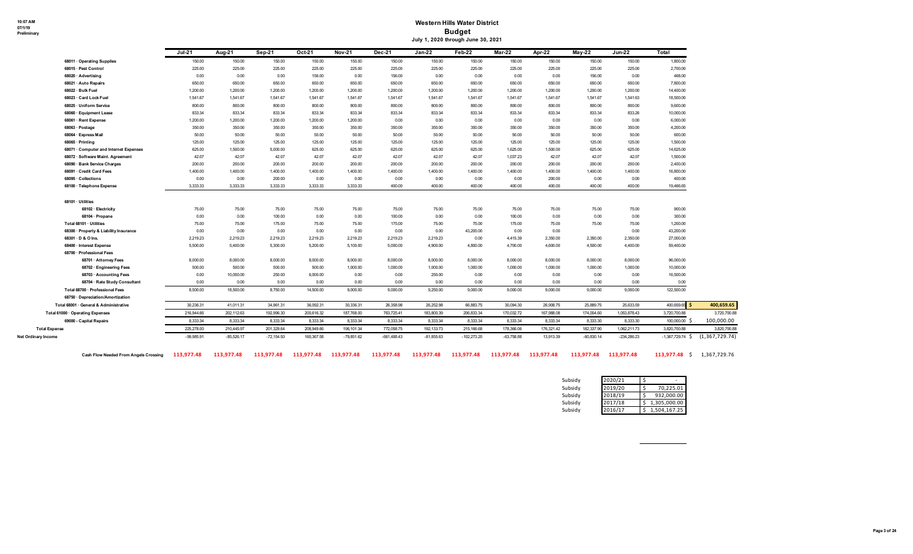10:07 AM
07/1/19
Preliminary

# Western Hills Water District
## Budget
### July 1, 2020 through June 30, 2021

| | Jul-21 | Aug-21 | Sep-21 | Oct-21 | Nov-21 | Dec-21 | Jan-22 | Feb-22 | Mar-22 | Apr-22 | May-22 | Jun-22 | Total | |
|---|---|---|---|---|---|---|---|---|---|---|---|---|---|---|
| 68011 · Operating Supplies | 150.00 | 150.00 | 150.00 | 150.00 | 150.00 | 150.00 | 150.00 | 150.00 | 150.00 | 150.00 | 150.00 | 150.00 | 1,800.00 | |
| 68015 · Pest Control | 225.00 | 225.00 | 225.00 | 225.00 | 225.00 | 225.00 | 225.00 | 225.00 | 225.00 | 225.00 | 225.00 | 225.00 | 2,700.00 | |
| 68020 · Advertising | 0.00 | 0.00 | 0.00 | 156.00 | 0.00 | 156.00 | 0.00 | 0.00 | 0.00 | 0.00 | 156.00 | 0.00 | 468.00 | |
| 68021 · Auto Repairs | 650.00 | 650.00 | 650.00 | 650.00 | 650.00 | 650.00 | 650.00 | 650.00 | 650.00 | 650.00 | 650.00 | 650.00 | 7,800.00 | |
| 68022 · Bulk Fuel | 1,200.00 | 1,200.00 | 1,200.00 | 1,200.00 | 1,200.00 | 1,200.00 | 1,200.00 | 1,200.00 | 1,200.00 | 1,200.00 | 1,200.00 | 1,200.00 | 14,400.00 | |
| 68023 · Card Lock Fuel | 1,541.67 | 1,541.67 | 1,541.67 | 1,541.67 | 1,541.67 | 1,541.67 | 1,541.67 | 1,541.67 | 1,541.67 | 1,541.67 | 1,541.67 | 1,541.63 | 18,500.00 | |
| 68025 · Uniform Service | 800.00 | 800.00 | 800.00 | 800.00 | 800.00 | 800.00 | 800.00 | 800.00 | 800.00 | 800.00 | 800.00 | 800.00 | 9,600.00 | |
| 68060 · Equipment Lease | 833.34 | 833.34 | 833.34 | 833.34 | 833.34 | 833.34 | 833.34 | 833.34 | 833.34 | 833.34 | 833.34 | 833.26 | 10,000.00 | |
| 68061 · Rent Expense | 1,200.00 | 1,200.00 | 1,200.00 | 1,200.00 | 1,200.00 | 0.00 | 0.00 | 0.00 | 0.00 | 0.00 | 0.00 | 0.00 | 6,000.00 | |
| 68063 · Postage | 350.00 | 350.00 | 350.00 | 350.00 | 350.00 | 350.00 | 350.00 | 350.00 | 350.00 | 350.00 | 350.00 | 350.00 | 4,200.00 | |
| 68064 · Express Mail | 50.00 | 50.00 | 50.00 | 50.00 | 50.00 | 50.00 | 50.00 | 50.00 | 50.00 | 50.00 | 50.00 | 50.00 | 600.00 | |
| 68065 · Printing | 125.00 | 125.00 | 125.00 | 125.00 | 125.00 | 125.00 | 125.00 | 125.00 | 125.00 | 125.00 | 125.00 | 125.00 | 1,500.00 | |
| 68071 · Computer and Internet Expenses | 625.00 | 1,500.00 | 5,000.00 | 625.00 | 625.00 | 625.00 | 625.00 | 625.00 | 1,625.00 | 1,500.00 | 625.00 | 625.00 | 14,625.00 | |
| 68072 · Software Maint. Agreement | 42.07 | 42.07 | 42.07 | 42.07 | 42.07 | 42.07 | 42.07 | 42.07 | 1,037.23 | 42.07 | 42.07 | 42.07 | 1,500.00 | |
| 68090 · Bank Service Charges | 200.00 | 200.00 | 200.00 | 200.00 | 200.00 | 200.00 | 200.00 | 200.00 | 200.00 | 200.00 | 200.00 | 200.00 | 2,400.00 | |
| 68091 · Credit Card Fees | 1,400.00 | 1,400.00 | 1,400.00 | 1,400.00 | 1,400.00 | 1,400.00 | 1,400.00 | 1,400.00 | 1,400.00 | 1,400.00 | 1,400.00 | 1,400.00 | 16,800.00 | |
| 68095 · Collections | 0.00 | 0.00 | 200.00 | 0.00 | 0.00 | 0.00 | 0.00 | 0.00 | 0.00 | 200.00 | 0.00 | 0.00 | 400.00 | |
| 68100 · Telephone Expense | 3,333.33 | 3,333.33 | 3,333.33 | 3,333.33 | 3,333.33 | 400.00 | 400.00 | 400.00 | 400.00 | 400.00 | 400.00 | 400.00 | 19,466.65 | |
| 68101 · Utilities | | | | | | | | | | | | | | |
| 68102 · Electricity | 75.00 | 75.00 | 75.00 | 75.00 | 75.00 | 75.00 | 75.00 | 75.00 | 75.00 | 75.00 | 75.00 | 75.00 | 900.00 | |
| 68104 · Propane | 0.00 | 0.00 | 100.00 | 0.00 | 0.00 | 100.00 | 0.00 | 0.00 | 100.00 | 0.00 | 0.00 | 0.00 | 300.00 | |
| Total 68101 · Utilities | 75.00 | 75.00 | 175.00 | 75.00 | 75.00 | 175.00 | 75.00 | 75.00 | 175.00 | 75.00 | 75.00 | 75.00 | 1,200.00 | |
| 68300 · Property & Liability Insurance | 0.00 | 0.00 | 0.00 | 0.00 | 0.00 | 0.00 | 0.00 | 43,200.00 | 0.00 | 0.00 | | 0.00 | 43,200.00 | |
| 68301 · D & O Ins. | 2,219.23 | 2,219.23 | 2,219.23 | 2,219.23 | 2,219.23 | 2,219.23 | 2,219.23 | 0.00 | 4,415.39 | 2,350.00 | 2,350.00 | 2,350.00 | 27,000.00 | |
| 68400 · Interest Expense | 5,500.00 | 5,400.00 | 5,300.00 | 5,200.00 | 5,100.00 | 5,000.00 | 4,900.00 | 4,800.00 | 4,700.00 | 4,600.00 | 4,500.00 | 4,400.00 | 59,400.00 | |
| 68700 · Professional Fees | | | | | | | | | | | | | | |
| 68701 · Attorney Fees | 8,000.00 | 8,000.00 | 8,000.00 | 8,000.00 | 8,000.00 | 8,000.00 | 8,000.00 | 8,000.00 | 8,000.00 | 8,000.00 | 8,000.00 | 8,000.00 | 96,000.00 | |
| 68702 · Engineering Fees | 500.00 | 500.00 | 500.00 | 500.00 | 1,000.00 | 1,000.00 | 1,000.00 | 1,000.00 | 1,000.00 | 1,000.00 | 1,000.00 | 1,000.00 | 10,000.00 | |
| 68703 · Accounting Fees | 0.00 | 10,000.00 | 250.00 | 6,000.00 | 0.00 | 0.00 | 250.00 | 0.00 | 0.00 | 0.00 | 0.00 | 0.00 | 16,500.00 | |
| 68704 · Rate Study Consultant | 0.00 | 0.00 | 0.00 | 0.00 | 0.00 | 0.00 | 0.00 | 0.00 | 0.00 | 0.00 | 0.00 | 0.00 | 0.00 | |
| Total 68700 · Professional Fees | 8,500.00 | 18,500.00 | 8,750.00 | 14,500.00 | 9,000.00 | 9,000.00 | 9,250.00 | 9,000.00 | 9,000.00 | 9,000.00 | 9,000.00 | 9,000.00 | 122,500.00 | |
| 68750 · Depreciation/Amortization | | | | | | | | | | | | | | |
| Total 68001 · General & Administrative | 30,236.31 | 41,011.31 | 34,961.31 | 36,092.31 | 30,336.31 | 26,358.98 | 26,252.98 | 66,883.75 | 30,094.30 | 26,908.75 | 25,889.75 | 25,633.59 | 400,659.65 | $ 400,659.65 |
| Total 61000 · Operating Expenses | 216,944.66 | 202,112.63 | 192,996.30 | 200,616.32 | 187,768.00 | 763,725.41 | 183,800.39 | 206,833.34 | 170,032.72 | 167,988.08 | 174,004.60 | 1,053,878.43 | 3,720,700.88 | 3,720,700.88 |
| 69000 · Capital Repairs | 8,333.34 | 8,333.34 | 8,333.34 | 8,333.34 | 8,333.34 | 8,333.34 | 8,333.34 | 8,333.34 | 8,333.34 | 8,333.34 | 8,333.30 | 8,333.30 | 100,000.00 | $ 100,000.00 |
| Total Expense | 225,278.00 | 210,445.97 | 201,329.64 | 208,949.66 | 196,101.34 | 772,058.75 | 192,133.73 | 215,166.68 | 178,366.06 | 176,321.42 | 182,337.90 | 1,062,211.73 | 3,820,700.88 | 3,820,700.88 |
| Net Ordinary Income | -99,985.91 | -85,526.17 | -72,154.50 | 160,367.58 | -79,851.62 | -661,488.43 | -81,855.63 | -102,273.20 | -63,758.88 | 13,913.39 | -60,830.14 | -234,286.23 | -1,367,729.74 | $ (1,367,729.74) |
| Cash Flow Needed From Angels Crossing | 113,977.48 | 113,977.48 | 113,977.48 | 113,977.48 | 113,977.48 | 113,977.48 | 113,977.48 | 113,977.48 | 113,977.48 | 113,977.48 | 113,977.48 | 113,977.48 | 113,977.48 | $ 1,367,729.76 |

| | Year | Amount |
|---|---|---|
| Subsidy | 2020/21 | $ - |
| Subsidy | 2019/20 | $ 70,225.01 |
| Subsidy | 2018/19 | $ 932,000.00 |
| Subsidy | 2017/18 | $ 1,305,000.00 |
| Subsidy | 2016/17 | $ 1,504,167.25 |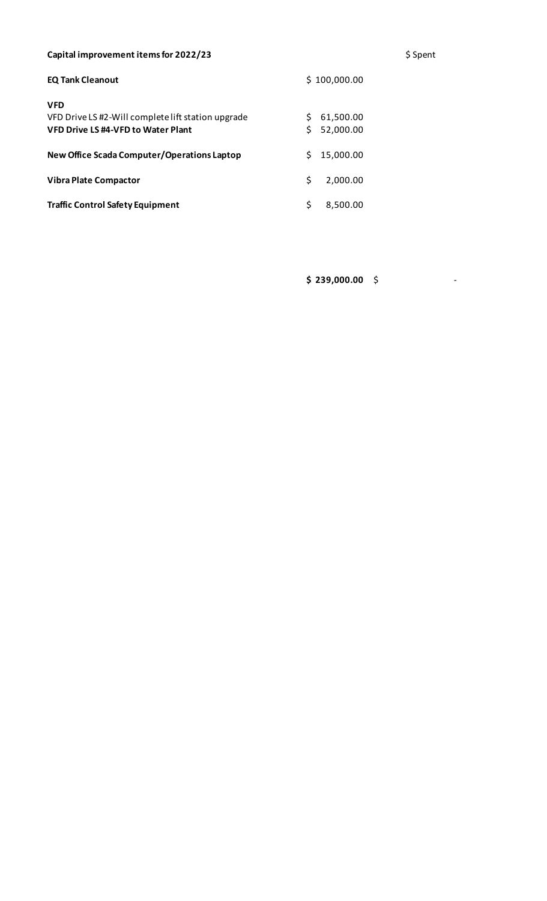| **Capital improvement items for 2022/23** | | $ Spent |
|---|---|---|
| **EQ Tank Cleanout** | $ 100,000.00 | |
| **VFD** | | |
| VFD Drive LS #2-Will complete lift station upgrade | $ 61,500.00 | |
| **VFD Drive LS #4-VFD to Water Plant** | $ 52,000.00 | |
| **New Office Scada Computer/Operations Laptop** | $ 15,000.00 | |
| **Vibra Plate Compactor** | $ 2,000.00 | |
| **Traffic Control Safety Equipment** | $ 8,500.00 | |
| | **$ 239,000.00** | $ - |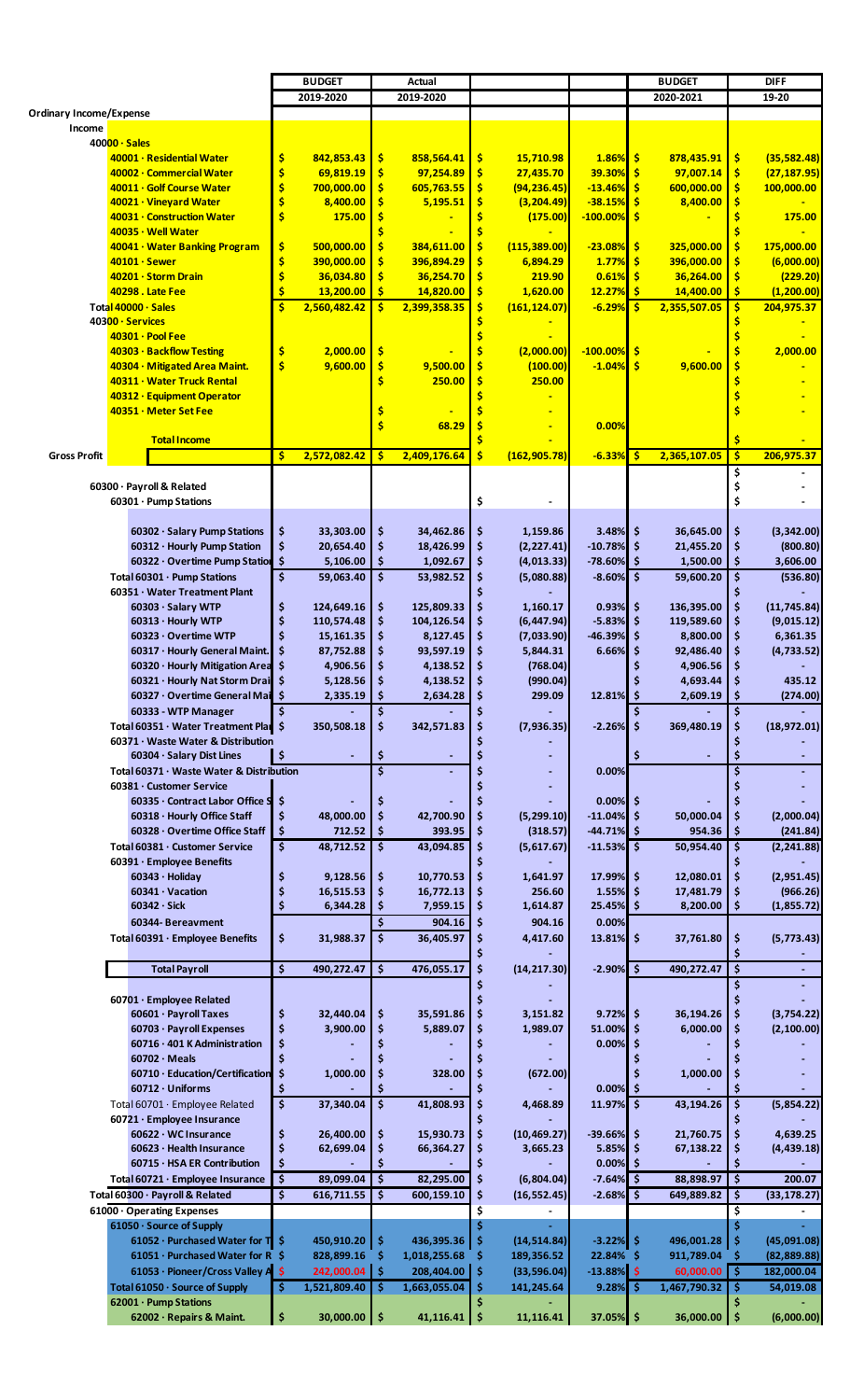| | BUDGET | Actual | | | BUDGET | DIFF |
|---|---|---|---|---|---|---|
| | 2019-2020 | 2019-2020 | | | 2020-2021 | 19-20 |
| **Ordinary Income/Expense** | | | | | | |
| **Income** | | | | | | |
| **40000 · Sales** | | | | | | |
| 40001 · Residential Water | $ 842,853.43 | $ 858,564.41 | $ 15,710.98 | 1.86% | $ 878,435.91 | $ (35,582.48) |
| 40002 · Commercial Water | $ 69,819.19 | $ 97,254.89 | $ 27,435.70 | 39.30% | $ 97,007.14 | $ (27,187.95) |
| 40011 · Golf Course Water | $ 700,000.00 | $ 605,763.55 | $ (94,236.45) | -13.46% | $ 600,000.00 | $ 100,000.00 |
| 40021 · Vineyard Water | $ 8,400.00 | $ 5,195.51 | $ (3,204.49) | -38.15% | $ 8,400.00 | $ - |
| 40031 · Construction Water | $ 175.00 | $ - | $ (175.00) | -100.00% | $ - | $ 175.00 |
| 40035 · Well Water | | $ - | $ - | | | $ - |
| 40041 · Water Banking Program | $ 500,000.00 | $ 384,611.00 | $ (115,389.00) | -23.08% | $ 325,000.00 | $ 175,000.00 |
| 40101 · Sewer | $ 390,000.00 | $ 396,894.29 | $ 6,894.29 | 1.77% | $ 396,000.00 | $ (6,000.00) |
| 40201 · Storm Drain | $ 36,034.80 | $ 36,254.70 | $ 219.90 | 0.61% | $ 36,264.00 | $ (229.20) |
| 40298 . Late Fee | $ 13,200.00 | $ 14,820.00 | $ 1,620.00 | 12.27% | $ 14,400.00 | $ (1,200.00) |
| **Total 40000 · Sales** | $ 2,560,482.42 | $ 2,399,358.35 | $ (161,124.07) | -6.29% | $ 2,355,507.05 | $ 204,975.37 |
| **40300 · Services** | | | $ - | | | $ - |
| 40301 · Pool Fee | | | $ - | | | $ - |
| 40303 · Backflow Testing | $ 2,000.00 | $ - | $ (2,000.00) | -100.00% | $ - | $ 2,000.00 |
| 40304 · Mitigated Area Maint. | $ 9,600.00 | $ 9,500.00 | $ (100.00) | -1.04% | $ 9,600.00 | $ - |
| 40311 · Water Truck Rental | | $ 250.00 | $ 250.00 | | | $ - |
| 40312 · Equipment Operator | | | $ - | | | $ - |
| 40351 · Meter Set Fee | | $ - | $ - | | | $ - |
| | | $ 68.29 | $ - | 0.00% | | |
| **Total Income** | | | $ - | | | $ - |
| **Gross Profit** | $ 2,572,082.42 | $ 2,409,176.64 | $ (162,905.78) | -6.33% | $ 2,365,107.05 | $ 206,975.37 |
| | | | | | | $ - |
| **60300 · Payroll & Related** | | | | | | $ - |
| **60301 · Pump Stations** | | | $ - | | | $ - |
| 60302 · Salary Pump Stations | $ 33,303.00 | $ 34,462.86 | $ 1,159.86 | 3.48% | $ 36,645.00 | $ (3,342.00) |
| 60312 · Hourly Pump Station | $ 20,654.40 | $ 18,426.99 | $ (2,227.41) | -10.78% | $ 21,455.20 | $ (800.80) |
| 60322 · Overtime Pump Station | $ 5,106.00 | $ 1,092.67 | $ (4,013.33) | -78.60% | $ 1,500.00 | $ 3,606.00 |
| **Total 60301 · Pump Stations** | $ 59,063.40 | $ 53,982.52 | $ (5,080.88) | -8.60% | $ 59,600.20 | $ (536.80) |
| **60351 · Water Treatment Plant** | | | $ - | | | $ - |
| 60303 · Salary WTP | $ 124,649.16 | $ 125,809.33 | $ 1,160.17 | 0.93% | $ 136,395.00 | $ (11,745.84) |
| 60313 · Hourly WTP | $ 110,574.48 | $ 104,126.54 | $ (6,447.94) | -5.83% | $ 119,589.60 | $ (9,015.12) |
| 60323 · Overtime WTP | $ 15,161.35 | $ 8,127.45 | $ (7,033.90) | -46.39% | $ 8,800.00 | $ 6,361.35 |
| 60317 · Hourly General Maint. | $ 87,752.88 | $ 93,597.19 | $ 5,844.31 | 6.66% | $ 92,486.40 | $ (4,733.52) |
| 60320 · Hourly Mitigation Area | $ 4,906.56 | $ 4,138.52 | $ (768.04) | | $ 4,906.56 | $ - |
| 60321 · Hourly Nat Storm Drain | $ 5,128.56 | $ 4,138.52 | $ (990.04) | | $ 4,693.44 | $ 435.12 |
| 60327 · Overtime General Maint | $ 2,335.19 | $ 2,634.28 | $ 299.09 | 12.81% | $ 2,609.19 | $ (274.00) |
| 60333 · WTP Manager | $ - | $ - | $ - | | $ - | $ - |
| **Total 60351 · Water Treatment Plant** | $ 350,508.18 | $ 342,571.83 | $ (7,936.35) | -2.26% | $ 369,480.19 | $ (18,972.01) |
| **60371 · Waste Water & Distribution** | | | $ - | | | $ - |
| 60304 · Salary Dist Lines | $ - | $ - | $ - | | $ - | $ - |
| **Total 60371 · Waste Water & Distribution** | | $ - | $ - | 0.00% | | $ - |
| **60381 · Customer Service** | | | $ - | | | $ - |
| 60335 · Contract Labor Office S | $ - | $ - | $ - | 0.00% | $ - | $ - |
| 60318 · Hourly Office Staff | $ 48,000.00 | $ 42,700.90 | $ (5,299.10) | -11.04% | $ 50,000.04 | $ (2,000.04) |
| 60328 · Overtime Office Staff | $ 712.52 | $ 393.95 | $ (318.57) | -44.71% | $ 954.36 | $ (241.84) |
| **Total 60381 · Customer Service** | $ 48,712.52 | $ 43,094.85 | $ (5,617.67) | -11.53% | $ 50,954.40 | $ (2,241.88) |
| **60391 · Employee Benefits** | | | $ - | | | $ - |
| 60343 · Holiday | $ 9,128.56 | $ 10,770.53 | $ 1,641.97 | 17.99% | $ 12,080.01 | $ (2,951.45) |
| 60341 · Vacation | $ 16,515.53 | $ 16,772.13 | $ 256.60 | 1.55% | $ 17,481.79 | $ (966.26) |
| 60342 · Sick | $ 6,344.28 | $ 7,959.15 | $ 1,614.87 | 25.45% | $ 8,200.00 | $ (1,855.72) |
| 60344- Bereavment | | $ 904.16 | $ 904.16 | 0.00% | | |
| **Total 60391 · Employee Benefits** | $ 31,988.37 | $ 36,405.97 | $ 4,417.60 | 13.81% | $ 37,761.80 | $ (5,773.43) |
| | | | $ - | | | $ - |
| **Total Payroll** | $ 490,272.47 | $ 476,055.17 | $ (14,217.30) | -2.90% | $ 490,272.47 | $ - |
| | | | $ - | | | $ - |
| **60701 · Employee Related** | | | $ - | | | $ - |
| 60601 · Payroll Taxes | $ 32,440.04 | $ 35,591.86 | $ 3,151.82 | 9.72% | $ 36,194.26 | $ (3,754.22) |
| 60703 · Payroll Expenses | $ 3,900.00 | $ 5,889.07 | $ 1,989.07 | 51.00% | $ 6,000.00 | $ (2,100.00) |
| 60716 · 401 K Administration | $ - | $ - | $ - | 0.00% | $ - | $ - |
| 60702 · Meals | $ - | $ - | $ - | | $ - | $ - |
| 60710 · Education/Certification | $ 1,000.00 | $ 328.00 | $ (672.00) | | $ 1,000.00 | $ - |
| 60712 · Uniforms | $ - | $ - | $ - | 0.00% | $ - | $ - |
| Total 60701 · Employee Related | $ 37,340.04 | $ 41,808.93 | $ 4,468.89 | 11.97% | $ 43,194.26 | $ (5,854.22) |
| **60721 · Employee Insurance** | | | $ - | | | $ - |
| 60622 · WC Insurance | $ 26,400.00 | $ 15,930.73 | $ (10,469.27) | -39.66% | $ 21,760.75 | $ 4,639.25 |
| 60623 · Health Insurance | $ 62,699.04 | $ 66,364.27 | $ 3,665.23 | 5.85% | $ 67,138.22 | $ (4,439.18) |
| 60715 · HSA ER Contribution | $ - | $ - | $ - | 0.00% | $ - | $ - |
| **Total 60721 · Employee Insurance** | $ 89,099.04 | $ 82,295.00 | $ (6,804.04) | -7.64% | $ 88,898.97 | $ 200.07 |
| **Total 60300 · Payroll & Related** | $ 616,711.55 | $ 600,159.10 | $ (16,552.45) | -2.68% | $ 649,889.82 | $ (33,178.27) |
| **61000 · Operating Expenses** | | | $ - | | | $ - |
| **61050 · Source of Supply** | | | $ - | | | $ - |
| 61052 · Purchased Water for T | $ 450,910.20 | $ 436,395.36 | $ (14,514.84) | -3.22% | $ 496,001.28 | $ (45,091.08) |
| 61051 · Purchased Water for R | $ 828,899.16 | $ 1,018,255.68 | $ 189,356.52 | 22.84% | $ 911,789.04 | $ (82,889.88) |
| 61053 · Pioneer/Cross Valley A | $ 242,000.04 | $ 208,404.00 | $ (33,596.04) | -13.88% | $ 60,000.00 | $ 182,000.04 |
| **Total 61050 · Source of Supply** | $ 1,521,809.40 | $ 1,663,055.04 | $ 141,245.64 | 9.28% | $ 1,467,790.32 | $ 54,019.08 |
| **62001 · Pump Stations** | | | $ - | | | $ - |
| 62002 · Repairs & Maint. | $ 30,000.00 | $ 41,116.41 | $ 11,116.41 | 37.05% | $ 36,000.00 | $ (6,000.00) |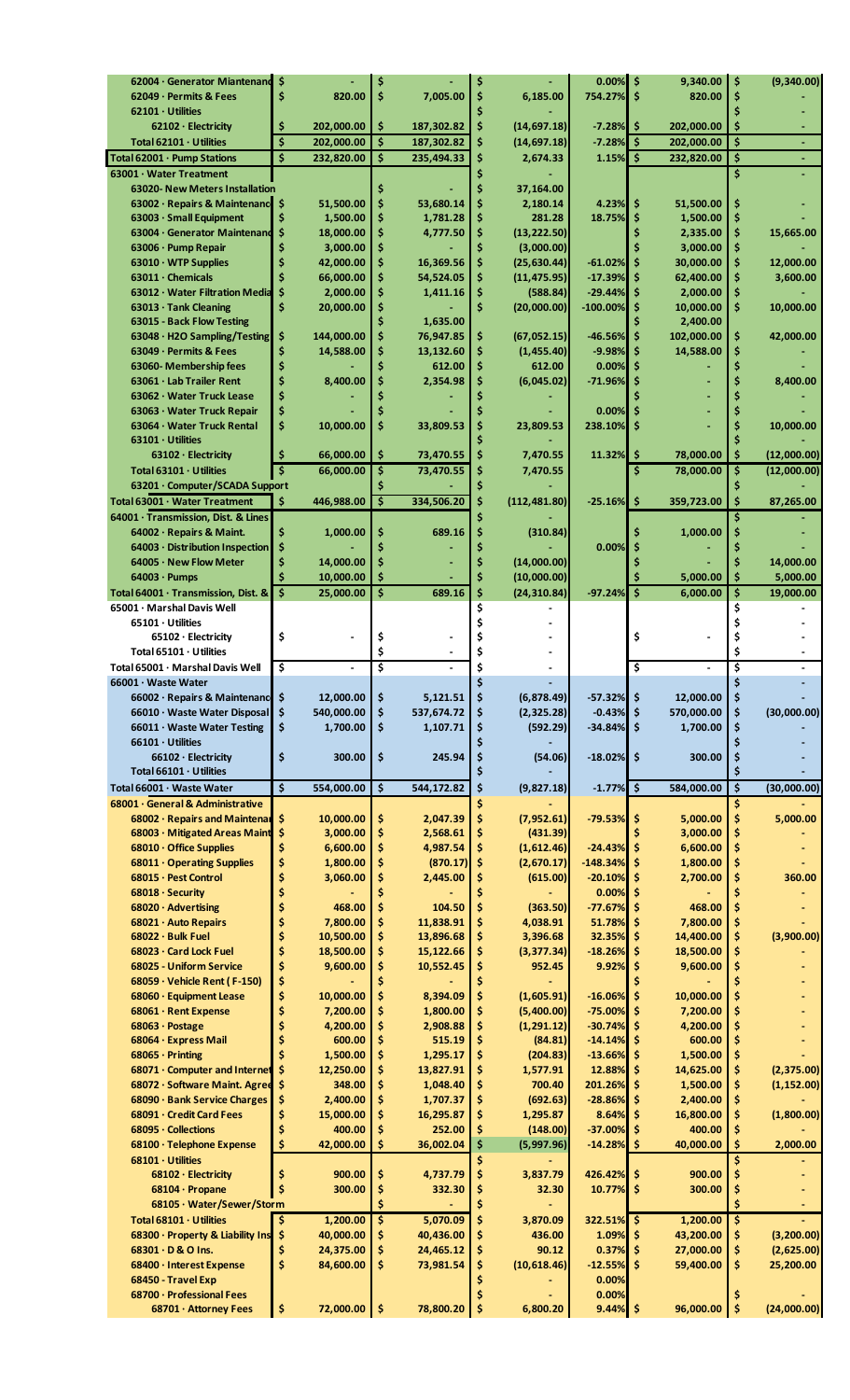| Account | Budget | Actual | $ Over/(Under) | % | Proposed Budget | Change |
|---|---|---|---|---|---|---|
| 62004 · Generator Maintenance | $ - | $ - | $ - | 0.00% | $ 9,340.00 | $ (9,340.00) |
| 62049 · Permits & Fees | $ 820.00 | $ 7,005.00 | $ 6,185.00 | 754.27% | $ 820.00 | $ - |
| 62101 · Utilities | | | | | | $ - |
| 62102 · Electricity | $ 202,000.00 | $ 187,302.82 | $ (14,697.18) | -7.28% | $ 202,000.00 | $ - |
| Total 62101 · Utilities | $ 202,000.00 | $ 187,302.82 | $ (14,697.18) | -7.28% | $ 202,000.00 | $ - |
| Total 62001 · Pump Stations | $ 232,820.00 | $ 235,494.33 | $ 2,674.33 | 1.15% | $ 232,820.00 | $ - |
| 63001 · Water Treatment | | | $ - | | | $ - |
| 63020- New Meters Installation | | $ | $ 37,164.00 | | | |
| 63002 · Repairs & Maintenance | $ 51,500.00 | $ 53,680.14 | $ 2,180.14 | 4.23% | $ 51,500.00 | $ - |
| 63003 · Small Equipment | $ 1,500.00 | $ 1,781.28 | $ 281.28 | 18.75% | $ 1,500.00 | $ - |
| 63004 · Generator Maintenance | $ 18,000.00 | $ 4,777.50 | $ (13,222.50) | | $ 2,335.00 | $ 15,665.00 |
| 63006 · Pump Repair | $ 3,000.00 | $ - | $ (3,000.00) | | $ 3,000.00 | $ - |
| 63010 · WTP Supplies | $ 42,000.00 | $ 16,369.56 | $ (25,630.44) | -61.02% | $ 30,000.00 | $ 12,000.00 |
| 63011 · Chemicals | $ 66,000.00 | $ 54,524.05 | $ (11,475.95) | -17.39% | $ 62,400.00 | $ 3,600.00 |
| 63012 · Water Filtration Media | $ 2,000.00 | $ 1,411.16 | $ (588.84) | -29.44% | $ 2,000.00 | $ - |
| 63013 · Tank Cleaning | $ 20,000.00 | $ - | $ (20,000.00) | -100.00% | $ 10,000.00 | $ 10,000.00 |
| 63015 · Back Flow Testing | | $ 1,635.00 | | | $ 2,400.00 | |
| 63048 · H2O Sampling/Testing | $ 144,000.00 | $ 76,947.85 | $ (67,052.15) | -46.56% | $ 102,000.00 | $ 42,000.00 |
| 63049 · Permits & Fees | $ 14,588.00 | $ 13,132.60 | $ (1,455.40) | -9.98% | $ 14,588.00 | $ - |
| 63060- Membership fees | $ - | $ 612.00 | $ 612.00 | 0.00% | $ - | $ - |
| 63061 · Lab Trailer Rent | $ 8,400.00 | $ 2,354.98 | $ (6,045.02) | -71.96% | $ - | $ 8,400.00 |
| 63062 · Water Truck Lease | $ - | $ - | $ - | | $ - | $ - |
| 63063 · Water Truck Repair | $ - | $ - | $ - | 0.00% | $ - | $ - |
| 63064 · Water Truck Rental | $ 10,000.00 | $ 33,809.53 | $ 23,809.53 | 238.10% | $ - | $ 10,000.00 |
| 63101 · Utilities | | | $ - | | | $ - |
| 63102 · Electricity | $ 66,000.00 | $ 73,470.55 | $ 7,470.55 | 11.32% | $ 78,000.00 | $ (12,000.00) |
| Total 63101 · Utilities | $ 66,000.00 | $ 73,470.55 | $ 7,470.55 | | $ 78,000.00 | $ (12,000.00) |
| 63201 · Computer/SCADA Support | | $ - | $ - | | | $ - |
| Total 63001 · Water Treatment | $ 446,988.00 | $ 334,506.20 | $ (112,481.80) | -25.16% | $ 359,723.00 | $ 87,265.00 |
| 64001 · Transmission, Dist. & Lines | | | $ - | | | $ - |
| 64002 · Repairs & Maint. | $ 1,000.00 | $ 689.16 | $ (310.84) | | $ 1,000.00 | $ - |
| 64003 · Distribution Inspection | $ - | $ - | $ - | 0.00% | $ - | $ - |
| 64005 · New Flow Meter | $ 14,000.00 | $ - | $ (14,000.00) | | $ - | $ 14,000.00 |
| 64003 · Pumps | $ 10,000.00 | $ - | $ (10,000.00) | | $ 5,000.00 | $ 5,000.00 |
| Total 64001 · Transmission, Dist. & | $ 25,000.00 | $ 689.16 | $ (24,310.84) | -97.24% | $ 6,000.00 | $ 19,000.00 |
| 65001 · Marshal Davis Well | | | $ - | | | $ - |
| 65101 · Utilities | | | $ - | | | $ - |
| 65102 · Electricity | $ - | $ - | $ - | | $ - | $ - |
| Total 65101 · Utilities | | $ - | $ - | | | $ - |
| Total 65001 · Marshal Davis Well | $ - | $ - | $ - | | $ - | $ - |
| 66001 · Waste Water | | | $ - | | | $ - |
| 66002 · Repairs & Maintenance | $ 12,000.00 | $ 5,121.51 | $ (6,878.49) | -57.32% | $ 12,000.00 | $ - |
| 66010 · Waste Water Disposal | $ 540,000.00 | $ 537,674.72 | $ (2,325.28) | -0.43% | $ 570,000.00 | $ (30,000.00) |
| 66011 · Waste Water Testing | $ 1,700.00 | $ 1,107.71 | $ (592.29) | -34.84% | $ 1,700.00 | $ - |
| 66101 · Utilities | | | $ - | | | $ - |
| 66102 · Electricity | $ 300.00 | $ 245.94 | $ (54.06) | -18.02% | $ 300.00 | $ - |
| Total 66101 · Utilities | | | $ - | | | $ - |
| Total 66001 · Waste Water | $ 554,000.00 | $ 544,172.82 | $ (9,827.18) | -1.77% | $ 584,000.00 | $ (30,000.00) |
| 68001 · General & Administrative | | | $ - | | | $ - |
| 68002 · Repairs and Maintenance | $ 10,000.00 | $ 2,047.39 | $ (7,952.61) | -79.53% | $ 5,000.00 | $ 5,000.00 |
| 68003 · Mitigated Areas Maint | $ 3,000.00 | $ 2,568.61 | $ (431.39) | | $ 3,000.00 | $ - |
| 68010 · Office Supplies | $ 6,600.00 | $ 4,987.54 | $ (1,612.46) | -24.43% | $ 6,600.00 | $ - |
| 68011 · Operating Supplies | $ 1,800.00 | $ (870.17) | $ (2,670.17) | -148.34% | $ 1,800.00 | $ - |
| 68015 · Pest Control | $ 3,060.00 | $ 2,445.00 | $ (615.00) | -20.10% | $ 2,700.00 | $ 360.00 |
| 68018 · Security | $ - | $ - | $ - | 0.00% | $ - | $ - |
| 68020 · Advertising | $ 468.00 | $ 104.50 | $ (363.50) | -77.67% | $ 468.00 | $ - |
| 68021 · Auto Repairs | $ 7,800.00 | $ 11,838.91 | $ 4,038.91 | 51.78% | $ 7,800.00 | $ - |
| 68022 · Bulk Fuel | $ 10,500.00 | $ 13,896.68 | $ 3,396.68 | 32.35% | $ 14,400.00 | $ (3,900.00) |
| 68023 · Card Lock Fuel | $ 18,500.00 | $ 15,122.66 | $ (3,377.34) | -18.26% | $ 18,500.00 | $ - |
| 68025 · Uniform Service | $ 9,600.00 | $ 10,552.45 | $ 952.45 | 9.92% | $ 9,600.00 | $ - |
| 68059 · Vehicle Rent ( F-150) | $ - | $ - | $ - | | $ - | $ - |
| 68060 · Equipment Lease | $ 10,000.00 | $ 8,394.09 | $ (1,605.91) | -16.06% | $ 10,000.00 | $ - |
| 68061 · Rent Expense | $ 7,200.00 | $ 1,800.00 | $ (5,400.00) | -75.00% | $ 7,200.00 | $ - |
| 68063 · Postage | $ 4,200.00 | $ 2,908.88 | $ (1,291.12) | -30.74% | $ 4,200.00 | $ - |
| 68064 · Express Mail | $ 600.00 | $ 515.19 | $ (84.81) | -14.14% | $ 600.00 | $ - |
| 68065 · Printing | $ 1,500.00 | $ 1,295.17 | $ (204.83) | -13.66% | $ 1,500.00 | $ - |
| 68071 · Computer and Internet | $ 12,250.00 | $ 13,827.91 | $ 1,577.91 | 12.88% | $ 14,625.00 | $ (2,375.00) |
| 68072 · Software Maint. Agree | $ 348.00 | $ 1,048.40 | $ 700.40 | 201.26% | $ 1,500.00 | $ (1,152.00) |
| 68090 · Bank Service Charges | $ 2,400.00 | $ 1,707.37 | $ (692.63) | -28.86% | $ 2,400.00 | $ - |
| 68091 · Credit Card Fees | $ 15,000.00 | $ 16,295.87 | $ 1,295.87 | 8.64% | $ 16,800.00 | $ (1,800.00) |
| 68095 · Collections | $ 400.00 | $ 252.00 | $ (148.00) | -37.00% | $ 400.00 | $ - |
| 68100 · Telephone Expense | $ 42,000.00 | $ 36,002.04 | $ (5,997.96) | -14.28% | $ 40,000.00 | $ 2,000.00 |
| 68101 · Utilities | | | $ - | | | $ - |
| 68102 · Electricity | $ 900.00 | $ 4,737.79 | $ 3,837.79 | 426.42% | $ 900.00 | $ - |
| 68104 · Propane | $ 300.00 | $ 332.30 | $ 32.30 | 10.77% | $ 300.00 | $ - |
| 68105 · Water/Sewer/Storm | | $ - | $ - | | | $ - |
| Total 68101 · Utilities | $ 1,200.00 | $ 5,070.09 | $ 3,870.09 | 322.51% | $ 1,200.00 | $ - |
| 68300 · Property & Liability Ins | $ 40,000.00 | $ 40,436.00 | $ 436.00 | 1.09% | $ 43,200.00 | $ (3,200.00) |
| 68301 · D & O Ins. | $ 24,375.00 | $ 24,465.12 | $ 90.12 | 0.37% | $ 27,000.00 | $ (2,625.00) |
| 68400 · Interest Expense | $ 84,600.00 | $ 73,981.54 | $ (10,618.46) | -12.55% | $ 59,400.00 | $ 25,200.00 |
| 68450 · Travel Exp | | | $ - | 0.00% | | |
| 68700 · Professional Fees | | | $ - | 0.00% | | $ - |
| 68701 · Attorney Fees | $ 72,000.00 | $ 78,800.20 | $ 6,800.20 | 9.44% | $ 96,000.00 | $ (24,000.00) |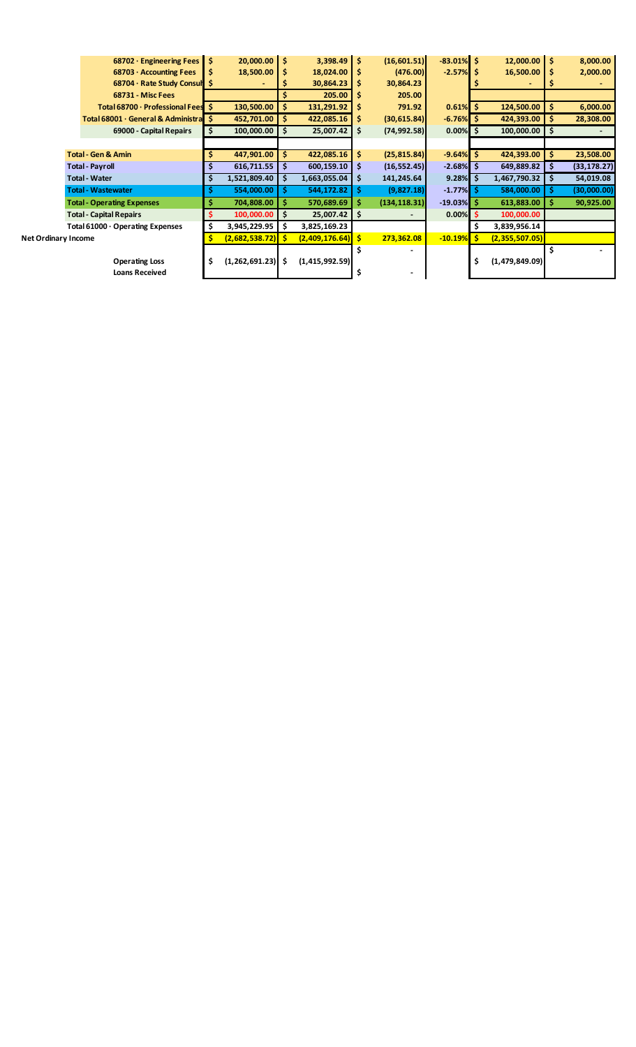| | | | | | | |
|---|---|---|---|---|---|---|
| 68702 · Engineering Fees | $ 20,000.00 | $ 3,398.49 | $ (16,601.51) | -83.01% | $ 12,000.00 | $ 8,000.00 |
| 68703 · Accounting Fees | $ 18,500.00 | $ 18,024.00 | $ (476.00) | -2.57% | $ 16,500.00 | $ 2,000.00 |
| 68704 · Rate Study Consul | $ - | $ 30,864.23 | $ 30,864.23 | | $ - | $ - |
| 68731 - Misc Fees | | $ 205.00 | $ 205.00 | | | |
| Total 68700 · Professional Fees | $ 130,500.00 | $ 131,291.92 | $ 791.92 | 0.61% | $ 124,500.00 | $ 6,000.00 |
| Total 68001 · General & Administra | $ 452,701.00 | $ 422,085.16 | $ (30,615.84) | -6.76% | $ 424,393.00 | $ 28,308.00 |
| 69000 - Capital Repairs | $ 100,000.00 | $ 25,007.42 | $ (74,992.58) | 0.00% | $ 100,000.00 | $ - |
| | | | | | | |
| Total - Gen & Amin | $ 447,901.00 | $ 422,085.16 | $ (25,815.84) | -9.64% | $ 424,393.00 | $ 23,508.00 |
| Total - Payroll | $ 616,711.55 | $ 600,159.10 | $ (16,552.45) | -2.68% | $ 649,889.82 | $ (33,178.27) |
| Total - Water | $ 1,521,809.40 | $ 1,663,055.04 | $ 141,245.64 | 9.28% | $ 1,467,790.32 | $ 54,019.08 |
| Total - Wastewater | $ 554,000.00 | $ 544,172.82 | $ (9,827.18) | -1.77% | $ 584,000.00 | $ (30,000.00) |
| Total - Operating Expenses | $ 704,808.00 | $ 570,689.69 | $ (134,118.31) | -19.03% | $ 613,883.00 | $ 90,925.00 |
| Total - Capital Repairs | $ 100,000.00 | $ 25,007.42 | $ - | 0.00% | $ 100,000.00 | |
| Total 61000 · Operating Expenses | $ 3,945,229.95 | $ 3,825,169.23 | | | $ 3,839,956.14 | |
| Net Ordinary Income | $ (2,682,538.72) | $ (2,409,176.64) | $ 273,362.08 | -10.19% | $ (2,355,507.05) | |
| | | | $ - | | | $ - |
| Operating Loss | $ (1,262,691.23) | $ (1,415,992.59) | | | $ (1,479,849.09) | |
| Loans Received | | | $ - | | | |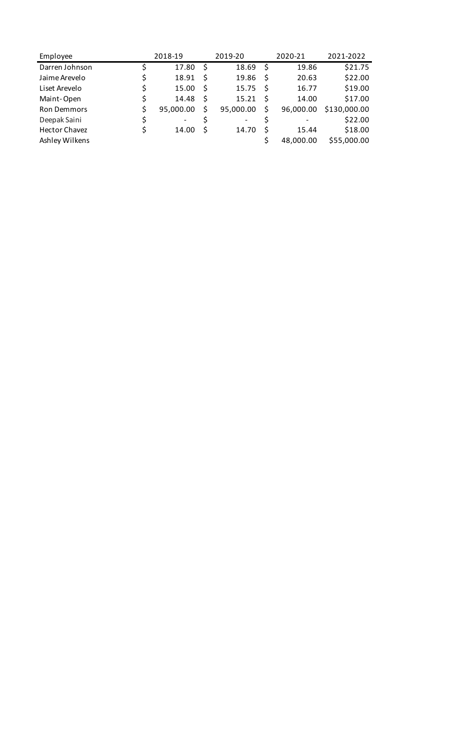| Employee | 2018-19 | 2019-20 | 2020-21 | 2021-2022 |
|---|---|---|---|---|
| Darren Johnson | $ 17.80 | $ 18.69 | $ 19.86 | $21.75 |
| Jaime Arevelo | $ 18.91 | $ 19.86 | $ 20.63 | $22.00 |
| Liset Arevelo | $ 15.00 | $ 15.75 | $ 16.77 | $19.00 |
| Maint-Open | $ 14.48 | $ 15.21 | $ 14.00 | $17.00 |
| Ron Demmors | $ 95,000.00 | $ 95,000.00 | $ 96,000.00 | $130,000.00 |
| Deepak Saini | $ - | $ - | $ - | $22.00 |
| Hector Chavez | $ 14.00 | $ 14.70 | $ 15.44 | $18.00 |
| Ashley Wilkens | | | $ 48,000.00 | $55,000.00 |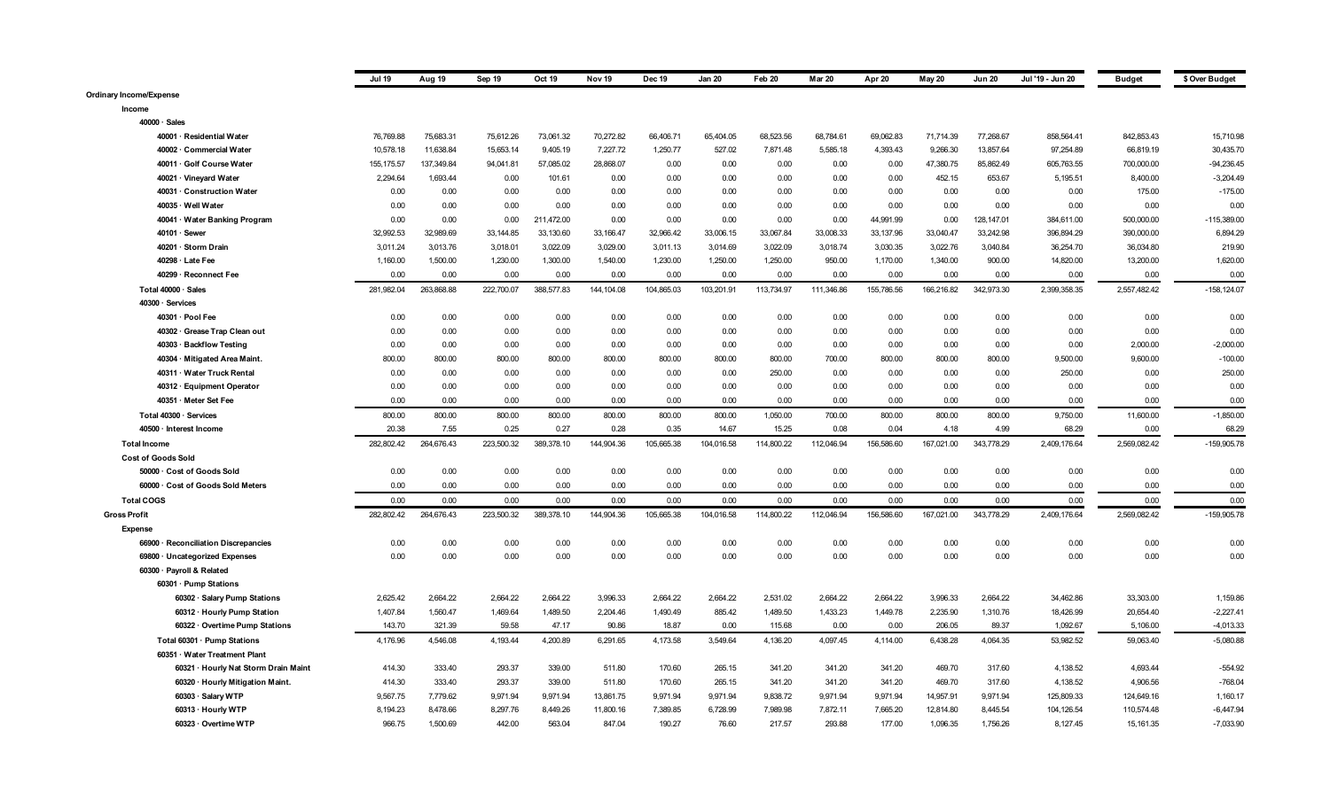| | Jul 19 | Aug 19 | Sep 19 | Oct 19 | Nov 19 | Dec 19 | Jan 20 | Feb 20 | Mar 20 | Apr 20 | May 20 | Jun 20 | Jul '19 - Jun 20 | Budget | $ Over Budget |
|---|---|---|---|---|---|---|---|---|---|---|---|---|---|---|---|
| Ordinary Income/Expense | | | | | | | | | | | | | | | |
| Income | | | | | | | | | | | | | | | |
| 40000 · Sales | | | | | | | | | | | | | | | |
| 40001 · Residential Water | 76,769.88 | 75,683.31 | 75,612.26 | 73,061.32 | 70,272.82 | 66,406.71 | 65,404.05 | 68,523.56 | 68,784.61 | 69,062.83 | 71,714.39 | 77,268.67 | 858,564.41 | 842,853.43 | 15,710.98 |
| 40002 · Commercial Water | 10,578.18 | 11,638.84 | 15,653.14 | 9,405.19 | 7,227.72 | 1,250.77 | 527.02 | 7,871.48 | 5,585.18 | 4,393.43 | 9,266.30 | 13,857.64 | 97,254.89 | 66,819.19 | 30,435.70 |
| 40011 · Golf Course Water | 155,175.57 | 137,349.84 | 94,041.81 | 57,085.02 | 28,868.07 | 0.00 | 0.00 | 0.00 | 0.00 | 0.00 | 47,380.75 | 85,862.49 | 605,763.55 | 700,000.00 | -94,236.45 |
| 40021 · Vineyard Water | 2,294.64 | 1,693.44 | 0.00 | 101.61 | 0.00 | 0.00 | 0.00 | 0.00 | 0.00 | 0.00 | 452.15 | 653.67 | 5,195.51 | 8,400.00 | -3,204.49 |
| 40031 · Construction Water | 0.00 | 0.00 | 0.00 | 0.00 | 0.00 | 0.00 | 0.00 | 0.00 | 0.00 | 0.00 | 0.00 | 0.00 | 0.00 | 175.00 | -175.00 |
| 40035 · Well Water | 0.00 | 0.00 | 0.00 | 0.00 | 0.00 | 0.00 | 0.00 | 0.00 | 0.00 | 0.00 | 0.00 | 0.00 | 0.00 | 0.00 | 0.00 |
| 40041 · Water Banking Program | 0.00 | 0.00 | 0.00 | 211,472.00 | 0.00 | 0.00 | 0.00 | 0.00 | 0.00 | 44,991.99 | 0.00 | 128,147.01 | 384,611.00 | 500,000.00 | -115,389.00 |
| 40101 · Sewer | 32,992.53 | 32,989.69 | 33,144.85 | 33,130.60 | 33,166.47 | 32,966.42 | 33,006.15 | 33,067.84 | 33,008.33 | 33,137.96 | 33,040.47 | 33,242.98 | 396,894.29 | 390,000.00 | 6,894.29 |
| 40201 · Storm Drain | 3,011.24 | 3,013.76 | 3,018.01 | 3,022.09 | 3,029.00 | 3,011.13 | 3,014.69 | 3,022.09 | 3,018.74 | 3,030.35 | 3,022.76 | 3,040.84 | 36,254.70 | 36,034.80 | 219.90 |
| 40298 · Late Fee | 1,160.00 | 1,500.00 | 1,230.00 | 1,300.00 | 1,540.00 | 1,230.00 | 1,250.00 | 1,250.00 | 950.00 | 1,170.00 | 1,340.00 | 900.00 | 14,820.00 | 13,200.00 | 1,620.00 |
| 40299 · Reconnect Fee | 0.00 | 0.00 | 0.00 | 0.00 | 0.00 | 0.00 | 0.00 | 0.00 | 0.00 | 0.00 | 0.00 | 0.00 | 0.00 | 0.00 | 0.00 |
| Total 40000 · Sales | 281,982.04 | 263,868.88 | 222,700.07 | 388,577.83 | 144,104.08 | 104,865.03 | 103,201.91 | 113,734.97 | 111,346.86 | 155,786.56 | 166,216.82 | 342,973.30 | 2,399,358.35 | 2,557,482.42 | -158,124.07 |
| 40300 · Services | | | | | | | | | | | | | | | |
| 40301 · Pool Fee | 0.00 | 0.00 | 0.00 | 0.00 | 0.00 | 0.00 | 0.00 | 0.00 | 0.00 | 0.00 | 0.00 | 0.00 | 0.00 | 0.00 | 0.00 |
| 40302 · Grease Trap Clean out | 0.00 | 0.00 | 0.00 | 0.00 | 0.00 | 0.00 | 0.00 | 0.00 | 0.00 | 0.00 | 0.00 | 0.00 | 0.00 | 0.00 | 0.00 |
| 40303 · Backflow Testing | 0.00 | 0.00 | 0.00 | 0.00 | 0.00 | 0.00 | 0.00 | 0.00 | 0.00 | 0.00 | 0.00 | 0.00 | 0.00 | 2,000.00 | -2,000.00 |
| 40304 · Mitigated Area Maint. | 800.00 | 800.00 | 800.00 | 800.00 | 800.00 | 800.00 | 800.00 | 800.00 | 700.00 | 800.00 | 800.00 | 800.00 | 9,500.00 | 9,600.00 | -100.00 |
| 40311 · Water Truck Rental | 0.00 | 0.00 | 0.00 | 0.00 | 0.00 | 0.00 | 0.00 | 250.00 | 0.00 | 0.00 | 0.00 | 0.00 | 250.00 | 0.00 | 250.00 |
| 40312 · Equipment Operator | 0.00 | 0.00 | 0.00 | 0.00 | 0.00 | 0.00 | 0.00 | 0.00 | 0.00 | 0.00 | 0.00 | 0.00 | 0.00 | 0.00 | 0.00 |
| 40351 · Meter Set Fee | 0.00 | 0.00 | 0.00 | 0.00 | 0.00 | 0.00 | 0.00 | 0.00 | 0.00 | 0.00 | 0.00 | 0.00 | 0.00 | 0.00 | 0.00 |
| Total 40300 · Services | 800.00 | 800.00 | 800.00 | 800.00 | 800.00 | 800.00 | 800.00 | 1,050.00 | 700.00 | 800.00 | 800.00 | 800.00 | 9,750.00 | 11,600.00 | -1,850.00 |
| 40500 · Interest Income | 20.38 | 7.55 | 0.25 | 0.27 | 0.28 | 0.35 | 14.67 | 15.25 | 0.08 | 0.04 | 4.18 | 4.99 | 68.29 | 0.00 | 68.29 |
| Total Income | 282,802.42 | 264,676.43 | 223,500.32 | 389,378.10 | 144,904.36 | 105,665.38 | 104,016.58 | 114,800.22 | 112,046.94 | 156,586.60 | 167,021.00 | 343,778.29 | 2,409,176.64 | 2,569,082.42 | -159,905.78 |
| Cost of Goods Sold | | | | | | | | | | | | | | | |
| 50000 · Cost of Goods Sold | 0.00 | 0.00 | 0.00 | 0.00 | 0.00 | 0.00 | 0.00 | 0.00 | 0.00 | 0.00 | 0.00 | 0.00 | 0.00 | 0.00 | 0.00 |
| 60000 · Cost of Goods Sold Meters | 0.00 | 0.00 | 0.00 | 0.00 | 0.00 | 0.00 | 0.00 | 0.00 | 0.00 | 0.00 | 0.00 | 0.00 | 0.00 | 0.00 | 0.00 |
| Total COGS | 0.00 | 0.00 | 0.00 | 0.00 | 0.00 | 0.00 | 0.00 | 0.00 | 0.00 | 0.00 | 0.00 | 0.00 | 0.00 | 0.00 | 0.00 |
| Gross Profit | 282,802.42 | 264,676.43 | 223,500.32 | 389,378.10 | 144,904.36 | 105,665.38 | 104,016.58 | 114,800.22 | 112,046.94 | 156,586.60 | 167,021.00 | 343,778.29 | 2,409,176.64 | 2,569,082.42 | -159,905.78 |
| Expense | | | | | | | | | | | | | | | |
| 66900 · Reconciliation Discrepancies | 0.00 | 0.00 | 0.00 | 0.00 | 0.00 | 0.00 | 0.00 | 0.00 | 0.00 | 0.00 | 0.00 | 0.00 | 0.00 | 0.00 | 0.00 |
| 69800 · Uncategorized Expenses | 0.00 | 0.00 | 0.00 | 0.00 | 0.00 | 0.00 | 0.00 | 0.00 | 0.00 | 0.00 | 0.00 | 0.00 | 0.00 | 0.00 | 0.00 |
| 60300 · Payroll & Related | | | | | | | | | | | | | | | |
| 60301 · Pump Stations | | | | | | | | | | | | | | | |
| 60302 · Salary Pump Stations | 2,625.42 | 2,664.22 | 2,664.22 | 2,664.22 | 3,996.33 | 2,664.22 | 2,664.22 | 2,531.02 | 2,664.22 | 2,664.22 | 3,996.33 | 2,664.22 | 34,462.86 | 33,303.00 | 1,159.86 |
| 60312 · Hourly Pump Station | 1,407.84 | 1,560.47 | 1,469.64 | 1,489.50 | 2,204.46 | 1,490.49 | 885.42 | 1,489.50 | 1,433.23 | 1,449.78 | 2,235.90 | 1,310.76 | 18,426.99 | 20,654.40 | -2,227.41 |
| 60322 · Overtime Pump Stations | 143.70 | 321.39 | 59.58 | 47.17 | 90.86 | 18.87 | 0.00 | 115.68 | 0.00 | 0.00 | 206.05 | 89.37 | 1,092.67 | 5,106.00 | -4,013.33 |
| Total 60301 · Pump Stations | 4,176.96 | 4,546.08 | 4,193.44 | 4,200.89 | 6,291.65 | 4,173.58 | 3,549.64 | 4,136.20 | 4,097.45 | 4,114.00 | 6,438.28 | 4,064.35 | 53,982.52 | 59,063.40 | -5,080.88 |
| 60351 · Water Treatment Plant | | | | | | | | | | | | | | | |
| 60321 · Hourly Nat Storm Drain Maint | 414.30 | 333.40 | 293.37 | 339.00 | 511.80 | 170.60 | 265.15 | 341.20 | 341.20 | 341.20 | 469.70 | 317.60 | 4,138.52 | 4,693.44 | -554.92 |
| 60320 · Hourly Mitigation Maint. | 414.30 | 333.40 | 293.37 | 339.00 | 511.80 | 170.60 | 265.15 | 341.20 | 341.20 | 341.20 | 469.70 | 317.60 | 4,138.52 | 4,906.56 | -768.04 |
| 60303 · Salary WTP | 9,567.75 | 7,779.62 | 9,971.94 | 9,971.94 | 13,861.75 | 9,971.94 | 9,971.94 | 9,838.72 | 9,971.94 | 9,971.94 | 14,957.91 | 9,971.94 | 125,809.33 | 124,649.16 | 1,160.17 |
| 60313 · Hourly WTP | 8,194.23 | 8,478.66 | 8,297.76 | 8,449.26 | 11,800.16 | 7,389.85 | 6,728.99 | 7,989.98 | 7,872.11 | 7,665.20 | 12,814.80 | 8,445.54 | 104,126.54 | 110,574.48 | -6,447.94 |
| 60323 · Overtime WTP | 966.75 | 1,500.69 | 442.00 | 563.04 | 847.04 | 190.27 | 76.60 | 217.57 | 293.88 | 177.00 | 1,096.35 | 1,756.26 | 8,127.45 | 15,161.35 | -7,033.90 |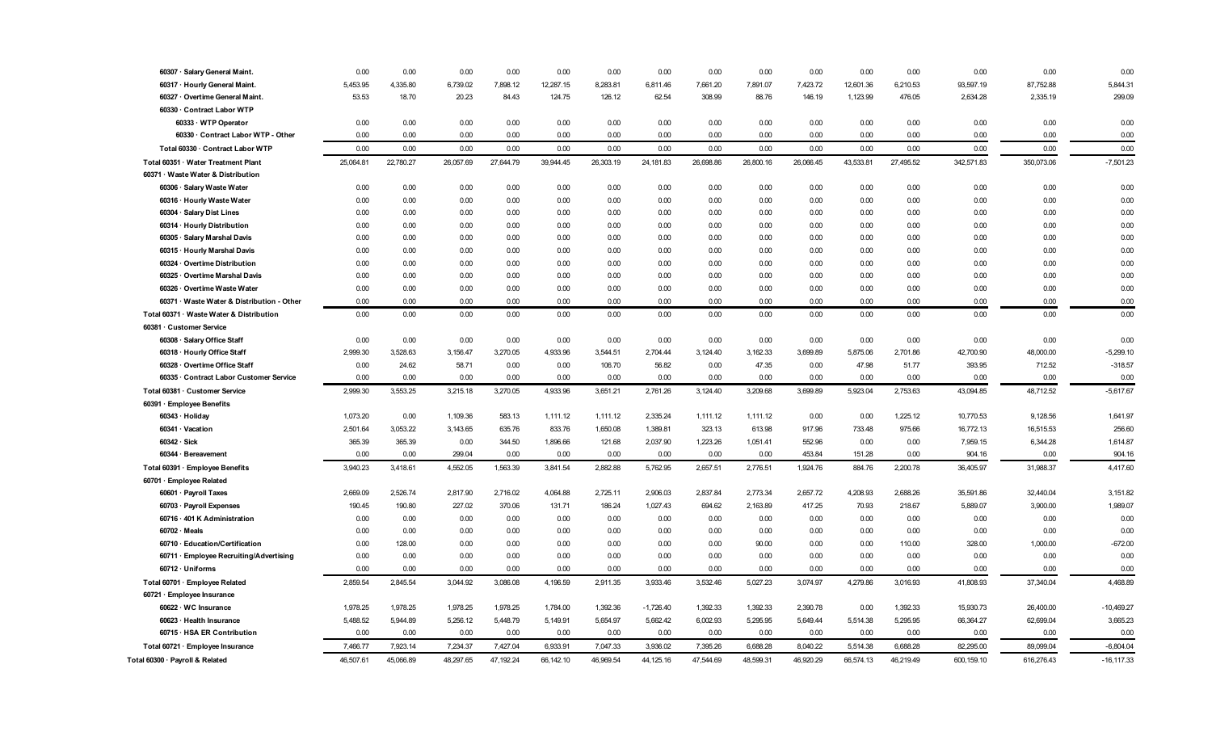| | | | | | | | | | | | | | | | |
|---|---|---|---|---|---|---|---|---|---|---|---|---|---|---|---|
| 60307 · Salary General Maint. | 0.00 | 0.00 | 0.00 | 0.00 | 0.00 | 0.00 | 0.00 | 0.00 | 0.00 | 0.00 | 0.00 | 0.00 | 0.00 | 0.00 | 0.00 |
| 60317 · Hourly General Maint. | 5,453.95 | 4,335.80 | 6,739.02 | 7,898.12 | 12,287.15 | 8,283.81 | 6,811.46 | 7,661.20 | 7,891.07 | 7,423.72 | 12,601.36 | 6,210.53 | 93,597.19 | 87,752.88 | 5,844.31 |
| 60327 · Overtime General Maint. | 53.53 | 18.70 | 20.23 | 84.43 | 124.75 | 126.12 | 62.54 | 308.99 | 88.76 | 146.19 | 1,123.99 | 476.05 | 2,634.28 | 2,335.19 | 299.09 |
| 60330 · Contract Labor WTP | | | | | | | | | | | | | | | |
| 60333 · WTP Operator | 0.00 | 0.00 | 0.00 | 0.00 | 0.00 | 0.00 | 0.00 | 0.00 | 0.00 | 0.00 | 0.00 | 0.00 | 0.00 | 0.00 | 0.00 |
| 60330 · Contract Labor WTP - Other | 0.00 | 0.00 | 0.00 | 0.00 | 0.00 | 0.00 | 0.00 | 0.00 | 0.00 | 0.00 | 0.00 | 0.00 | 0.00 | 0.00 | 0.00 |
| Total 60330 · Contract Labor WTP | 0.00 | 0.00 | 0.00 | 0.00 | 0.00 | 0.00 | 0.00 | 0.00 | 0.00 | 0.00 | 0.00 | 0.00 | 0.00 | 0.00 | 0.00 |
| Total 60351 · Water Treatment Plant | 25,064.81 | 22,780.27 | 26,057.69 | 27,644.79 | 39,944.45 | 26,303.19 | 24,181.83 | 26,698.86 | 26,800.16 | 26,066.45 | 43,533.81 | 27,495.52 | 342,571.83 | 350,073.06 | -7,501.23 |
| 60371 · Waste Water & Distribution | | | | | | | | | | | | | | | |
| 60306 · Salary Waste Water | 0.00 | 0.00 | 0.00 | 0.00 | 0.00 | 0.00 | 0.00 | 0.00 | 0.00 | 0.00 | 0.00 | 0.00 | 0.00 | 0.00 | 0.00 |
| 60316 · Hourly Waste Water | 0.00 | 0.00 | 0.00 | 0.00 | 0.00 | 0.00 | 0.00 | 0.00 | 0.00 | 0.00 | 0.00 | 0.00 | 0.00 | 0.00 | 0.00 |
| 60304 · Salary Dist Lines | 0.00 | 0.00 | 0.00 | 0.00 | 0.00 | 0.00 | 0.00 | 0.00 | 0.00 | 0.00 | 0.00 | 0.00 | 0.00 | 0.00 | 0.00 |
| 60314 · Hourly Distribution | 0.00 | 0.00 | 0.00 | 0.00 | 0.00 | 0.00 | 0.00 | 0.00 | 0.00 | 0.00 | 0.00 | 0.00 | 0.00 | 0.00 | 0.00 |
| 60305 · Salary Marshal Davis | 0.00 | 0.00 | 0.00 | 0.00 | 0.00 | 0.00 | 0.00 | 0.00 | 0.00 | 0.00 | 0.00 | 0.00 | 0.00 | 0.00 | 0.00 |
| 60315 · Hourly Marshal Davis | 0.00 | 0.00 | 0.00 | 0.00 | 0.00 | 0.00 | 0.00 | 0.00 | 0.00 | 0.00 | 0.00 | 0.00 | 0.00 | 0.00 | 0.00 |
| 60324 · Overtime Distribution | 0.00 | 0.00 | 0.00 | 0.00 | 0.00 | 0.00 | 0.00 | 0.00 | 0.00 | 0.00 | 0.00 | 0.00 | 0.00 | 0.00 | 0.00 |
| 60325 · Overtime Marshal Davis | 0.00 | 0.00 | 0.00 | 0.00 | 0.00 | 0.00 | 0.00 | 0.00 | 0.00 | 0.00 | 0.00 | 0.00 | 0.00 | 0.00 | 0.00 |
| 60326 · Overtime Waste Water | 0.00 | 0.00 | 0.00 | 0.00 | 0.00 | 0.00 | 0.00 | 0.00 | 0.00 | 0.00 | 0.00 | 0.00 | 0.00 | 0.00 | 0.00 |
| 60371 · Waste Water & Distribution - Other | 0.00 | 0.00 | 0.00 | 0.00 | 0.00 | 0.00 | 0.00 | 0.00 | 0.00 | 0.00 | 0.00 | 0.00 | 0.00 | 0.00 | 0.00 |
| Total 60371 · Waste Water & Distribution | 0.00 | 0.00 | 0.00 | 0.00 | 0.00 | 0.00 | 0.00 | 0.00 | 0.00 | 0.00 | 0.00 | 0.00 | 0.00 | 0.00 | 0.00 |
| 60381 · Customer Service | | | | | | | | | | | | | | | |
| 60308 · Salary Office Staff | 0.00 | 0.00 | 0.00 | 0.00 | 0.00 | 0.00 | 0.00 | 0.00 | 0.00 | 0.00 | 0.00 | 0.00 | 0.00 | 0.00 | 0.00 |
| 60318 · Hourly Office Staff | 2,999.30 | 3,528.63 | 3,156.47 | 3,270.05 | 4,933.96 | 3,544.51 | 2,704.44 | 3,124.40 | 3,162.33 | 3,699.89 | 5,875.06 | 2,701.86 | 42,700.90 | 48,000.00 | -5,299.10 |
| 60328 · Overtime Office Staff | 0.00 | 24.62 | 58.71 | 0.00 | 0.00 | 106.70 | 56.82 | 0.00 | 47.35 | 0.00 | 47.98 | 51.77 | 393.95 | 712.52 | -318.57 |
| 60335 · Contract Labor Customer Service | 0.00 | 0.00 | 0.00 | 0.00 | 0.00 | 0.00 | 0.00 | 0.00 | 0.00 | 0.00 | 0.00 | 0.00 | 0.00 | 0.00 | 0.00 |
| Total 60381 · Customer Service | 2,999.30 | 3,553.25 | 3,215.18 | 3,270.05 | 4,933.96 | 3,651.21 | 2,761.26 | 3,124.40 | 3,209.68 | 3,699.89 | 5,923.04 | 2,753.63 | 43,094.85 | 48,712.52 | -5,617.67 |
| 60391 · Employee Benefits | | | | | | | | | | | | | | | |
| 60343 · Holiday | 1,073.20 | 0.00 | 1,109.36 | 583.13 | 1,111.12 | 1,111.12 | 2,335.24 | 1,111.12 | 1,111.12 | 0.00 | 0.00 | 1,225.12 | 10,770.53 | 9,128.56 | 1,641.97 |
| 60341 · Vacation | 2,501.64 | 3,053.22 | 3,143.65 | 635.76 | 833.76 | 1,650.08 | 1,389.81 | 323.13 | 613.98 | 917.96 | 733.48 | 975.66 | 16,772.13 | 16,515.53 | 256.60 |
| 60342 · Sick | 365.39 | 365.39 | 0.00 | 344.50 | 1,896.66 | 121.68 | 2,037.90 | 1,223.26 | 1,051.41 | 552.96 | 0.00 | 0.00 | 7,959.15 | 6,344.28 | 1,614.87 |
| 60344 · Bereavement | 0.00 | 0.00 | 299.04 | 0.00 | 0.00 | 0.00 | 0.00 | 0.00 | 0.00 | 453.84 | 151.28 | 0.00 | 904.16 | 0.00 | 904.16 |
| Total 60391 · Employee Benefits | 3,940.23 | 3,418.61 | 4,552.05 | 1,563.39 | 3,841.54 | 2,882.88 | 5,762.95 | 2,657.51 | 2,776.51 | 1,924.76 | 884.76 | 2,200.78 | 36,405.97 | 31,988.37 | 4,417.60 |
| 60701 · Employee Related | | | | | | | | | | | | | | | |
| 60601 · Payroll Taxes | 2,669.09 | 2,526.74 | 2,817.90 | 2,716.02 | 4,064.88 | 2,725.11 | 2,906.03 | 2,837.84 | 2,773.34 | 2,657.72 | 4,208.93 | 2,688.26 | 35,591.86 | 32,440.04 | 3,151.82 |
| 60703 · Payroll Expenses | 190.45 | 190.80 | 227.02 | 370.06 | 131.71 | 186.24 | 1,027.43 | 694.62 | 2,163.89 | 417.25 | 70.93 | 218.67 | 5,889.07 | 3,900.00 | 1,989.07 |
| 60716 · 401 K Administration | 0.00 | 0.00 | 0.00 | 0.00 | 0.00 | 0.00 | 0.00 | 0.00 | 0.00 | 0.00 | 0.00 | 0.00 | 0.00 | 0.00 | 0.00 |
| 60702 · Meals | 0.00 | 0.00 | 0.00 | 0.00 | 0.00 | 0.00 | 0.00 | 0.00 | 0.00 | 0.00 | 0.00 | 0.00 | 0.00 | 0.00 | 0.00 |
| 60710 · Education/Certification | 0.00 | 128.00 | 0.00 | 0.00 | 0.00 | 0.00 | 0.00 | 0.00 | 90.00 | 0.00 | 0.00 | 110.00 | 328.00 | 1,000.00 | -672.00 |
| 60711 · Employee Recruiting/Advertising | 0.00 | 0.00 | 0.00 | 0.00 | 0.00 | 0.00 | 0.00 | 0.00 | 0.00 | 0.00 | 0.00 | 0.00 | 0.00 | 0.00 | 0.00 |
| 60712 · Uniforms | 0.00 | 0.00 | 0.00 | 0.00 | 0.00 | 0.00 | 0.00 | 0.00 | 0.00 | 0.00 | 0.00 | 0.00 | 0.00 | 0.00 | 0.00 |
| Total 60701 · Employee Related | 2,859.54 | 2,845.54 | 3,044.92 | 3,086.08 | 4,196.59 | 2,911.35 | 3,933.46 | 3,532.46 | 5,027.23 | 3,074.97 | 4,279.86 | 3,016.93 | 41,808.93 | 37,340.04 | 4,468.89 |
| 60721 · Employee Insurance | | | | | | | | | | | | | | | |
| 60622 · WC Insurance | 1,978.25 | 1,978.25 | 1,978.25 | 1,978.25 | 1,784.00 | 1,392.36 | -1,726.40 | 1,392.33 | 1,392.33 | 2,390.78 | 0.00 | 1,392.33 | 15,930.73 | 26,400.00 | -10,469.27 |
| 60623 · Health Insurance | 5,488.52 | 5,944.89 | 5,256.12 | 5,448.79 | 5,149.91 | 5,654.97 | 5,662.42 | 6,002.93 | 5,295.95 | 5,649.44 | 5,514.38 | 5,295.95 | 66,364.27 | 62,699.04 | 3,665.23 |
| 60715 · HSA ER Contribution | 0.00 | 0.00 | 0.00 | 0.00 | 0.00 | 0.00 | 0.00 | 0.00 | 0.00 | 0.00 | 0.00 | 0.00 | 0.00 | 0.00 | 0.00 |
| Total 60721 · Employee Insurance | 7,466.77 | 7,923.14 | 7,234.37 | 7,427.04 | 6,933.91 | 7,047.33 | 3,936.02 | 7,395.26 | 6,688.28 | 8,040.22 | 5,514.38 | 6,688.28 | 82,295.00 | 89,099.04 | -6,804.04 |
| Total 60300 · Payroll & Related | 46,507.61 | 45,066.89 | 48,297.65 | 47,192.24 | 66,142.10 | 46,969.54 | 44,125.16 | 47,544.69 | 48,599.31 | 46,920.29 | 66,574.13 | 46,219.49 | 600,159.10 | 616,276.43 | -16,117.33 |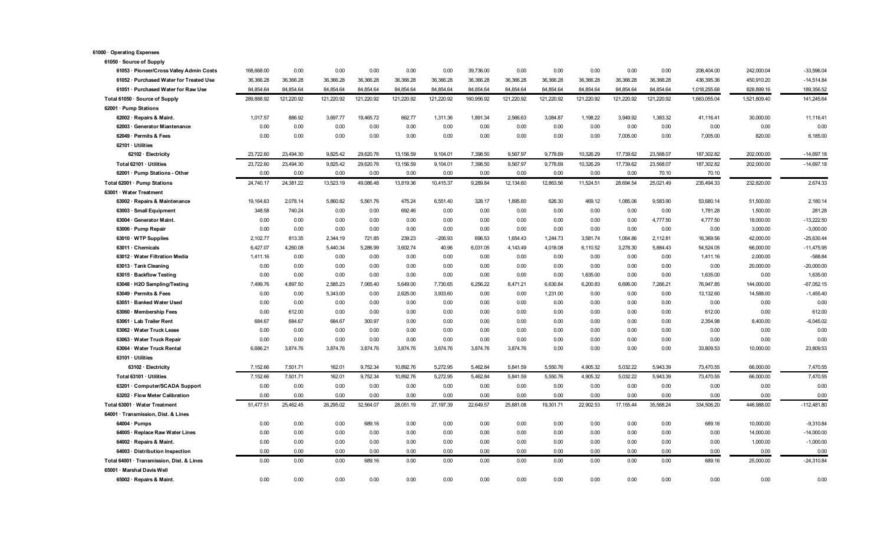| | | | | | | | | | | | | | | | |
|---|---|---|---|---|---|---|---|---|---|---|---|---|---|---|---|
| **61000 · Operating Expenses** | | | | | | | | | | | | | | | |
| **61050 · Source of Supply** | | | | | | | | | | | | | | | |
| 61053 · Pioneer/Cross Valley Admin Costs | 168,668.00 | 0.00 | 0.00 | 0.00 | 0.00 | 0.00 | 39,736.00 | 0.00 | 0.00 | 0.00 | 0.00 | 0.00 | 208,404.00 | 242,000.04 | -33,596.04 |
| 61052 · Purchased Water for Treated Use | 36,366.28 | 36,366.28 | 36,366.28 | 36,366.28 | 36,366.28 | 36,366.28 | 36,366.28 | 36,366.28 | 36,366.28 | 36,366.28 | 36,366.28 | 36,366.28 | 436,395.36 | 450,910.20 | -14,514.84 |
| 61051 · Purchased Water for Raw Use | 84,854.64 | 84,854.64 | 84,854.64 | 84,854.64 | 84,854.64 | 84,854.64 | 84,854.64 | 84,854.64 | 84,854.64 | 84,854.64 | 84,854.64 | 84,854.64 | 1,018,255.68 | 828,899.16 | 189,356.52 |
| **Total 61050 · Source of Supply** | 289,888.92 | 121,220.92 | 121,220.92 | 121,220.92 | 121,220.92 | 121,220.92 | 160,956.92 | 121,220.92 | 121,220.92 | 121,220.92 | 121,220.92 | 121,220.92 | 1,663,055.04 | 1,521,809.40 | 141,245.64 |
| **62001 · Pump Stations** | | | | | | | | | | | | | | | |
| 62002 · Repairs & Maint. | 1,017.57 | 886.92 | 3,697.77 | 19,465.72 | 662.77 | 1,311.36 | 1,891.34 | 2,566.63 | 3,084.87 | 1,198.22 | 3,949.92 | 1,383.32 | 41,116.41 | 30,000.00 | 11,116.41 |
| 62003 · Generator Miantenance | 0.00 | 0.00 | 0.00 | 0.00 | 0.00 | 0.00 | 0.00 | 0.00 | 0.00 | 0.00 | 0.00 | 0.00 | 0.00 | 0.00 | 0.00 |
| 62049 · Permits & Fees | 0.00 | 0.00 | 0.00 | 0.00 | 0.00 | 0.00 | 0.00 | 0.00 | 0.00 | 0.00 | 7,005.00 | 0.00 | 7,005.00 | 820.00 | 6,185.00 |
| 62101 · Utilities | | | | | | | | | | | | | | | |
| 62102 · Electricity | 23,722.60 | 23,494.30 | 9,825.42 | 29,620.76 | 13,156.59 | 9,104.01 | 7,398.50 | 9,567.97 | 9,778.69 | 10,326.29 | 17,739.62 | 23,568.07 | 187,302.82 | 202,000.00 | -14,697.18 |
| Total 62101 · Utilities | 23,722.60 | 23,494.30 | 9,825.42 | 29,620.76 | 13,156.59 | 9,104.01 | 7,398.50 | 9,567.97 | 9,778.69 | 10,326.29 | 17,739.62 | 23,568.07 | 187,302.82 | 202,000.00 | -14,697.18 |
| 62001 · Pump Stations - Other | 0.00 | 0.00 | 0.00 | 0.00 | 0.00 | 0.00 | 0.00 | 0.00 | 0.00 | 0.00 | 0.00 | 70.10 | 70.10 | | |
| **Total 62001 · Pump Stations** | 24,740.17 | 24,381.22 | 13,523.19 | 49,086.48 | 13,819.36 | 10,415.37 | 9,289.84 | 12,134.60 | 12,863.56 | 11,524.51 | 28,694.54 | 25,021.49 | 235,494.33 | 232,820.00 | 2,674.33 |
| **63001 · Water Treatment** | | | | | | | | | | | | | | | |
| 63002 · Repairs & Maintenance | 19,164.63 | 2,078.14 | 5,860.82 | 5,561.76 | 475.24 | 6,551.40 | 328.17 | 1,895.60 | 626.30 | 469.12 | 1,085.06 | 9,583.90 | 53,680.14 | 51,500.00 | 2,180.14 |
| 63003 · Small Equipment | 348.58 | 740.24 | 0.00 | 0.00 | 692.46 | 0.00 | 0.00 | 0.00 | 0.00 | 0.00 | 0.00 | 0.00 | 1,781.28 | 1,500.00 | 281.28 |
| 63004 · Generator Maint. | 0.00 | 0.00 | 0.00 | 0.00 | 0.00 | 0.00 | 0.00 | 0.00 | 0.00 | 0.00 | 0.00 | 4,777.50 | 4,777.50 | 18,000.00 | -13,222.50 |
| 63006 · Pump Repair | 0.00 | 0.00 | 0.00 | 0.00 | 0.00 | 0.00 | 0.00 | 0.00 | 0.00 | 0.00 | 0.00 | 0.00 | 0.00 | 3,000.00 | -3,000.00 |
| 63010 · WTP Supplies | 2,102.77 | 813.35 | 2,344.19 | 721.85 | 239.23 | -206.93 | 696.53 | 1,654.43 | 1,244.73 | 3,581.74 | 1,064.86 | 2,112.81 | 16,369.56 | 42,000.00 | -25,630.44 |
| 63011 · Chemicals | 6,427.07 | 4,260.08 | 5,440.34 | 5,286.99 | 3,602.74 | 40.96 | 6,031.05 | 4,143.49 | 4,018.08 | 6,110.52 | 3,278.30 | 5,884.43 | 54,524.05 | 66,000.00 | -11,475.95 |
| 63012 · Water Filtration Media | 1,411.16 | 0.00 | 0.00 | 0.00 | 0.00 | 0.00 | 0.00 | 0.00 | 0.00 | 0.00 | 0.00 | 0.00 | 1,411.16 | 2,000.00 | -588.84 |
| 63013 · Tank Cleaning | 0.00 | 0.00 | 0.00 | 0.00 | 0.00 | 0.00 | 0.00 | 0.00 | 0.00 | 0.00 | 0.00 | 0.00 | 0.00 | 20,000.00 | -20,000.00 |
| 63015 · Backflow Testing | 0.00 | 0.00 | 0.00 | 0.00 | 0.00 | 0.00 | 0.00 | 0.00 | 0.00 | 1,635.00 | 0.00 | 0.00 | 1,635.00 | 0.00 | 1,635.00 |
| 63048 · H2O Sampling/Testing | 7,499.76 | 4,897.50 | 2,585.23 | 7,065.40 | 5,649.00 | 7,730.65 | 6,256.22 | 8,471.21 | 6,630.84 | 6,200.83 | 6,695.00 | 7,266.21 | 76,947.85 | 144,000.00 | -67,052.15 |
| 63049 · Permits & Fees | 0.00 | 0.00 | 5,343.00 | 0.00 | 2,625.00 | 3,933.60 | 0.00 | 0.00 | 1,231.00 | 0.00 | 0.00 | 0.00 | 13,132.60 | 14,588.00 | -1,455.40 |
| 63051 · Banked Water Used | 0.00 | 0.00 | 0.00 | 0.00 | 0.00 | 0.00 | 0.00 | 0.00 | 0.00 | 0.00 | 0.00 | 0.00 | 0.00 | 0.00 | 0.00 |
| 63060 · Membership Fees | 0.00 | 612.00 | 0.00 | 0.00 | 0.00 | 0.00 | 0.00 | 0.00 | 0.00 | 0.00 | 0.00 | 0.00 | 612.00 | 0.00 | 612.00 |
| 63061 · Lab Trailer Rent | 684.67 | 684.67 | 684.67 | 300.97 | 0.00 | 0.00 | 0.00 | 0.00 | 0.00 | 0.00 | 0.00 | 0.00 | 2,354.98 | 8,400.00 | -6,045.02 |
| 63062 · Water Truck Lease | 0.00 | 0.00 | 0.00 | 0.00 | 0.00 | 0.00 | 0.00 | 0.00 | 0.00 | 0.00 | 0.00 | 0.00 | 0.00 | 0.00 | 0.00 |
| 63063 · Water Truck Repair | 0.00 | 0.00 | 0.00 | 0.00 | 0.00 | 0.00 | 0.00 | 0.00 | 0.00 | 0.00 | 0.00 | 0.00 | 0.00 | 0.00 | 0.00 |
| 63064 · Water Truck Rental | 6,686.21 | 3,874.76 | 3,874.76 | 3,874.76 | 3,874.76 | 3,874.76 | 3,874.76 | 3,874.76 | 0.00 | 0.00 | 0.00 | 0.00 | 33,809.53 | 10,000.00 | 23,809.53 |
| 63101 · Utilities | | | | | | | | | | | | | | | |
| 63102 · Electricity | 7,152.66 | 7,501.71 | 162.01 | 9,752.34 | 10,892.76 | 5,272.95 | 5,462.84 | 5,841.59 | 5,550.76 | 4,905.32 | 5,032.22 | 5,943.39 | 73,470.55 | 66,000.00 | 7,470.55 |
| Total 63101 · Utilities | 7,152.66 | 7,501.71 | 162.01 | 9,752.34 | 10,892.76 | 5,272.95 | 5,462.84 | 5,841.59 | 5,550.76 | 4,905.32 | 5,032.22 | 5,943.39 | 73,470.55 | 66,000.00 | 7,470.55 |
| 63201 · Computer/SCADA Support | 0.00 | 0.00 | 0.00 | 0.00 | 0.00 | 0.00 | 0.00 | 0.00 | 0.00 | 0.00 | 0.00 | 0.00 | 0.00 | 0.00 | 0.00 |
| 63202 · Flow Meter Calibration | 0.00 | 0.00 | 0.00 | 0.00 | 0.00 | 0.00 | 0.00 | 0.00 | 0.00 | 0.00 | 0.00 | 0.00 | 0.00 | 0.00 | 0.00 |
| **Total 63001 · Water Treatment** | 51,477.51 | 25,462.45 | 26,295.02 | 32,564.07 | 28,051.19 | 27,197.39 | 22,649.57 | 25,881.08 | 19,301.71 | 22,902.53 | 17,155.44 | 35,568.24 | 334,506.20 | 446,988.00 | -112,481.80 |
| **64001 · Transmission, Dist. & Lines** | | | | | | | | | | | | | | | |
| 64004 · Pumps | 0.00 | 0.00 | 0.00 | 689.16 | 0.00 | 0.00 | 0.00 | 0.00 | 0.00 | 0.00 | 0.00 | 0.00 | 689.16 | 10,000.00 | -9,310.84 |
| 64005 · Replace Raw Water Lines | 0.00 | 0.00 | 0.00 | 0.00 | 0.00 | 0.00 | 0.00 | 0.00 | 0.00 | 0.00 | 0.00 | 0.00 | 0.00 | 14,000.00 | -14,000.00 |
| 64002 · Repairs & Maint. | 0.00 | 0.00 | 0.00 | 0.00 | 0.00 | 0.00 | 0.00 | 0.00 | 0.00 | 0.00 | 0.00 | 0.00 | 0.00 | 1,000.00 | -1,000.00 |
| 64003 · Distribution Inspection | 0.00 | 0.00 | 0.00 | 0.00 | 0.00 | 0.00 | 0.00 | 0.00 | 0.00 | 0.00 | 0.00 | 0.00 | 0.00 | 0.00 | 0.00 |
| **Total 64001 · Transmission, Dist. & Lines** | 0.00 | 0.00 | 0.00 | 689.16 | 0.00 | 0.00 | 0.00 | 0.00 | 0.00 | 0.00 | 0.00 | 0.00 | 689.16 | 25,000.00 | -24,310.84 |
| **65001 · Marshal Davis Well** | | | | | | | | | | | | | | | |
| 65002 · Repairs & Maint. | 0.00 | 0.00 | 0.00 | 0.00 | 0.00 | 0.00 | 0.00 | 0.00 | 0.00 | 0.00 | 0.00 | 0.00 | 0.00 | 0.00 | 0.00 |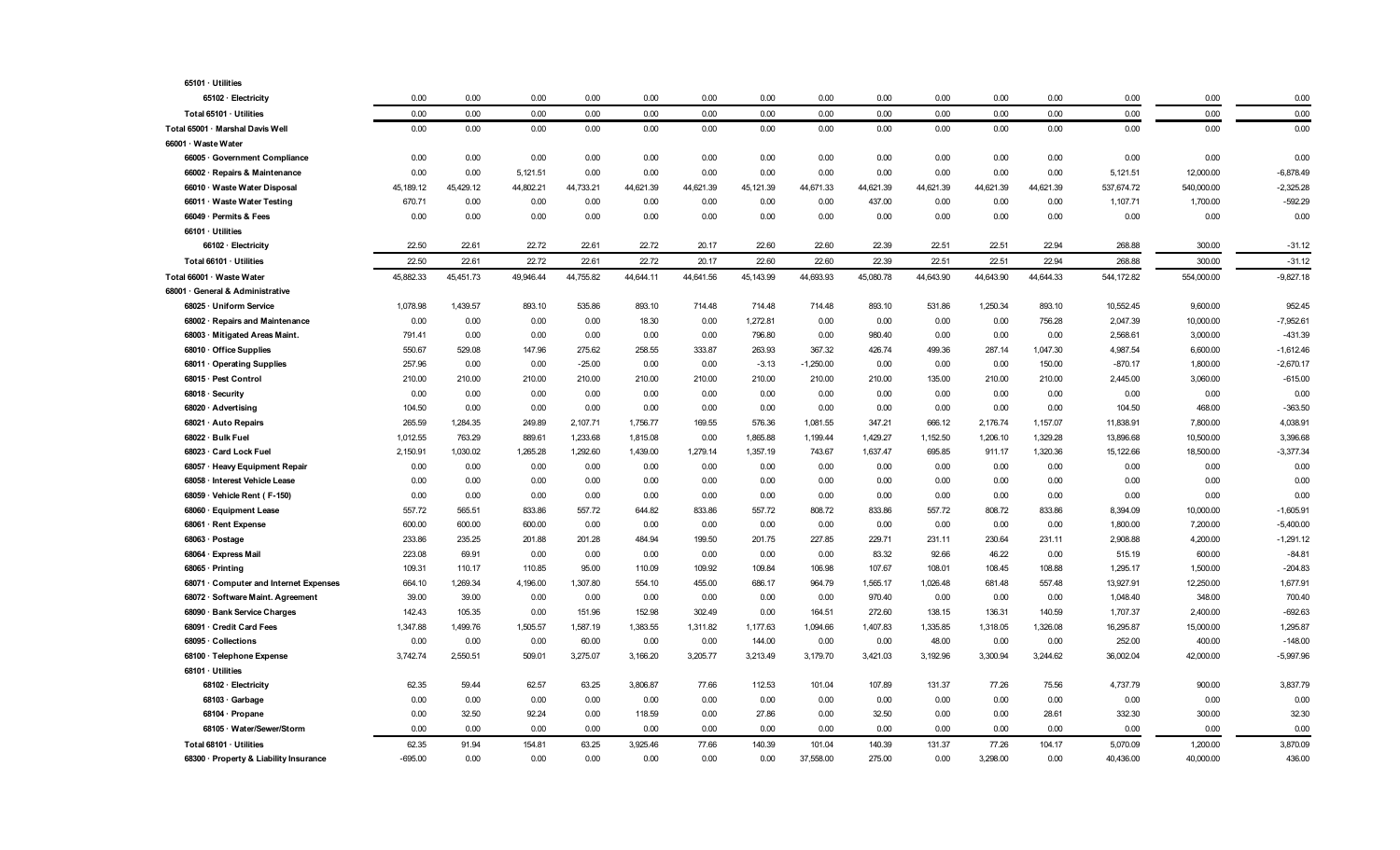| | | | | | | | | | | | | | | | |
|---|---|---|---|---|---|---|---|---|---|---|---|---|---|---|---|
| 65101 · Utilities | | | | | | | | | | | | | | | |
| 65102 · Electricity | 0.00 | 0.00 | 0.00 | 0.00 | 0.00 | 0.00 | 0.00 | 0.00 | 0.00 | 0.00 | 0.00 | 0.00 | 0.00 | 0.00 | 0.00 |
| Total 65101 · Utilities | 0.00 | 0.00 | 0.00 | 0.00 | 0.00 | 0.00 | 0.00 | 0.00 | 0.00 | 0.00 | 0.00 | 0.00 | 0.00 | 0.00 | 0.00 |
| Total 65001 · Marshal Davis Well | 0.00 | 0.00 | 0.00 | 0.00 | 0.00 | 0.00 | 0.00 | 0.00 | 0.00 | 0.00 | 0.00 | 0.00 | 0.00 | 0.00 | 0.00 |
| 66001 · Waste Water | | | | | | | | | | | | | | | |
| 66005 · Government Compliance | 0.00 | 0.00 | 0.00 | 0.00 | 0.00 | 0.00 | 0.00 | 0.00 | 0.00 | 0.00 | 0.00 | 0.00 | 0.00 | 0.00 | 0.00 |
| 66002 · Repairs & Maintenance | 0.00 | 0.00 | 5,121.51 | 0.00 | 0.00 | 0.00 | 0.00 | 0.00 | 0.00 | 0.00 | 0.00 | 0.00 | 5,121.51 | 12,000.00 | -6,878.49 |
| 66010 · Waste Water Disposal | 45,189.12 | 45,429.12 | 44,802.21 | 44,733.21 | 44,621.39 | 44,621.39 | 45,121.39 | 44,671.33 | 44,621.39 | 44,621.39 | 44,621.39 | 44,621.39 | 537,674.72 | 540,000.00 | -2,325.28 |
| 66011 · Waste Water Testing | 670.71 | 0.00 | 0.00 | 0.00 | 0.00 | 0.00 | 0.00 | 0.00 | 437.00 | 0.00 | 0.00 | 0.00 | 1,107.71 | 1,700.00 | -592.29 |
| 66049 · Permits & Fees | 0.00 | 0.00 | 0.00 | 0.00 | 0.00 | 0.00 | 0.00 | 0.00 | 0.00 | 0.00 | 0.00 | 0.00 | 0.00 | 0.00 | 0.00 |
| 66101 · Utilities | | | | | | | | | | | | | | | |
| 66102 · Electricity | 22.50 | 22.61 | 22.72 | 22.61 | 22.72 | 20.17 | 22.60 | 22.60 | 22.39 | 22.51 | 22.51 | 22.94 | 268.88 | 300.00 | -31.12 |
| Total 66101 · Utilities | 22.50 | 22.61 | 22.72 | 22.61 | 22.72 | 20.17 | 22.60 | 22.60 | 22.39 | 22.51 | 22.51 | 22.94 | 268.88 | 300.00 | -31.12 |
| Total 66001 · Waste Water | 45,882.33 | 45,451.73 | 49,946.44 | 44,755.82 | 44,644.11 | 44,641.56 | 45,143.99 | 44,693.93 | 45,080.78 | 44,643.90 | 44,643.90 | 44,644.33 | 544,172.82 | 554,000.00 | -9,827.18 |
| 68001 · General & Administrative | | | | | | | | | | | | | | | |
| 68025 · Uniform Service | 1,078.98 | 1,439.57 | 893.10 | 535.86 | 893.10 | 714.48 | 714.48 | 714.48 | 893.10 | 531.86 | 1,250.34 | 893.10 | 10,552.45 | 9,600.00 | 952.45 |
| 68002 · Repairs and Maintenance | 0.00 | 0.00 | 0.00 | 0.00 | 18.30 | 0.00 | 1,272.81 | 0.00 | 0.00 | 0.00 | 0.00 | 756.28 | 2,047.39 | 10,000.00 | -7,952.61 |
| 68003 · Mitigated Areas Maint. | 791.41 | 0.00 | 0.00 | 0.00 | 0.00 | 0.00 | 796.80 | 0.00 | 980.40 | 0.00 | 0.00 | 0.00 | 2,568.61 | 3,000.00 | -431.39 |
| 68010 · Office Supplies | 550.67 | 529.08 | 147.96 | 275.62 | 258.55 | 333.87 | 263.93 | 367.32 | 426.74 | 499.36 | 287.14 | 1,047.30 | 4,987.54 | 6,600.00 | -1,612.46 |
| 68011 · Operating Supplies | 257.96 | 0.00 | 0.00 | -25.00 | 0.00 | 0.00 | -3.13 | -1,250.00 | 0.00 | 0.00 | 0.00 | 150.00 | -870.17 | 1,800.00 | -2,670.17 |
| 68015 · Pest Control | 210.00 | 210.00 | 210.00 | 210.00 | 210.00 | 210.00 | 210.00 | 210.00 | 210.00 | 135.00 | 210.00 | 210.00 | 2,445.00 | 3,060.00 | -615.00 |
| 68018 · Security | 0.00 | 0.00 | 0.00 | 0.00 | 0.00 | 0.00 | 0.00 | 0.00 | 0.00 | 0.00 | 0.00 | 0.00 | 0.00 | 0.00 | 0.00 |
| 68020 · Advertising | 104.50 | 0.00 | 0.00 | 0.00 | 0.00 | 0.00 | 0.00 | 0.00 | 0.00 | 0.00 | 0.00 | 0.00 | 104.50 | 468.00 | -363.50 |
| 68021 · Auto Repairs | 265.59 | 1,284.35 | 249.89 | 2,107.71 | 1,756.77 | 169.55 | 576.36 | 1,081.55 | 347.21 | 666.12 | 2,176.74 | 1,157.07 | 11,838.91 | 7,800.00 | 4,038.91 |
| 68022 · Bulk Fuel | 1,012.55 | 763.29 | 889.61 | 1,233.68 | 1,815.08 | 0.00 | 1,865.88 | 1,199.44 | 1,429.27 | 1,152.50 | 1,206.10 | 1,329.28 | 13,896.68 | 10,500.00 | 3,396.68 |
| 68023 · Card Lock Fuel | 2,150.91 | 1,030.02 | 1,265.28 | 1,292.60 | 1,439.00 | 1,279.14 | 1,357.19 | 743.67 | 1,637.47 | 695.85 | 911.17 | 1,320.36 | 15,122.66 | 18,500.00 | -3,377.34 |
| 68057 · Heavy Equipment Repair | 0.00 | 0.00 | 0.00 | 0.00 | 0.00 | 0.00 | 0.00 | 0.00 | 0.00 | 0.00 | 0.00 | 0.00 | 0.00 | 0.00 | 0.00 |
| 68058 · Interest Vehicle Lease | 0.00 | 0.00 | 0.00 | 0.00 | 0.00 | 0.00 | 0.00 | 0.00 | 0.00 | 0.00 | 0.00 | 0.00 | 0.00 | 0.00 | 0.00 |
| 68059 · Vehicle Rent ( F-150) | 0.00 | 0.00 | 0.00 | 0.00 | 0.00 | 0.00 | 0.00 | 0.00 | 0.00 | 0.00 | 0.00 | 0.00 | 0.00 | 0.00 | 0.00 |
| 68060 · Equipment Lease | 557.72 | 565.51 | 833.86 | 557.72 | 644.82 | 833.86 | 557.72 | 808.72 | 833.86 | 557.72 | 808.72 | 833.86 | 8,394.09 | 10,000.00 | -1,605.91 |
| 68061 · Rent Expense | 600.00 | 600.00 | 600.00 | 0.00 | 0.00 | 0.00 | 0.00 | 0.00 | 0.00 | 0.00 | 0.00 | 0.00 | 1,800.00 | 7,200.00 | -5,400.00 |
| 68063 · Postage | 233.86 | 235.25 | 201.88 | 201.28 | 484.94 | 199.50 | 201.75 | 227.85 | 229.71 | 231.11 | 230.64 | 231.11 | 2,908.88 | 4,200.00 | -1,291.12 |
| 68064 · Express Mail | 223.08 | 69.91 | 0.00 | 0.00 | 0.00 | 0.00 | 0.00 | 0.00 | 83.32 | 92.66 | 46.22 | 0.00 | 515.19 | 600.00 | -84.81 |
| 68065 · Printing | 109.31 | 110.17 | 110.85 | 95.00 | 110.09 | 109.92 | 109.84 | 106.98 | 107.67 | 108.01 | 108.45 | 108.88 | 1,295.17 | 1,500.00 | -204.83 |
| 68071 · Computer and Internet Expenses | 664.10 | 1,269.34 | 4,196.00 | 1,307.80 | 554.10 | 455.00 | 686.17 | 964.79 | 1,565.17 | 1,026.48 | 681.48 | 557.48 | 13,927.91 | 12,250.00 | 1,677.91 |
| 68072 · Software Maint. Agreement | 39.00 | 39.00 | 0.00 | 0.00 | 0.00 | 0.00 | 0.00 | 0.00 | 970.40 | 0.00 | 0.00 | 0.00 | 1,048.40 | 348.00 | 700.40 |
| 68090 · Bank Service Charges | 142.43 | 105.35 | 0.00 | 151.96 | 152.98 | 302.49 | 0.00 | 164.51 | 272.60 | 138.15 | 136.31 | 140.59 | 1,707.37 | 2,400.00 | -692.63 |
| 68091 · Credit Card Fees | 1,347.88 | 1,499.76 | 1,505.57 | 1,587.19 | 1,383.55 | 1,311.82 | 1,177.63 | 1,094.66 | 1,407.83 | 1,335.85 | 1,318.05 | 1,326.08 | 16,295.87 | 15,000.00 | 1,295.87 |
| 68095 · Collections | 0.00 | 0.00 | 0.00 | 60.00 | 0.00 | 0.00 | 144.00 | 0.00 | 0.00 | 48.00 | 0.00 | 0.00 | 252.00 | 400.00 | -148.00 |
| 68100 · Telephone Expense | 3,742.74 | 2,550.51 | 509.01 | 3,275.07 | 3,166.20 | 3,205.77 | 3,213.49 | 3,179.70 | 3,421.03 | 3,192.96 | 3,300.94 | 3,244.62 | 36,002.04 | 42,000.00 | -5,997.96 |
| 68101 · Utilities | | | | | | | | | | | | | | | |
| 68102 · Electricity | 62.35 | 59.44 | 62.57 | 63.25 | 3,806.87 | 77.66 | 112.53 | 101.04 | 107.89 | 131.37 | 77.26 | 75.56 | 4,737.79 | 900.00 | 3,837.79 |
| 68103 · Garbage | 0.00 | 0.00 | 0.00 | 0.00 | 0.00 | 0.00 | 0.00 | 0.00 | 0.00 | 0.00 | 0.00 | 0.00 | 0.00 | 0.00 | 0.00 |
| 68104 · Propane | 0.00 | 32.50 | 92.24 | 0.00 | 118.59 | 0.00 | 27.86 | 0.00 | 32.50 | 0.00 | 0.00 | 28.61 | 332.30 | 300.00 | 32.30 |
| 68105 · Water/Sewer/Storm | 0.00 | 0.00 | 0.00 | 0.00 | 0.00 | 0.00 | 0.00 | 0.00 | 0.00 | 0.00 | 0.00 | 0.00 | 0.00 | 0.00 | 0.00 |
| Total 68101 · Utilities | 62.35 | 91.94 | 154.81 | 63.25 | 3,925.46 | 77.66 | 140.39 | 101.04 | 140.39 | 131.37 | 77.26 | 104.17 | 5,070.09 | 1,200.00 | 3,870.09 |
| 68300 · Property & Liability Insurance | -695.00 | 0.00 | 0.00 | 0.00 | 0.00 | 0.00 | 0.00 | 37,558.00 | 275.00 | 0.00 | 3,298.00 | 0.00 | 40,436.00 | 40,000.00 | 436.00 |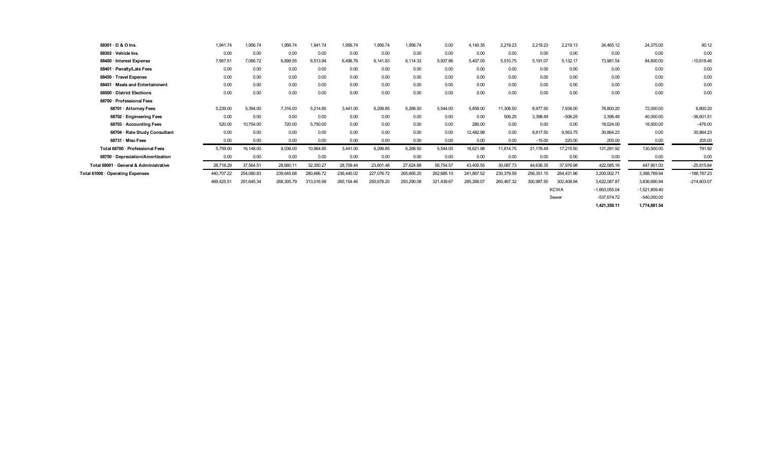| | | | | | | | | | | | | | | | |
|---|---|---|---|---|---|---|---|---|---|---|---|---|---|---|---|
| 68301 · D & O Ins. | 1,941.74 | 1,956.74 | 1,956.74 | 1,941.74 | 1,956.74 | 1,956.74 | 1,956.74 | 0.00 | 4,140.35 | 2,219.23 | 2,219.23 | 2,219.13 | 24,465.12 | 24,375.00 | 90.12 |
| 68302 · Vehicle Ins. | 0.00 | 0.00 | 0.00 | 0.00 | 0.00 | 0.00 | 0.00 | 0.00 | 0.00 | 0.00 | 0.00 | 0.00 | 0.00 | 0.00 | 0.00 |
| 68400 · Interest Expense | 7,567.51 | 7,066.72 | 6,899.55 | 6,513.94 | 6,498.76 | 6,141.83 | 6,114.33 | 5,937.86 | 5,407.05 | 5,510.75 | 5,191.07 | 5,132.17 | 73,981.54 | 84,600.00 | -10,618.46 |
| 68401 · Penalty/Late Fees | 0.00 | 0.00 | 0.00 | 0.00 | 0.00 | 0.00 | 0.00 | 0.00 | 0.00 | 0.00 | 0.00 | 0.00 | 0.00 | 0.00 | 0.00 |
| 68450 · Travel Expense | 0.00 | 0.00 | 0.00 | 0.00 | 0.00 | 0.00 | 0.00 | 0.00 | 0.00 | 0.00 | 0.00 | 0.00 | 0.00 | 0.00 | 0.00 |
| 68451 · Meals and Entertainment | 0.00 | 0.00 | 0.00 | 0.00 | 0.00 | 0.00 | 0.00 | 0.00 | 0.00 | 0.00 | 0.00 | 0.00 | 0.00 | 0.00 | 0.00 |
| 68500 · District Elections | 0.00 | 0.00 | 0.00 | 0.00 | 0.00 | 0.00 | 0.00 | 0.00 | 0.00 | 0.00 | 0.00 | 0.00 | 0.00 | 0.00 | 0.00 |
| 68700 · Professional Fees | | | | | | | | | | | | | | | |
| 68701 · Attorney Fees | 5,239.00 | 5,394.00 | 7,316.00 | 5,214.85 | 3,441.00 | 6,299.85 | 6,268.50 | 5,544.00 | 5,859.00 | 11,308.50 | 8,977.50 | 7,938.00 | 78,800.20 | 72,000.00 | 6,800.20 |
| 68702 · Engineering Fees | 0.00 | 0.00 | 0.00 | 0.00 | 0.00 | 0.00 | 0.00 | 0.00 | 0.00 | 506.25 | 3,398.49 | -506.25 | 3,398.49 | 40,000.00 | -36,601.51 |
| 68703 · Accounting Fees | 520.00 | 10,754.00 | 720.00 | 5,750.00 | 0.00 | 0.00 | 0.00 | 0.00 | 280.00 | 0.00 | 0.00 | 0.00 | 18,024.00 | 18,500.00 | -476.00 |
| 68704 · Rate Study Consultant | 0.00 | 0.00 | 0.00 | 0.00 | 0.00 | 0.00 | 0.00 | 0.00 | 12,482.98 | 0.00 | 8,817.50 | 9,563.75 | 30,864.23 | 0.00 | 30,864.23 |
| 68731 · Misc Fees | 0.00 | 0.00 | 0.00 | 0.00 | 0.00 | 0.00 | 0.00 | 0.00 | 0.00 | 0.00 | -15.00 | 220.00 | 205.00 | 0.00 | 205.00 |
| Total 68700 · Professional Fees | 5,759.00 | 16,148.00 | 8,036.00 | 10,964.85 | 3,441.00 | 6,299.85 | 6,268.50 | 5,544.00 | 18,621.98 | 11,814.75 | 21,178.49 | 17,215.50 | 131,291.92 | 130,500.00 | 791.92 |
| 68750 · Depreciation/Amortization | 0.00 | 0.00 | 0.00 | 0.00 | 0.00 | 0.00 | 0.00 | 0.00 | 0.00 | 0.00 | 0.00 | 0.00 | 0.00 | 0.00 | 0.00 |
| Total 68001 · General & Administrative | 28,718.29 | 37,564.51 | 28,660.11 | 32,350.27 | 28,709.44 | 23,601.48 | 27,624.88 | 58,754.57 | 43,400.55 | 30,087.73 | 44,636.35 | 37,976.98 | 422,085.16 | 447,901.00 | -25,815.84 |
| Total 61000 · Operating Expenses | 440,707.22 | 254,080.83 | 239,645.68 | 280,666.72 | 236,445.02 | 227,076.72 | 265,665.20 | 262,685.10 | 241,867.52 | 230,379.59 | 256,351.15 | 264,431.96 | 3,200,002.71 | 3,388,789.94 | -188,787.23 |
| | 469,425.51 | 291,645.34 | 268,305.79 | 313,016.99 | 265,154.46 | 250,678.20 | 293,290.08 | 321,439.67 | 285,268.07 | 260,467.32 | 300,987.50 | 302,408.94 | 3,622,087.87 | 3,836,690.94 | -214,603.07 |
| | | | | | | | | | | | | KCWA | -1,663,055.04 | -1,521,809.40 | |
| | | | | | | | | | | | | Sewer | -537,674.72 | -540,000.00 | |
| | | | | | | | | | | | | | **1,421,358.11** | **1,774,881.54** | |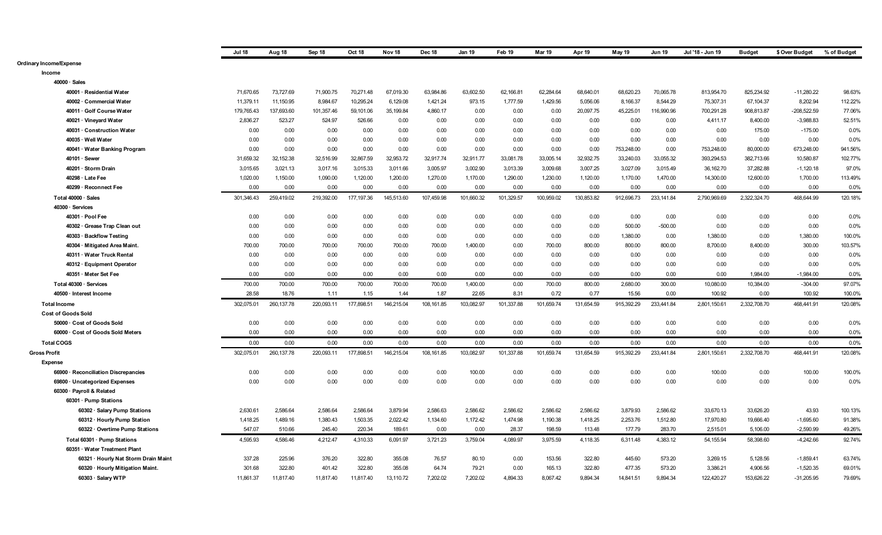| | Jul 18 | Aug 18 | Sep 18 | Oct 18 | Nov 18 | Dec 18 | Jan 19 | Feb 19 | Mar 19 | Apr 19 | May 19 | Jun 19 | Jul '18 - Jun 19 | Budget | $ Over Budget | % of Budget |
|---|---|---|---|---|---|---|---|---|---|---|---|---|---|---|---|---|
| Ordinary Income/Expense | | | | | | | | | | | | | | | | |
| Income | | | | | | | | | | | | | | | | |
| 40000 · Sales | | | | | | | | | | | | | | | | |
| 40001 · Residential Water | 71,670.65 | 73,727.69 | 71,900.75 | 70,271.48 | 67,019.30 | 63,984.86 | 63,602.50 | 62,166.81 | 62,284.64 | 68,640.01 | 68,620.23 | 70,065.78 | 813,954.70 | 825,234.92 | -11,280.22 | 98.63% |
| 40002 · Commercial Water | 11,379.11 | 11,150.95 | 8,984.67 | 10,295.24 | 6,129.08 | 1,421.24 | 973.15 | 1,777.59 | 1,429.56 | 5,056.06 | 8,166.37 | 8,544.29 | 75,307.31 | 67,104.37 | 8,202.94 | 112.22% |
| 40011 · Golf Course Water | 179,765.43 | 137,693.60 | 101,357.46 | 59,101.06 | 35,199.84 | 4,860.17 | 0.00 | 0.00 | 0.00 | 20,097.75 | 45,225.01 | 116,990.96 | 700,291.28 | 908,813.87 | -208,522.59 | 77.06% |
| 40021 · Vineyard Water | 2,836.27 | 523.27 | 524.97 | 526.66 | 0.00 | 0.00 | 0.00 | 0.00 | 0.00 | 0.00 | 0.00 | 0.00 | 4,411.17 | 8,400.00 | -3,988.83 | 52.51% |
| 40031 · Construction Water | 0.00 | 0.00 | 0.00 | 0.00 | 0.00 | 0.00 | 0.00 | 0.00 | 0.00 | 0.00 | 0.00 | 0.00 | 0.00 | 175.00 | -175.00 | 0.0% |
| 40035 · Well Water | 0.00 | 0.00 | 0.00 | 0.00 | 0.00 | 0.00 | 0.00 | 0.00 | 0.00 | 0.00 | 0.00 | 0.00 | 0.00 | 0.00 | 0.00 | 0.0% |
| 40041 · Water Banking Program | 0.00 | 0.00 | 0.00 | 0.00 | 0.00 | 0.00 | 0.00 | 0.00 | 0.00 | 0.00 | 753,248.00 | 0.00 | 753,248.00 | 80,000.00 | 673,248.00 | 941.56% |
| 40101 · Sewer | 31,659.32 | 32,152.38 | 32,516.99 | 32,867.59 | 32,953.72 | 32,917.74 | 32,911.77 | 33,081.78 | 33,005.14 | 32,932.75 | 33,240.03 | 33,055.32 | 393,294.53 | 382,713.66 | 10,580.87 | 102.77% |
| 40201 · Storm Drain | 3,015.65 | 3,021.13 | 3,017.16 | 3,015.33 | 3,011.66 | 3,005.97 | 3,002.90 | 3,013.39 | 3,009.68 | 3,007.25 | 3,027.09 | 3,015.49 | 36,162.70 | 37,282.88 | -1,120.18 | 97.0% |
| 40298 · Late Fee | 1,020.00 | 1,150.00 | 1,090.00 | 1,120.00 | 1,200.00 | 1,270.00 | 1,170.00 | 1,290.00 | 1,230.00 | 1,120.00 | 1,170.00 | 1,470.00 | 14,300.00 | 12,600.00 | 1,700.00 | 113.49% |
| 40299 · Reconnect Fee | 0.00 | 0.00 | 0.00 | 0.00 | 0.00 | 0.00 | 0.00 | 0.00 | 0.00 | 0.00 | 0.00 | 0.00 | 0.00 | 0.00 | 0.00 | 0.0% |
| Total 40000 · Sales | 301,346.43 | 259,419.02 | 219,392.00 | 177,197.36 | 145,513.60 | 107,459.98 | 101,660.32 | 101,329.57 | 100,959.02 | 130,853.82 | 912,696.73 | 233,141.84 | 2,790,969.69 | 2,322,324.70 | 468,644.99 | 120.18% |
| 40300 · Services | | | | | | | | | | | | | | | | |
| 40301 · Pool Fee | 0.00 | 0.00 | 0.00 | 0.00 | 0.00 | 0.00 | 0.00 | 0.00 | 0.00 | 0.00 | 0.00 | 0.00 | 0.00 | 0.00 | 0.00 | 0.0% |
| 40302 · Grease Trap Clean out | 0.00 | 0.00 | 0.00 | 0.00 | 0.00 | 0.00 | 0.00 | 0.00 | 0.00 | 0.00 | 500.00 | -500.00 | 0.00 | 0.00 | 0.00 | 0.0% |
| 40303 · Backflow Testing | 0.00 | 0.00 | 0.00 | 0.00 | 0.00 | 0.00 | 0.00 | 0.00 | 0.00 | 0.00 | 1,380.00 | 0.00 | 1,380.00 | 0.00 | 1,380.00 | 100.0% |
| 40304 · Mitigated Area Maint. | 700.00 | 700.00 | 700.00 | 700.00 | 700.00 | 700.00 | 1,400.00 | 0.00 | 700.00 | 800.00 | 800.00 | 800.00 | 8,700.00 | 8,400.00 | 300.00 | 103.57% |
| 40311 · Water Truck Rental | 0.00 | 0.00 | 0.00 | 0.00 | 0.00 | 0.00 | 0.00 | 0.00 | 0.00 | 0.00 | 0.00 | 0.00 | 0.00 | 0.00 | 0.00 | 0.0% |
| 40312 · Equipment Operator | 0.00 | 0.00 | 0.00 | 0.00 | 0.00 | 0.00 | 0.00 | 0.00 | 0.00 | 0.00 | 0.00 | 0.00 | 0.00 | 0.00 | 0.00 | 0.0% |
| 40351 · Meter Set Fee | 0.00 | 0.00 | 0.00 | 0.00 | 0.00 | 0.00 | 0.00 | 0.00 | 0.00 | 0.00 | 0.00 | 0.00 | 0.00 | 1,984.00 | -1,984.00 | 0.0% |
| Total 40300 · Services | 700.00 | 700.00 | 700.00 | 700.00 | 700.00 | 700.00 | 1,400.00 | 0.00 | 700.00 | 800.00 | 2,680.00 | 300.00 | 10,080.00 | 10,384.00 | -304.00 | 97.07% |
| 40500 · Interest Income | 28.58 | 18.76 | 1.11 | 1.15 | 1.44 | 1.87 | 22.65 | 8.31 | 0.72 | 0.77 | 15.56 | 0.00 | 100.92 | 0.00 | 100.92 | 100.0% |
| Total Income | 302,075.01 | 260,137.78 | 220,093.11 | 177,898.51 | 146,215.04 | 108,161.85 | 103,082.97 | 101,337.88 | 101,659.74 | 131,654.59 | 915,392.29 | 233,441.84 | 2,801,150.61 | 2,332,708.70 | 468,441.91 | 120.08% |
| Cost of Goods Sold | | | | | | | | | | | | | | | | |
| 50000 · Cost of Goods Sold | 0.00 | 0.00 | 0.00 | 0.00 | 0.00 | 0.00 | 0.00 | 0.00 | 0.00 | 0.00 | 0.00 | 0.00 | 0.00 | 0.00 | 0.00 | 0.0% |
| 60000 · Cost of Goods Sold Meters | 0.00 | 0.00 | 0.00 | 0.00 | 0.00 | 0.00 | 0.00 | 0.00 | 0.00 | 0.00 | 0.00 | 0.00 | 0.00 | 0.00 | 0.00 | 0.0% |
| Total COGS | 0.00 | 0.00 | 0.00 | 0.00 | 0.00 | 0.00 | 0.00 | 0.00 | 0.00 | 0.00 | 0.00 | 0.00 | 0.00 | 0.00 | 0.00 | 0.0% |
| Gross Profit | 302,075.01 | 260,137.78 | 220,093.11 | 177,898.51 | 146,215.04 | 108,161.85 | 103,082.97 | 101,337.88 | 101,659.74 | 131,654.59 | 915,392.29 | 233,441.84 | 2,801,150.61 | 2,332,708.70 | 468,441.91 | 120.08% |
| Expense | | | | | | | | | | | | | | | | |
| 66900 · Reconciliation Discrepancies | 0.00 | 0.00 | 0.00 | 0.00 | 0.00 | 0.00 | 100.00 | 0.00 | 0.00 | 0.00 | 0.00 | 0.00 | 100.00 | 0.00 | 100.00 | 100.0% |
| 69800 · Uncategorized Expenses | 0.00 | 0.00 | 0.00 | 0.00 | 0.00 | 0.00 | 0.00 | 0.00 | 0.00 | 0.00 | 0.00 | 0.00 | 0.00 | 0.00 | 0.00 | 0.0% |
| 60300 · Payroll & Related | | | | | | | | | | | | | | | | |
| 60301 · Pump Stations | | | | | | | | | | | | | | | | |
| 60302 · Salary Pump Stations | 2,630.61 | 2,586.64 | 2,586.64 | 2,586.64 | 3,879.94 | 2,586.63 | 2,586.62 | 2,586.62 | 2,586.62 | 2,586.62 | 3,879.93 | 2,586.62 | 33,670.13 | 33,626.20 | 43.93 | 100.13% |
| 60312 · Hourly Pump Station | 1,418.25 | 1,489.16 | 1,380.43 | 1,503.35 | 2,022.42 | 1,134.60 | 1,172.42 | 1,474.98 | 1,190.38 | 1,418.25 | 2,253.76 | 1,512.80 | 17,970.80 | 19,666.40 | -1,695.60 | 91.38% |
| 60322 · Overtime Pump Stations | 547.07 | 510.66 | 245.40 | 220.34 | 189.61 | 0.00 | 0.00 | 28.37 | 198.59 | 113.48 | 177.79 | 283.70 | 2,515.01 | 5,106.00 | -2,590.99 | 49.26% |
| Total 60301 · Pump Stations | 4,595.93 | 4,586.46 | 4,212.47 | 4,310.33 | 6,091.97 | 3,721.23 | 3,759.04 | 4,089.97 | 3,975.59 | 4,118.35 | 6,311.48 | 4,383.12 | 54,155.94 | 58,398.60 | -4,242.66 | 92.74% |
| 60351 · Water Treatment Plant | | | | | | | | | | | | | | | | |
| 60321 · Hourly Nat Storm Drain Maint | 337.28 | 225.96 | 376.20 | 322.80 | 355.08 | 76.57 | 80.10 | 0.00 | 153.56 | 322.80 | 445.60 | 573.20 | 3,269.15 | 5,128.56 | -1,859.41 | 63.74% |
| 60320 · Hourly Mitigation Maint. | 301.68 | 322.80 | 401.42 | 322.80 | 355.08 | 64.74 | 79.21 | 0.00 | 165.13 | 322.80 | 477.35 | 573.20 | 3,386.21 | 4,906.56 | -1,520.35 | 69.01% |
| 60303 · Salary WTP | 11,861.37 | 11,817.40 | 11,817.40 | 11,817.40 | 13,110.72 | 7,202.02 | 7,202.02 | 4,894.33 | 8,067.42 | 9,894.34 | 14,841.51 | 9,894.34 | 122,420.27 | 153,626.22 | -31,205.95 | 79.69% |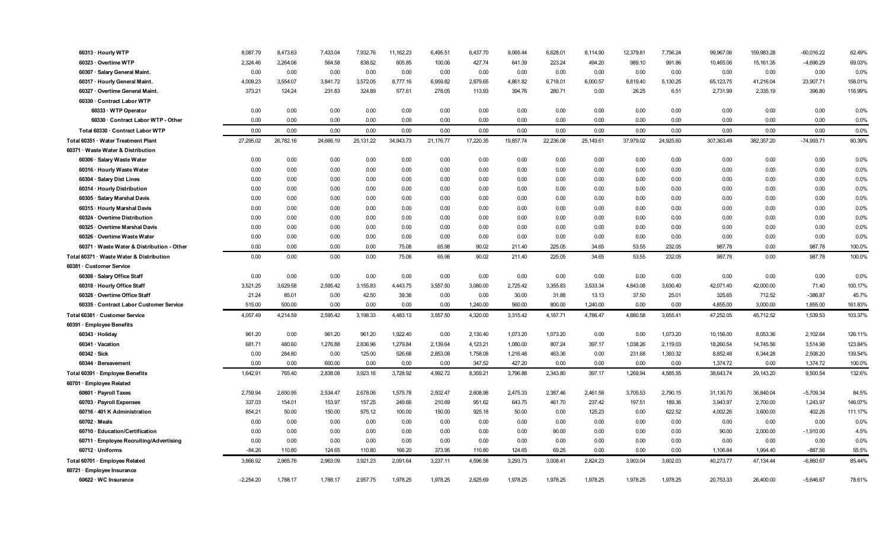| | | | | | | | | | | | | | | | | |
|---|---|---|---|---|---|---|---|---|---|---|---|---|---|---|---|---|
| 60313 · Hourly WTP | 8,087.79 | 8,473.63 | 7,433.04 | 7,932.76 | 11,162.23 | 6,495.51 | 6,437.70 | 9,065.44 | 6,628.01 | 8,114.90 | 12,379.81 | 7,756.24 | 99,967.06 | 159,983.28 | -60,016.22 | 62.49% |
| 60323 · Overtime WTP | 2,324.46 | 2,264.06 | 564.58 | 838.52 | 605.85 | 100.06 | 427.74 | 641.39 | 223.24 | 494.20 | 989.10 | 991.86 | 10,465.06 | 15,161.35 | -4,696.29 | 69.03% |
| 60307 · Salary General Maint. | 0.00 | 0.00 | 0.00 | 0.00 | 0.00 | 0.00 | 0.00 | 0.00 | 0.00 | 0.00 | 0.00 | 0.00 | 0.00 | 0.00 | 0.00 | 0.0% |
| 60317 · Hourly General Maint. | 4,009.23 | 3,554.07 | 3,841.72 | 3,572.05 | 8,777.16 | 6,959.82 | 2,879.65 | 4,861.82 | 6,718.01 | 6,000.57 | 8,819.40 | 5,130.25 | 65,123.75 | 41,216.04 | 23,907.71 | 158.01% |
| 60327 · Overtime General Maint. | 373.21 | 124.24 | 231.83 | 324.89 | 577.61 | 278.05 | 113.93 | 394.76 | 280.71 | 0.00 | 26.25 | 6.51 | 2,731.99 | 2,335.19 | 396.80 | 116.99% |
| 60330 · Contract Labor WTP | | | | | | | | | | | | | | | | |
| 60333 · WTP Operator | 0.00 | 0.00 | 0.00 | 0.00 | 0.00 | 0.00 | 0.00 | 0.00 | 0.00 | 0.00 | 0.00 | 0.00 | 0.00 | 0.00 | 0.00 | 0.0% |
| 60330 · Contract Labor WTP - Other | 0.00 | 0.00 | 0.00 | 0.00 | 0.00 | 0.00 | 0.00 | 0.00 | 0.00 | 0.00 | 0.00 | 0.00 | 0.00 | 0.00 | 0.00 | 0.0% |
| Total 60330 · Contract Labor WTP | 0.00 | 0.00 | 0.00 | 0.00 | 0.00 | 0.00 | 0.00 | 0.00 | 0.00 | 0.00 | 0.00 | 0.00 | 0.00 | 0.00 | 0.00 | 0.0% |
| Total 60351 · Water Treatment Plant | 27,295.02 | 26,782.16 | 24,666.19 | 25,131.22 | 34,943.73 | 21,176.77 | 17,220.35 | 19,857.74 | 22,236.08 | 25,149.61 | 37,979.02 | 24,925.60 | 307,363.49 | 382,357.20 | -74,993.71 | 80.39% |
| 60371 · Waste Water & Distribution | | | | | | | | | | | | | | | | |
| 60306 · Salary Waste Water | 0.00 | 0.00 | 0.00 | 0.00 | 0.00 | 0.00 | 0.00 | 0.00 | 0.00 | 0.00 | 0.00 | 0.00 | 0.00 | 0.00 | 0.00 | 0.0% |
| 60316 · Hourly Waste Water | 0.00 | 0.00 | 0.00 | 0.00 | 0.00 | 0.00 | 0.00 | 0.00 | 0.00 | 0.00 | 0.00 | 0.00 | 0.00 | 0.00 | 0.00 | 0.0% |
| 60304 · Salary Dist Lines | 0.00 | 0.00 | 0.00 | 0.00 | 0.00 | 0.00 | 0.00 | 0.00 | 0.00 | 0.00 | 0.00 | 0.00 | 0.00 | 0.00 | 0.00 | 0.0% |
| 60314 · Hourly Distribution | 0.00 | 0.00 | 0.00 | 0.00 | 0.00 | 0.00 | 0.00 | 0.00 | 0.00 | 0.00 | 0.00 | 0.00 | 0.00 | 0.00 | 0.00 | 0.0% |
| 60305 · Salary Marshal Davis | 0.00 | 0.00 | 0.00 | 0.00 | 0.00 | 0.00 | 0.00 | 0.00 | 0.00 | 0.00 | 0.00 | 0.00 | 0.00 | 0.00 | 0.00 | 0.0% |
| 60315 · Hourly Marshal Davis | 0.00 | 0.00 | 0.00 | 0.00 | 0.00 | 0.00 | 0.00 | 0.00 | 0.00 | 0.00 | 0.00 | 0.00 | 0.00 | 0.00 | 0.00 | 0.0% |
| 60324 · Overtime Distribution | 0.00 | 0.00 | 0.00 | 0.00 | 0.00 | 0.00 | 0.00 | 0.00 | 0.00 | 0.00 | 0.00 | 0.00 | 0.00 | 0.00 | 0.00 | 0.0% |
| 60325 · Overtime Marshal Davis | 0.00 | 0.00 | 0.00 | 0.00 | 0.00 | 0.00 | 0.00 | 0.00 | 0.00 | 0.00 | 0.00 | 0.00 | 0.00 | 0.00 | 0.00 | 0.0% |
| 60326 · Overtime Waste Water | 0.00 | 0.00 | 0.00 | 0.00 | 0.00 | 0.00 | 0.00 | 0.00 | 0.00 | 0.00 | 0.00 | 0.00 | 0.00 | 0.00 | 0.00 | 0.0% |
| 60371 · Waste Water & Distribution - Other | 0.00 | 0.00 | 0.00 | 0.00 | 75.08 | 65.98 | 90.02 | 211.40 | 225.05 | 34.65 | 53.55 | 232.05 | 987.78 | 0.00 | 987.78 | 100.0% |
| Total 60371 · Waste Water & Distribution | 0.00 | 0.00 | 0.00 | 0.00 | 75.08 | 65.98 | 90.02 | 211.40 | 225.05 | 34.65 | 53.55 | 232.05 | 987.78 | 0.00 | 987.78 | 100.0% |
| 60381 · Customer Service | | | | | | | | | | | | | | | | |
| 60308 · Salary Office Staff | 0.00 | 0.00 | 0.00 | 0.00 | 0.00 | 0.00 | 0.00 | 0.00 | 0.00 | 0.00 | 0.00 | 0.00 | 0.00 | 0.00 | 0.00 | 0.0% |
| 60318 · Hourly Office Staff | 3,521.25 | 3,629.58 | 2,595.42 | 3,155.83 | 4,443.75 | 3,557.50 | 3,080.00 | 2,725.42 | 3,355.83 | 3,533.34 | 4,843.08 | 3,630.40 | 42,071.40 | 42,000.00 | 71.40 | 100.17% |
| 60328 · Overtime Office Staff | 21.24 | 85.01 | 0.00 | 42.50 | 39.38 | 0.00 | 0.00 | 30.00 | 31.88 | 13.13 | 37.50 | 25.01 | 325.65 | 712.52 | -386.87 | 45.7% |
| 60335 · Contract Labor Customer Service | 515.00 | 500.00 | 0.00 | 0.00 | 0.00 | 0.00 | 1,240.00 | 560.00 | 800.00 | 1,240.00 | 0.00 | 0.00 | 4,855.00 | 3,000.00 | 1,855.00 | 161.83% |
| Total 60381 · Customer Service | 4,057.49 | 4,214.59 | 2,595.42 | 3,198.33 | 4,483.13 | 3,557.50 | 4,320.00 | 3,315.42 | 4,187.71 | 4,786.47 | 4,880.58 | 3,655.41 | 47,252.05 | 45,712.52 | 1,539.53 | 103.37% |
| 60391 · Employee Benefits | | | | | | | | | | | | | | | | |
| 60343 · Holiday | 961.20 | 0.00 | 961.20 | 961.20 | 1,922.40 | 0.00 | 2,130.40 | 1,073.20 | 1,073.20 | 0.00 | 0.00 | 1,073.20 | 10,156.00 | 8,053.36 | 2,102.64 | 126.11% |
| 60341 · Vacation | 681.71 | 480.60 | 1,276.88 | 2,836.96 | 1,279.84 | 2,139.64 | 4,123.21 | 1,080.00 | 807.24 | 397.17 | 1,038.26 | 2,119.03 | 18,260.54 | 14,745.56 | 3,514.98 | 123.84% |
| 60342 · Sick | 0.00 | 284.80 | 0.00 | 125.00 | 526.68 | 2,853.08 | 1,758.08 | 1,216.48 | 463.36 | 0.00 | 231.68 | 1,393.32 | 8,852.48 | 6,344.28 | 2,508.20 | 139.54% |
| 60344 · Bereavement | 0.00 | 0.00 | 600.00 | 0.00 | 0.00 | 0.00 | 347.52 | 427.20 | 0.00 | 0.00 | 0.00 | 0.00 | 1,374.72 | 0.00 | 1,374.72 | 100.0% |
| Total 60391 · Employee Benefits | 1,642.91 | 765.40 | 2,838.08 | 3,923.16 | 3,728.92 | 4,992.72 | 8,359.21 | 3,796.88 | 2,343.80 | 397.17 | 1,269.94 | 4,585.55 | 38,643.74 | 29,143.20 | 9,500.54 | 132.6% |
| 60701 · Employee Related | | | | | | | | | | | | | | | | |
| 60601 · Payroll Taxes | 2,759.94 | 2,650.95 | 2,534.47 | 2,678.06 | 1,575.78 | 2,502.47 | 2,608.98 | 2,475.33 | 2,387.46 | 2,461.58 | 3,705.53 | 2,790.15 | 31,130.70 | 36,840.04 | -5,709.34 | 84.5% |
| 60703 · Payroll Expenses | 337.03 | 154.01 | 153.97 | 157.25 | 249.66 | 210.69 | 951.62 | 643.75 | 461.70 | 237.42 | 197.51 | 189.36 | 3,943.97 | 2,700.00 | 1,243.97 | 146.07% |
| 60716 · 401 K Administration | 854.21 | 50.00 | 150.00 | 975.12 | 100.00 | 150.00 | 925.18 | 50.00 | 0.00 | 125.23 | 0.00 | 622.52 | 4,002.26 | 3,600.00 | 402.26 | 111.17% |
| 60702 · Meals | 0.00 | 0.00 | 0.00 | 0.00 | 0.00 | 0.00 | 0.00 | 0.00 | 0.00 | 0.00 | 0.00 | 0.00 | 0.00 | 0.00 | 0.00 | 0.0% |
| 60710 · Education/Certification | 0.00 | 0.00 | 0.00 | 0.00 | 0.00 | 0.00 | 0.00 | 0.00 | 90.00 | 0.00 | 0.00 | 0.00 | 90.00 | 2,000.00 | -1,910.00 | 4.5% |
| 60711 · Employee Recruiting/Advertising | 0.00 | 0.00 | 0.00 | 0.00 | 0.00 | 0.00 | 0.00 | 0.00 | 0.00 | 0.00 | 0.00 | 0.00 | 0.00 | 0.00 | 0.00 | 0.0% |
| 60712 · Uniforms | -84.26 | 110.80 | 124.65 | 110.80 | 166.20 | 373.95 | 110.80 | 124.65 | 69.25 | 0.00 | 0.00 | 0.00 | 1,106.84 | 1,994.40 | -887.56 | 55.5% |
| Total 60701 · Employee Related | 3,866.92 | 2,965.76 | 2,963.09 | 3,921.23 | 2,091.64 | 3,237.11 | 4,596.58 | 3,293.73 | 3,008.41 | 2,824.23 | 3,903.04 | 3,602.03 | 40,273.77 | 47,134.44 | -6,860.67 | 85.44% |
| 60721 · Employee Insurance | | | | | | | | | | | | | | | | |
| 60622 · WC Insurance | -2,254.20 | 1,788.17 | 1,788.17 | 2,957.75 | 1,978.25 | 1,978.25 | 2,625.69 | 1,978.25 | 1,978.25 | 1,978.25 | 1,978.25 | 1,978.25 | 20,753.33 | 26,400.00 | -5,646.67 | 78.61% |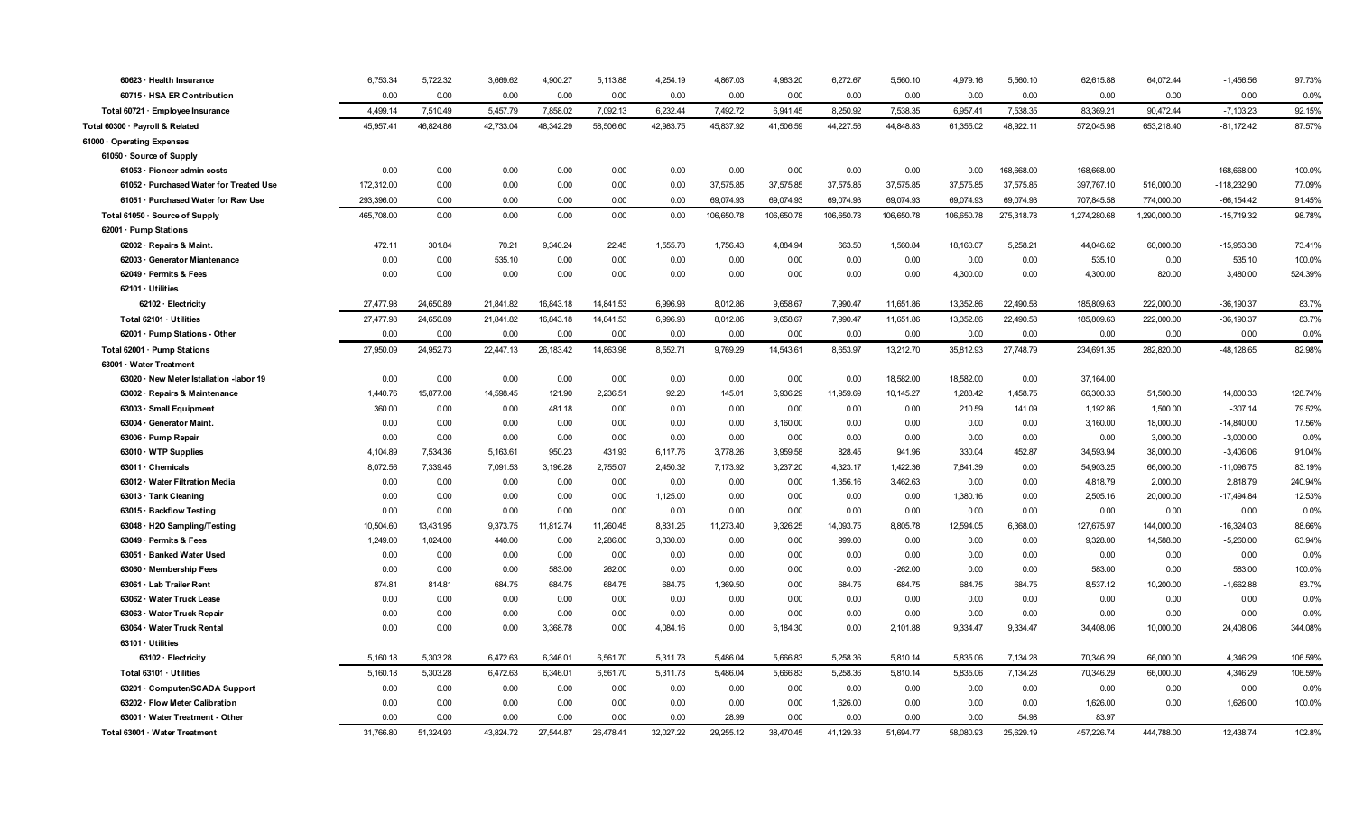| | | | | | | | | | | | | | | | | |
|---|---|---|---|---|---|---|---|---|---|---|---|---|---|---|---|---|
| 60623 · Health Insurance | 6,753.34 | 5,722.32 | 3,669.62 | 4,900.27 | 5,113.88 | 4,254.19 | 4,867.03 | 4,963.20 | 6,272.67 | 5,560.10 | 4,979.16 | 5,560.10 | 62,615.88 | 64,072.44 | -1,456.56 | 97.73% |
| 60715 · HSA ER Contribution | 0.00 | 0.00 | 0.00 | 0.00 | 0.00 | 0.00 | 0.00 | 0.00 | 0.00 | 0.00 | 0.00 | 0.00 | 0.00 | 0.00 | 0.00 | 0.0% |
| Total 60721 · Employee Insurance | 4,499.14 | 7,510.49 | 5,457.79 | 7,858.02 | 7,092.13 | 6,232.44 | 7,492.72 | 6,941.45 | 8,250.92 | 7,538.35 | 6,957.41 | 7,538.35 | 83,369.21 | 90,472.44 | -7,103.23 | 92.15% |
| Total 60300 · Payroll & Related | 45,957.41 | 46,824.86 | 42,733.04 | 48,342.29 | 58,506.60 | 42,983.75 | 45,837.92 | 41,506.59 | 44,227.56 | 44,848.83 | 61,355.02 | 48,922.11 | 572,045.98 | 653,218.40 | -81,172.42 | 87.57% |
| 61000 · Operating Expenses | | | | | | | | | | | | | | | | |
| 61050 · Source of Supply | | | | | | | | | | | | | | | | |
| 61053 · Pioneer admin costs | 0.00 | 0.00 | 0.00 | 0.00 | 0.00 | 0.00 | 0.00 | 0.00 | 0.00 | 0.00 | 0.00 | 168,668.00 | 168,668.00 | | 168,668.00 | 100.0% |
| 61052 · Purchased Water for Treated Use | 172,312.00 | 0.00 | 0.00 | 0.00 | 0.00 | 0.00 | 37,575.85 | 37,575.85 | 37,575.85 | 37,575.85 | 37,575.85 | 37,575.85 | 397,767.10 | 516,000.00 | -118,232.90 | 77.09% |
| 61051 · Purchased Water for Raw Use | 293,396.00 | 0.00 | 0.00 | 0.00 | 0.00 | 0.00 | 69,074.93 | 69,074.93 | 69,074.93 | 69,074.93 | 69,074.93 | 69,074.93 | 707,845.58 | 774,000.00 | -66,154.42 | 91.45% |
| Total 61050 · Source of Supply | 465,708.00 | 0.00 | 0.00 | 0.00 | 0.00 | 0.00 | 106,650.78 | 106,650.78 | 106,650.78 | 106,650.78 | 106,650.78 | 275,318.78 | 1,274,280.68 | 1,290,000.00 | -15,719.32 | 98.78% |
| 62001 · Pump Stations | | | | | | | | | | | | | | | | |
| 62002 · Repairs & Maint. | 472.11 | 301.84 | 70.21 | 9,340.24 | 22.45 | 1,555.78 | 1,756.43 | 4,884.94 | 663.50 | 1,560.84 | 18,160.07 | 5,258.21 | 44,046.62 | 60,000.00 | -15,953.38 | 73.41% |
| 62003 · Generator Miantenance | 0.00 | 0.00 | 535.10 | 0.00 | 0.00 | 0.00 | 0.00 | 0.00 | 0.00 | 0.00 | 0.00 | 0.00 | 535.10 | 0.00 | 535.10 | 100.0% |
| 62049 · Permits & Fees | 0.00 | 0.00 | 0.00 | 0.00 | 0.00 | 0.00 | 0.00 | 0.00 | 0.00 | 0.00 | 4,300.00 | 0.00 | 4,300.00 | 820.00 | 3,480.00 | 524.39% |
| 62101 · Utilities | | | | | | | | | | | | | | | | |
| 62102 · Electricity | 27,477.98 | 24,650.89 | 21,841.82 | 16,843.18 | 14,841.53 | 6,996.93 | 8,012.86 | 9,658.67 | 7,990.47 | 11,651.86 | 13,352.86 | 22,490.58 | 185,809.63 | 222,000.00 | -36,190.37 | 83.7% |
| Total 62101 · Utilities | 27,477.98 | 24,650.89 | 21,841.82 | 16,843.18 | 14,841.53 | 6,996.93 | 8,012.86 | 9,658.67 | 7,990.47 | 11,651.86 | 13,352.86 | 22,490.58 | 185,809.63 | 222,000.00 | -36,190.37 | 83.7% |
| 62001 · Pump Stations - Other | 0.00 | 0.00 | 0.00 | 0.00 | 0.00 | 0.00 | 0.00 | 0.00 | 0.00 | 0.00 | 0.00 | 0.00 | 0.00 | 0.00 | 0.00 | 0.0% |
| Total 62001 · Pump Stations | 27,950.09 | 24,952.73 | 22,447.13 | 26,183.42 | 14,863.98 | 8,552.71 | 9,769.29 | 14,543.61 | 8,653.97 | 13,212.70 | 35,812.93 | 27,748.79 | 234,691.35 | 282,820.00 | -48,128.65 | 82.98% |
| 63001 · Water Treatment | | | | | | | | | | | | | | | | |
| 63020 · New Meter Istallation -labor 19 | 0.00 | 0.00 | 0.00 | 0.00 | 0.00 | 0.00 | 0.00 | 0.00 | 0.00 | 18,582.00 | 18,582.00 | 0.00 | 37,164.00 | | | |
| 63002 · Repairs & Maintenance | 1,440.76 | 15,877.08 | 14,598.45 | 121.90 | 2,236.51 | 92.20 | 145.01 | 6,936.29 | 11,959.69 | 10,145.27 | 1,288.42 | 1,458.75 | 66,300.33 | 51,500.00 | 14,800.33 | 128.74% |
| 63003 · Small Equipment | 360.00 | 0.00 | 0.00 | 481.18 | 0.00 | 0.00 | 0.00 | 0.00 | 0.00 | 0.00 | 210.59 | 141.09 | 1,192.86 | 1,500.00 | -307.14 | 79.52% |
| 63004 · Generator Maint. | 0.00 | 0.00 | 0.00 | 0.00 | 0.00 | 0.00 | 0.00 | 3,160.00 | 0.00 | 0.00 | 0.00 | 0.00 | 3,160.00 | 18,000.00 | -14,840.00 | 17.56% |
| 63006 · Pump Repair | 0.00 | 0.00 | 0.00 | 0.00 | 0.00 | 0.00 | 0.00 | 0.00 | 0.00 | 0.00 | 0.00 | 0.00 | 0.00 | 3,000.00 | -3,000.00 | 0.0% |
| 63010 · WTP Supplies | 4,104.89 | 7,534.36 | 5,163.61 | 950.23 | 431.93 | 6,117.76 | 3,778.26 | 3,959.58 | 828.45 | 941.96 | 330.04 | 452.87 | 34,593.94 | 38,000.00 | -3,406.06 | 91.04% |
| 63011 · Chemicals | 8,072.56 | 7,339.45 | 7,091.53 | 3,196.28 | 2,755.07 | 2,450.32 | 7,173.92 | 3,237.20 | 4,323.17 | 1,422.36 | 7,841.39 | 0.00 | 54,903.25 | 66,000.00 | -11,096.75 | 83.19% |
| 63012 · Water Filtration Media | 0.00 | 0.00 | 0.00 | 0.00 | 0.00 | 0.00 | 0.00 | 0.00 | 1,356.16 | 3,462.63 | 0.00 | 0.00 | 4,818.79 | 2,000.00 | 2,818.79 | 240.94% |
| 63013 · Tank Cleaning | 0.00 | 0.00 | 0.00 | 0.00 | 0.00 | 1,125.00 | 0.00 | 0.00 | 0.00 | 0.00 | 1,380.16 | 0.00 | 2,505.16 | 20,000.00 | -17,494.84 | 12.53% |
| 63015 · Backflow Testing | 0.00 | 0.00 | 0.00 | 0.00 | 0.00 | 0.00 | 0.00 | 0.00 | 0.00 | 0.00 | 0.00 | 0.00 | 0.00 | 0.00 | 0.00 | 0.0% |
| 63048 · H2O Sampling/Testing | 10,504.60 | 13,431.95 | 9,373.75 | 11,812.74 | 11,260.45 | 8,831.25 | 11,273.40 | 9,326.25 | 14,093.75 | 8,805.78 | 12,594.05 | 6,368.00 | 127,675.97 | 144,000.00 | -16,324.03 | 88.66% |
| 63049 · Permits & Fees | 1,249.00 | 1,024.00 | 440.00 | 0.00 | 2,286.00 | 3,330.00 | 0.00 | 0.00 | 999.00 | 0.00 | 0.00 | 0.00 | 9,328.00 | 14,588.00 | -5,260.00 | 63.94% |
| 63051 · Banked Water Used | 0.00 | 0.00 | 0.00 | 0.00 | 0.00 | 0.00 | 0.00 | 0.00 | 0.00 | 0.00 | 0.00 | 0.00 | 0.00 | 0.00 | 0.00 | 0.0% |
| 63060 · Membership Fees | 0.00 | 0.00 | 0.00 | 583.00 | 262.00 | 0.00 | 0.00 | 0.00 | 0.00 | -262.00 | 0.00 | 0.00 | 583.00 | 0.00 | 583.00 | 100.0% |
| 63061 · Lab Trailer Rent | 874.81 | 814.81 | 684.75 | 684.75 | 684.75 | 684.75 | 1,369.50 | 0.00 | 684.75 | 684.75 | 684.75 | 684.75 | 8,537.12 | 10,200.00 | -1,662.88 | 83.7% |
| 63062 · Water Truck Lease | 0.00 | 0.00 | 0.00 | 0.00 | 0.00 | 0.00 | 0.00 | 0.00 | 0.00 | 0.00 | 0.00 | 0.00 | 0.00 | 0.00 | 0.00 | 0.0% |
| 63063 · Water Truck Repair | 0.00 | 0.00 | 0.00 | 0.00 | 0.00 | 0.00 | 0.00 | 0.00 | 0.00 | 0.00 | 0.00 | 0.00 | 0.00 | 0.00 | 0.00 | 0.0% |
| 63064 · Water Truck Rental | 0.00 | 0.00 | 0.00 | 3,368.78 | 0.00 | 4,084.16 | 0.00 | 6,184.30 | 0.00 | 2,101.88 | 9,334.47 | 9,334.47 | 34,408.06 | 10,000.00 | 24,408.06 | 344.08% |
| 63101 · Utilities | | | | | | | | | | | | | | | | |
| 63102 · Electricity | 5,160.18 | 5,303.28 | 6,472.63 | 6,346.01 | 6,561.70 | 5,311.78 | 5,486.04 | 5,666.83 | 5,258.36 | 5,810.14 | 5,835.06 | 7,134.28 | 70,346.29 | 66,000.00 | 4,346.29 | 106.59% |
| Total 63101 · Utilities | 5,160.18 | 5,303.28 | 6,472.63 | 6,346.01 | 6,561.70 | 5,311.78 | 5,486.04 | 5,666.83 | 5,258.36 | 5,810.14 | 5,835.06 | 7,134.28 | 70,346.29 | 66,000.00 | 4,346.29 | 106.59% |
| 63201 · Computer/SCADA Support | 0.00 | 0.00 | 0.00 | 0.00 | 0.00 | 0.00 | 0.00 | 0.00 | 0.00 | 0.00 | 0.00 | 0.00 | 0.00 | 0.00 | 0.00 | 0.0% |
| 63202 · Flow Meter Calibration | 0.00 | 0.00 | 0.00 | 0.00 | 0.00 | 0.00 | 0.00 | 0.00 | 1,626.00 | 0.00 | 0.00 | 0.00 | 1,626.00 | 0.00 | 1,626.00 | 100.0% |
| 63001 · Water Treatment - Other | 0.00 | 0.00 | 0.00 | 0.00 | 0.00 | 0.00 | 28.99 | 0.00 | 0.00 | 0.00 | 0.00 | 54.98 | 83.97 | | | |
| Total 63001 · Water Treatment | 31,766.80 | 51,324.93 | 43,824.72 | 27,544.87 | 26,478.41 | 32,027.22 | 29,255.12 | 38,470.45 | 41,129.33 | 51,694.77 | 58,080.93 | 25,629.19 | 457,226.74 | 444,788.00 | 12,438.74 | 102.8% |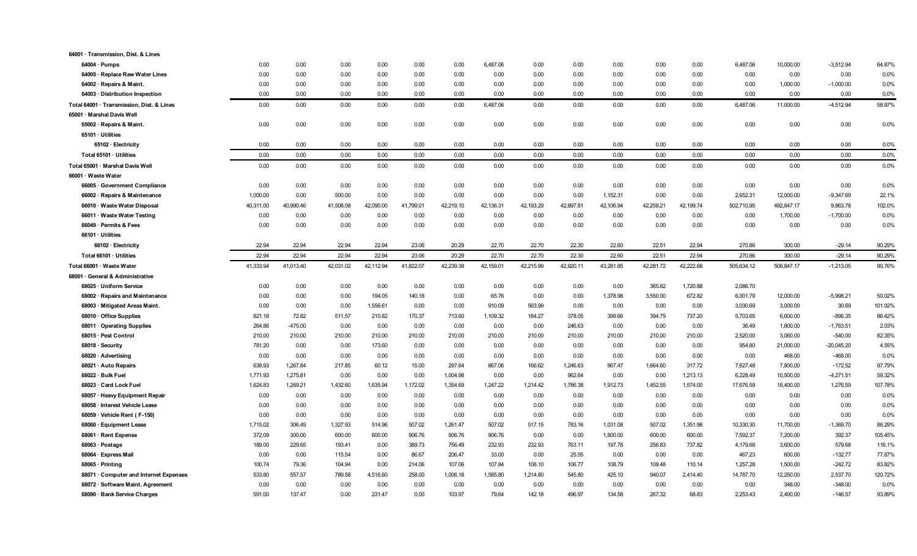| | | | | | | | | | | | | | | | | |
|---|---|---|---|---|---|---|---|---|---|---|---|---|---|---|---|---|
| 64001 · Transmission, Dist. & Lines | | | | | | | | | | | | | | | | |
| 64004 · Pumps | 0.00 | 0.00 | 0.00 | 0.00 | 0.00 | 0.00 | 6,487.06 | 0.00 | 0.00 | 0.00 | 0.00 | 0.00 | 6,487.06 | 10,000.00 | -3,512.94 | 64.87% |
| 64005 · Replace Raw Water Lines | 0.00 | 0.00 | 0.00 | 0.00 | 0.00 | 0.00 | 0.00 | 0.00 | 0.00 | 0.00 | 0.00 | 0.00 | 0.00 | 0.00 | 0.00 | 0.0% |
| 64002 · Repairs & Maint. | 0.00 | 0.00 | 0.00 | 0.00 | 0.00 | 0.00 | 0.00 | 0.00 | 0.00 | 0.00 | 0.00 | 0.00 | 0.00 | 1,000.00 | -1,000.00 | 0.0% |
| 64003 · Distribution Inspection | 0.00 | 0.00 | 0.00 | 0.00 | 0.00 | 0.00 | 0.00 | 0.00 | 0.00 | 0.00 | 0.00 | 0.00 | 0.00 | 0.00 | 0.00 | 0.0% |
| Total 64001 · Transmission, Dist. & Lines | 0.00 | 0.00 | 0.00 | 0.00 | 0.00 | 0.00 | 6,487.06 | 0.00 | 0.00 | 0.00 | 0.00 | 0.00 | 6,487.06 | 11,000.00 | -4,512.94 | 58.97% |
| 65001 · Marshal Davis Well | | | | | | | | | | | | | | | | |
| 65002 · Repairs & Maint. | 0.00 | 0.00 | 0.00 | 0.00 | 0.00 | 0.00 | 0.00 | 0.00 | 0.00 | 0.00 | 0.00 | 0.00 | 0.00 | 0.00 | 0.00 | 0.0% |
| 65101 · Utilities | | | | | | | | | | | | | | | | |
| 65102 · Electricity | 0.00 | 0.00 | 0.00 | 0.00 | 0.00 | 0.00 | 0.00 | 0.00 | 0.00 | 0.00 | 0.00 | 0.00 | 0.00 | 0.00 | 0.00 | 0.0% |
| Total 65101 · Utilities | 0.00 | 0.00 | 0.00 | 0.00 | 0.00 | 0.00 | 0.00 | 0.00 | 0.00 | 0.00 | 0.00 | 0.00 | 0.00 | 0.00 | 0.00 | 0.0% |
| Total 65001 · Marshal Davis Well | 0.00 | 0.00 | 0.00 | 0.00 | 0.00 | 0.00 | 0.00 | 0.00 | 0.00 | 0.00 | 0.00 | 0.00 | 0.00 | 0.00 | 0.00 | 0.0% |
| 66001 · Waste Water | | | | | | | | | | | | | | | | |
| 66005 · Government Compliance | 0.00 | 0.00 | 0.00 | 0.00 | 0.00 | 0.00 | 0.00 | 0.00 | 0.00 | 0.00 | 0.00 | 0.00 | 0.00 | 0.00 | 0.00 | 0.0% |
| 66002 · Repairs & Maintenance | 1,000.00 | 0.00 | 500.00 | 0.00 | 0.00 | 0.00 | 0.00 | 0.00 | 0.00 | 1,152.31 | 0.00 | 0.00 | 2,652.31 | 12,000.00 | -9,347.69 | 22.1% |
| 66010 · Waste Water Disposal | 40,311.00 | 40,990.46 | 41,508.08 | 42,090.00 | 41,799.01 | 42,219.10 | 42,136.31 | 42,193.29 | 42,897.81 | 42,106.94 | 42,259.21 | 42,199.74 | 502,710.95 | 492,847.17 | 9,863.78 | 102.0% |
| 66011 · Waste Water Testing | 0.00 | 0.00 | 0.00 | 0.00 | 0.00 | 0.00 | 0.00 | 0.00 | 0.00 | 0.00 | 0.00 | 0.00 | 0.00 | 1,700.00 | -1,700.00 | 0.0% |
| 66049 · Permits & Fees | 0.00 | 0.00 | 0.00 | 0.00 | 0.00 | 0.00 | 0.00 | 0.00 | 0.00 | 0.00 | 0.00 | 0.00 | 0.00 | 0.00 | 0.00 | 0.0% |
| 66101 · Utilities | | | | | | | | | | | | | | | | |
| 66102 · Electricity | 22.94 | 22.94 | 22.94 | 22.94 | 23.06 | 20.29 | 22.70 | 22.70 | 22.30 | 22.60 | 22.51 | 22.94 | 270.86 | 300.00 | -29.14 | 90.29% |
| Total 66101 · Utilities | 22.94 | 22.94 | 22.94 | 22.94 | 23.06 | 20.29 | 22.70 | 22.70 | 22.30 | 22.60 | 22.51 | 22.94 | 270.86 | 300.00 | -29.14 | 90.29% |
| Total 66001 · Waste Water | 41,333.94 | 41,013.40 | 42,031.02 | 42,112.94 | 41,822.07 | 42,239.39 | 42,159.01 | 42,215.99 | 42,920.11 | 43,281.85 | 42,281.72 | 42,222.68 | 505,634.12 | 506,847.17 | -1,213.05 | 99.76% |
| 68001 · General & Administrative | | | | | | | | | | | | | | | | |
| 68025 · Uniform Service | 0.00 | 0.00 | 0.00 | 0.00 | 0.00 | 0.00 | 0.00 | 0.00 | 0.00 | 0.00 | 365.82 | 1,720.88 | 2,086.70 | | | |
| 68002 · Repairs and Maintenance | 0.00 | 0.00 | 0.00 | 194.05 | 140.18 | 0.00 | 65.76 | 0.00 | 0.00 | 1,378.98 | 3,550.00 | 672.82 | 6,001.79 | 12,000.00 | -5,998.21 | 50.02% |
| 68003 · Mitigated Areas Maint. | 0.00 | 0.00 | 0.00 | 1,556.61 | 0.00 | 0.00 | 910.09 | 563.99 | 0.00 | 0.00 | 0.00 | 0.00 | 3,030.69 | 3,000.00 | 30.69 | 101.02% |
| 68010 · Office Supplies | 821.18 | 72.82 | 511.57 | 210.82 | 170.37 | 713.60 | 1,109.32 | 184.27 | 378.05 | 399.66 | 394.79 | 737.20 | 5,703.65 | 6,600.00 | -896.35 | 86.42% |
| 68011 · Operating Supplies | 264.86 | -475.00 | 0.00 | 0.00 | 0.00 | 0.00 | 0.00 | 0.00 | 246.63 | 0.00 | 0.00 | 0.00 | 36.49 | 1,800.00 | -1,763.51 | 2.03% |
| 68015 · Pest Control | 210.00 | 210.00 | 210.00 | 210.00 | 210.00 | 210.00 | 210.00 | 210.00 | 210.00 | 210.00 | 210.00 | 210.00 | 2,520.00 | 3,060.00 | -540.00 | 82.35% |
| 68018 · Security | 781.20 | 0.00 | 0.00 | 173.60 | 0.00 | 0.00 | 0.00 | 0.00 | 0.00 | 0.00 | 0.00 | 0.00 | 954.80 | 21,000.00 | -20,045.20 | 4.55% |
| 68020 · Advertising | 0.00 | 0.00 | 0.00 | 0.00 | 0.00 | 0.00 | 0.00 | 0.00 | 0.00 | 0.00 | 0.00 | 0.00 | 0.00 | 468.00 | -468.00 | 0.0% |
| 68021 · Auto Repairs | 638.93 | 1,267.84 | 217.85 | 60.12 | 15.00 | 297.64 | 867.06 | 166.62 | 1,246.63 | 867.47 | 1,664.60 | 317.72 | 7,627.48 | 7,800.00 | -172.52 | 97.79% |
| 68022 · Bulk Fuel | 1,771.93 | 1,275.81 | 0.00 | 0.00 | 0.00 | 1,004.98 | 0.00 | 0.00 | 962.64 | 0.00 | 0.00 | 1,213.13 | 6,228.49 | 10,500.00 | -4,271.51 | 59.32% |
| 68023 · Card Lock Fuel | 1,624.83 | 1,269.21 | 1,432.60 | 1,635.94 | 1,172.02 | 1,354.69 | 1,247.22 | 1,214.42 | 1,786.38 | 1,912.73 | 1,452.55 | 1,574.00 | 17,676.59 | 16,400.00 | 1,276.59 | 107.78% |
| 68057 · Heavy Equipment Repair | 0.00 | 0.00 | 0.00 | 0.00 | 0.00 | 0.00 | 0.00 | 0.00 | 0.00 | 0.00 | 0.00 | 0.00 | 0.00 | 0.00 | 0.00 | 0.0% |
| 68058 · Interest Vehicle Lease | 0.00 | 0.00 | 0.00 | 0.00 | 0.00 | 0.00 | 0.00 | 0.00 | 0.00 | 0.00 | 0.00 | 0.00 | 0.00 | 0.00 | 0.00 | 0.0% |
| 68059 · Vehicle Rent ( F-150) | 0.00 | 0.00 | 0.00 | 0.00 | 0.00 | 0.00 | 0.00 | 0.00 | 0.00 | 0.00 | 0.00 | 0.00 | 0.00 | 0.00 | 0.00 | 0.0% |
| 68060 · Equipment Lease | 1,715.02 | 306.49 | 1,327.93 | 514.96 | 507.02 | 1,261.47 | 507.02 | 517.15 | 783.16 | 1,031.08 | 507.02 | 1,351.98 | 10,330.30 | 11,700.00 | -1,369.70 | 88.29% |
| 68061 · Rent Expense | 372.09 | 300.00 | 600.00 | 600.00 | 906.76 | 906.76 | 906.76 | 0.00 | 0.00 | 1,800.00 | 600.00 | 600.00 | 7,592.37 | 7,200.00 | 392.37 | 105.45% |
| 68063 · Postage | 189.00 | 229.65 | 193.41 | 0.00 | 389.73 | 756.49 | 232.93 | 232.93 | 763.11 | 197.78 | 256.83 | 737.82 | 4,179.68 | 3,600.00 | 579.68 | 116.1% |
| 68064 · Express Mail | 0.00 | 0.00 | 115.54 | 0.00 | 86.67 | 206.47 | 33.00 | 0.00 | 25.55 | 0.00 | 0.00 | 0.00 | 467.23 | 600.00 | -132.77 | 77.87% |
| 68065 · Printing | 100.74 | 79.36 | 104.94 | 0.00 | 214.06 | 107.06 | 107.84 | 108.10 | 106.77 | 108.79 | 109.48 | 110.14 | 1,257.28 | 1,500.00 | -242.72 | 83.82% |
| 68071 · Computer and Internet Expenses | 533.80 | 557.57 | 789.58 | 4,516.60 | 258.00 | 1,006.18 | 1,585.80 | 1,214.80 | 545.80 | 425.10 | 940.07 | 2,414.40 | 14,787.70 | 12,250.00 | 2,537.70 | 120.72% |
| 68072 · Software Maint. Agreement | 0.00 | 0.00 | 0.00 | 0.00 | 0.00 | 0.00 | 0.00 | 0.00 | 0.00 | 0.00 | 0.00 | 0.00 | 0.00 | 348.00 | -348.00 | 0.0% |
| 68090 · Bank Service Charges | 591.00 | 137.47 | 0.00 | 231.47 | 0.00 | 103.97 | 79.64 | 142.18 | 496.97 | 134.58 | 267.32 | 68.83 | 2,253.43 | 2,400.00 | -146.57 | 93.89% |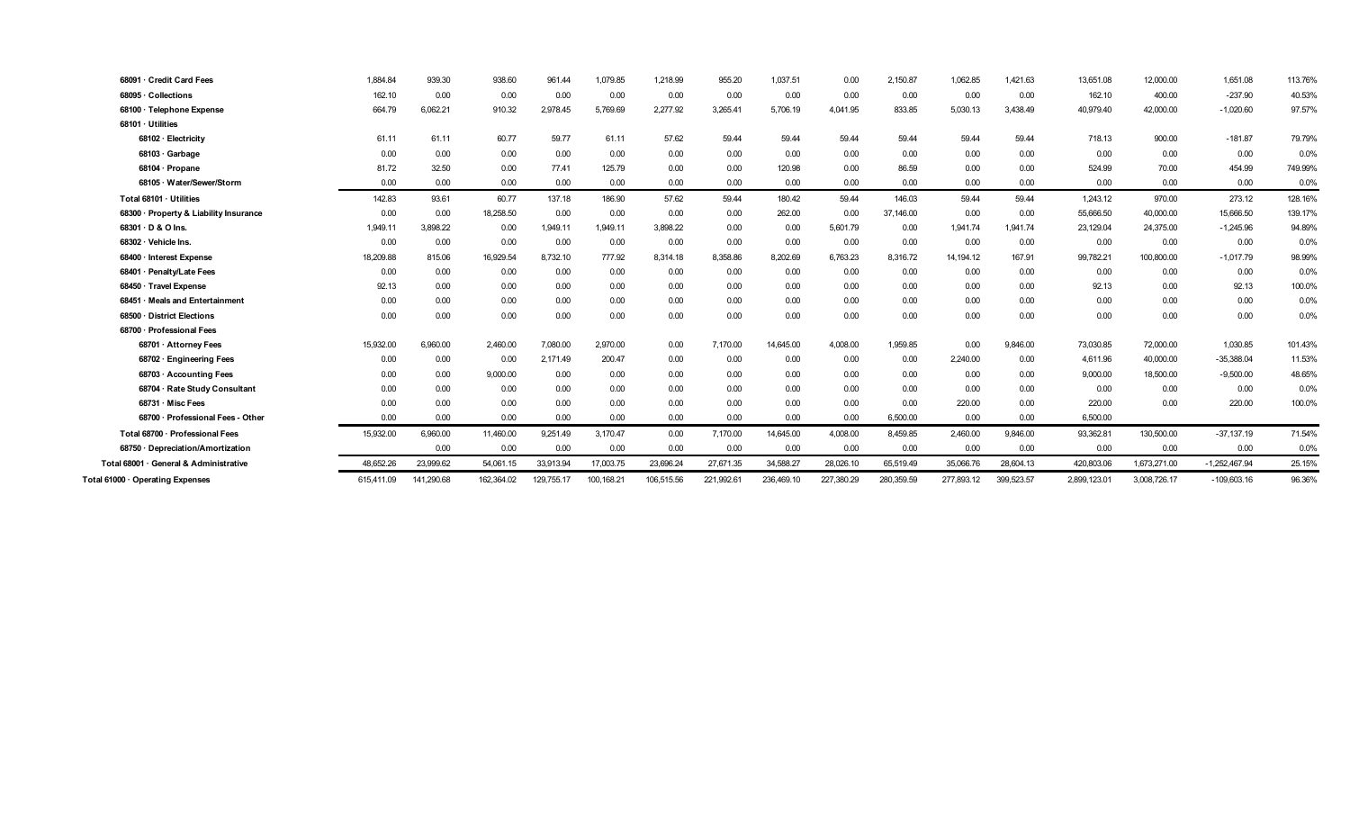| | | | | | | | | | | | | | | | | |
|---|---|---|---|---|---|---|---|---|---|---|---|---|---|---|---|---|
| 68091 · Credit Card Fees | 1,884.84 | 939.30 | 938.60 | 961.44 | 1,079.85 | 1,218.99 | 955.20 | 1,037.51 | 0.00 | 2,150.87 | 1,062.85 | 1,421.63 | 13,651.08 | 12,000.00 | 1,651.08 | 113.76% |
| 68095 · Collections | 162.10 | 0.00 | 0.00 | 0.00 | 0.00 | 0.00 | 0.00 | 0.00 | 0.00 | 0.00 | 0.00 | 0.00 | 162.10 | 400.00 | -237.90 | 40.53% |
| 68100 · Telephone Expense | 664.79 | 6,062.21 | 910.32 | 2,978.45 | 5,769.69 | 2,277.92 | 3,265.41 | 5,706.19 | 4,041.95 | 833.85 | 5,030.13 | 3,438.49 | 40,979.40 | 42,000.00 | -1,020.60 | 97.57% |
| 68101 · Utilities | | | | | | | | | | | | | | | | |
| 68102 · Electricity | 61.11 | 61.11 | 60.77 | 59.77 | 61.11 | 57.62 | 59.44 | 59.44 | 59.44 | 59.44 | 59.44 | 59.44 | 718.13 | 900.00 | -181.87 | 79.79% |
| 68103 · Garbage | 0.00 | 0.00 | 0.00 | 0.00 | 0.00 | 0.00 | 0.00 | 0.00 | 0.00 | 0.00 | 0.00 | 0.00 | 0.00 | 0.00 | 0.00 | 0.0% |
| 68104 · Propane | 81.72 | 32.50 | 0.00 | 77.41 | 125.79 | 0.00 | 0.00 | 120.98 | 0.00 | 86.59 | 0.00 | 0.00 | 524.99 | 70.00 | 454.99 | 749.99% |
| 68105 · Water/Sewer/Storm | 0.00 | 0.00 | 0.00 | 0.00 | 0.00 | 0.00 | 0.00 | 0.00 | 0.00 | 0.00 | 0.00 | 0.00 | 0.00 | 0.00 | 0.00 | 0.0% |
| Total 68101 · Utilities | 142.83 | 93.61 | 60.77 | 137.18 | 186.90 | 57.62 | 59.44 | 180.42 | 59.44 | 146.03 | 59.44 | 59.44 | 1,243.12 | 970.00 | 273.12 | 128.16% |
| 68300 · Property & Liability Insurance | 0.00 | 0.00 | 18,258.50 | 0.00 | 0.00 | 0.00 | 0.00 | 262.00 | 0.00 | 37,146.00 | 0.00 | 0.00 | 55,666.50 | 40,000.00 | 15,666.50 | 139.17% |
| 68301 · D & O Ins. | 1,949.11 | 3,898.22 | 0.00 | 1,949.11 | 1,949.11 | 3,898.22 | 0.00 | 0.00 | 5,601.79 | 0.00 | 1,941.74 | 1,941.74 | 23,129.04 | 24,375.00 | -1,245.96 | 94.89% |
| 68302 · Vehicle Ins. | 0.00 | 0.00 | 0.00 | 0.00 | 0.00 | 0.00 | 0.00 | 0.00 | 0.00 | 0.00 | 0.00 | 0.00 | 0.00 | 0.00 | 0.00 | 0.0% |
| 68400 · Interest Expense | 18,209.88 | 815.06 | 16,929.54 | 8,732.10 | 777.92 | 8,314.18 | 8,358.86 | 8,202.69 | 6,763.23 | 8,316.72 | 14,194.12 | 167.91 | 99,782.21 | 100,800.00 | -1,017.79 | 98.99% |
| 68401 · Penalty/Late Fees | 0.00 | 0.00 | 0.00 | 0.00 | 0.00 | 0.00 | 0.00 | 0.00 | 0.00 | 0.00 | 0.00 | 0.00 | 0.00 | 0.00 | 0.00 | 0.0% |
| 68450 · Travel Expense | 92.13 | 0.00 | 0.00 | 0.00 | 0.00 | 0.00 | 0.00 | 0.00 | 0.00 | 0.00 | 0.00 | 0.00 | 92.13 | 0.00 | 92.13 | 100.0% |
| 68451 · Meals and Entertainment | 0.00 | 0.00 | 0.00 | 0.00 | 0.00 | 0.00 | 0.00 | 0.00 | 0.00 | 0.00 | 0.00 | 0.00 | 0.00 | 0.00 | 0.00 | 0.0% |
| 68500 · District Elections | 0.00 | 0.00 | 0.00 | 0.00 | 0.00 | 0.00 | 0.00 | 0.00 | 0.00 | 0.00 | 0.00 | 0.00 | 0.00 | 0.00 | 0.00 | 0.0% |
| 68700 · Professional Fees | | | | | | | | | | | | | | | | |
| 68701 · Attorney Fees | 15,932.00 | 6,960.00 | 2,460.00 | 7,080.00 | 2,970.00 | 0.00 | 7,170.00 | 14,645.00 | 4,008.00 | 1,959.85 | 0.00 | 9,846.00 | 73,030.85 | 72,000.00 | 1,030.85 | 101.43% |
| 68702 · Engineering Fees | 0.00 | 0.00 | 0.00 | 2,171.49 | 200.47 | 0.00 | 0.00 | 0.00 | 0.00 | 0.00 | 2,240.00 | 0.00 | 4,611.96 | 40,000.00 | -35,388.04 | 11.53% |
| 68703 · Accounting Fees | 0.00 | 0.00 | 9,000.00 | 0.00 | 0.00 | 0.00 | 0.00 | 0.00 | 0.00 | 0.00 | 0.00 | 0.00 | 9,000.00 | 18,500.00 | -9,500.00 | 48.65% |
| 68704 · Rate Study Consultant | 0.00 | 0.00 | 0.00 | 0.00 | 0.00 | 0.00 | 0.00 | 0.00 | 0.00 | 0.00 | 0.00 | 0.00 | 0.00 | 0.00 | 0.00 | 0.0% |
| 68731 · Misc Fees | 0.00 | 0.00 | 0.00 | 0.00 | 0.00 | 0.00 | 0.00 | 0.00 | 0.00 | 0.00 | 220.00 | 0.00 | 220.00 | 0.00 | 220.00 | 100.0% |
| 68700 · Professional Fees - Other | 0.00 | 0.00 | 0.00 | 0.00 | 0.00 | 0.00 | 0.00 | 0.00 | 0.00 | 6,500.00 | 0.00 | 0.00 | 6,500.00 | | | |
| Total 68700 · Professional Fees | 15,932.00 | 6,960.00 | 11,460.00 | 9,251.49 | 3,170.47 | 0.00 | 7,170.00 | 14,645.00 | 4,008.00 | 8,459.85 | 2,460.00 | 9,846.00 | 93,362.81 | 130,500.00 | -37,137.19 | 71.54% |
| 68750 · Depreciation/Amortization | | 0.00 | 0.00 | 0.00 | 0.00 | 0.00 | 0.00 | 0.00 | 0.00 | 0.00 | 0.00 | 0.00 | 0.00 | 0.00 | 0.00 | 0.0% |
| Total 68001 · General & Administrative | 48,652.26 | 23,999.62 | 54,061.15 | 33,913.94 | 17,003.75 | 23,696.24 | 27,671.35 | 34,588.27 | 28,026.10 | 65,519.49 | 35,066.76 | 28,604.13 | 420,803.06 | 1,673,271.00 | -1,252,467.94 | 25.15% |
| Total 61000 · Operating Expenses | 615,411.09 | 141,290.68 | 162,364.02 | 129,755.17 | 100,168.21 | 106,515.56 | 221,992.61 | 236,469.10 | 227,380.29 | 280,359.59 | 277,893.12 | 399,523.57 | 2,899,123.01 | 3,008,726.17 | -109,603.16 | 96.36% |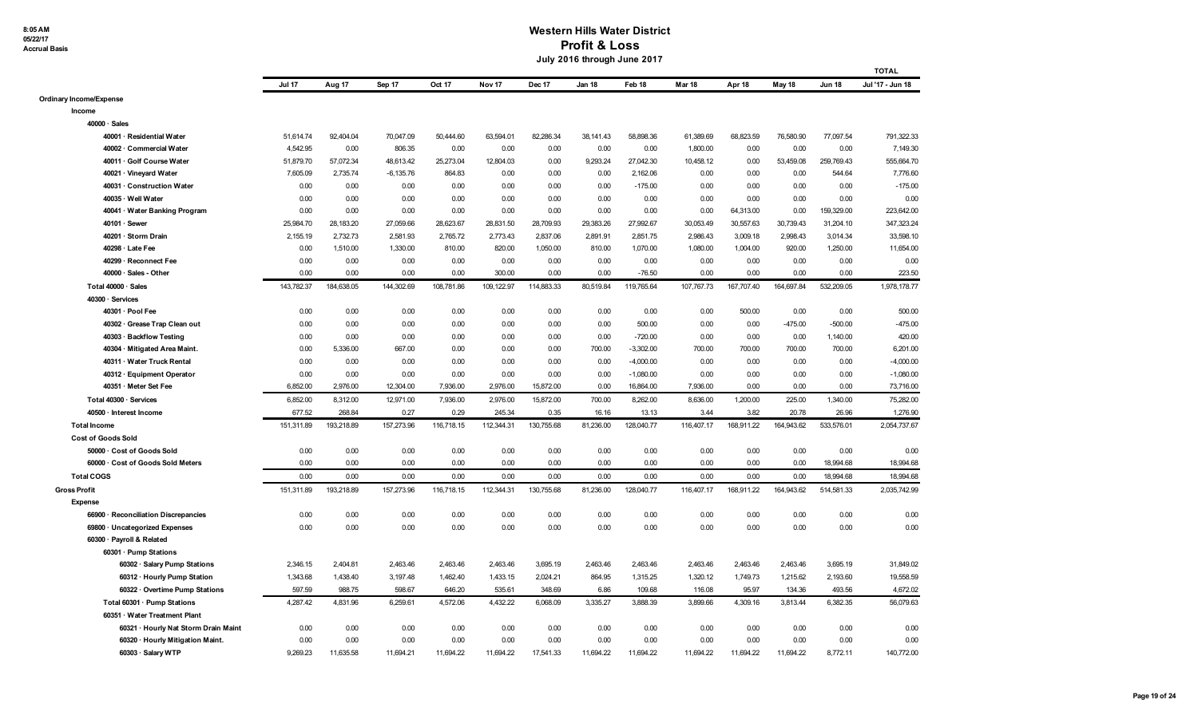# Western Hills Water District

## Profit & Loss

### July 2016 through June 2017

8:05 AM
05/22/17
Accrual Basis

| | Jul 17 | Aug 17 | Sep 17 | Oct 17 | Nov 17 | Dec 17 | Jan 18 | Feb 18 | Mar 18 | Apr 18 | May 18 | Jun 18 | TOTAL Jul '17 - Jun 18 |
|---|---|---|---|---|---|---|---|---|---|---|---|---|---|
| **Ordinary Income/Expense** | | | | | | | | | | | | | |
| Income | | | | | | | | | | | | | |
| 40000 · Sales | | | | | | | | | | | | | |
| 40001 · Residential Water | 51,614.74 | 92,404.04 | 70,047.09 | 50,444.60 | 63,594.01 | 82,286.34 | 38,141.43 | 58,898.36 | 61,389.69 | 68,823.59 | 76,580.90 | 77,097.54 | 791,322.33 |
| 40002 · Commercial Water | 4,542.95 | 0.00 | 806.35 | 0.00 | 0.00 | 0.00 | 0.00 | 0.00 | 1,800.00 | 0.00 | 0.00 | 0.00 | 7,149.30 |
| 40011 · Golf Course Water | 51,879.70 | 57,072.34 | 48,613.42 | 25,273.04 | 12,804.03 | 0.00 | 9,293.24 | 27,042.30 | 10,458.12 | 0.00 | 53,459.08 | 259,769.43 | 555,664.70 |
| 40021 · Vineyard Water | 7,605.09 | 2,735.74 | -6,135.76 | 864.83 | 0.00 | 0.00 | 0.00 | 2,162.06 | 0.00 | 0.00 | 0.00 | 544.64 | 7,776.60 |
| 40031 · Construction Water | 0.00 | 0.00 | 0.00 | 0.00 | 0.00 | 0.00 | 0.00 | -175.00 | 0.00 | 0.00 | 0.00 | 0.00 | -175.00 |
| 40035 · Well Water | 0.00 | 0.00 | 0.00 | 0.00 | 0.00 | 0.00 | 0.00 | 0.00 | 0.00 | 0.00 | 0.00 | 0.00 | 0.00 |
| 40041 · Water Banking Program | 0.00 | 0.00 | 0.00 | 0.00 | 0.00 | 0.00 | 0.00 | 0.00 | 0.00 | 64,313.00 | 0.00 | 159,329.00 | 223,642.00 |
| 40101 · Sewer | 25,984.70 | 28,183.20 | 27,059.66 | 28,623.67 | 28,831.50 | 28,709.93 | 29,383.26 | 27,992.67 | 30,053.49 | 30,557.63 | 30,739.43 | 31,204.10 | 347,323.24 |
| 40201 · Storm Drain | 2,155.19 | 2,732.73 | 2,581.93 | 2,765.72 | 2,773.43 | 2,837.06 | 2,891.91 | 2,851.75 | 2,986.43 | 3,009.18 | 2,998.43 | 3,014.34 | 33,598.10 |
| 40298 · Late Fee | 0.00 | 1,510.00 | 1,330.00 | 810.00 | 820.00 | 1,050.00 | 810.00 | 1,070.00 | 1,080.00 | 1,004.00 | 920.00 | 1,250.00 | 11,654.00 |
| 40299 · Reconnect Fee | 0.00 | 0.00 | 0.00 | 0.00 | 0.00 | 0.00 | 0.00 | 0.00 | 0.00 | 0.00 | 0.00 | 0.00 | 0.00 |
| 40000 · Sales - Other | 0.00 | 0.00 | 0.00 | 0.00 | 300.00 | 0.00 | 0.00 | -76.50 | 0.00 | 0.00 | 0.00 | 0.00 | 223.50 |
| Total 40000 · Sales | 143,782.37 | 184,638.05 | 144,302.69 | 108,781.86 | 109,122.97 | 114,883.33 | 80,519.84 | 119,765.64 | 107,767.73 | 167,707.40 | 164,697.84 | 532,209.05 | 1,978,178.77 |
| 40300 · Services | | | | | | | | | | | | | |
| 40301 · Pool Fee | 0.00 | 0.00 | 0.00 | 0.00 | 0.00 | 0.00 | 0.00 | 0.00 | 0.00 | 500.00 | 0.00 | 0.00 | 500.00 |
| 40302 · Grease Trap Clean out | 0.00 | 0.00 | 0.00 | 0.00 | 0.00 | 0.00 | 0.00 | 500.00 | 0.00 | 0.00 | -475.00 | -500.00 | -475.00 |
| 40303 · Backflow Testing | 0.00 | 0.00 | 0.00 | 0.00 | 0.00 | 0.00 | 0.00 | -720.00 | 0.00 | 0.00 | 0.00 | 1,140.00 | 420.00 |
| 40304 · Mitigated Area Maint. | 0.00 | 5,336.00 | 667.00 | 0.00 | 0.00 | 0.00 | 700.00 | -3,302.00 | 700.00 | 700.00 | 700.00 | 700.00 | 6,201.00 |
| 40311 · Water Truck Rental | 0.00 | 0.00 | 0.00 | 0.00 | 0.00 | 0.00 | 0.00 | -4,000.00 | 0.00 | 0.00 | 0.00 | 0.00 | -4,000.00 |
| 40312 · Equipment Operator | 0.00 | 0.00 | 0.00 | 0.00 | 0.00 | 0.00 | 0.00 | -1,080.00 | 0.00 | 0.00 | 0.00 | 0.00 | -1,080.00 |
| 40351 · Meter Set Fee | 6,852.00 | 2,976.00 | 12,304.00 | 7,936.00 | 2,976.00 | 15,872.00 | 0.00 | 16,864.00 | 7,936.00 | 0.00 | 0.00 | 0.00 | 73,716.00 |
| Total 40300 · Services | 6,852.00 | 8,312.00 | 12,971.00 | 7,936.00 | 2,976.00 | 15,872.00 | 700.00 | 8,262.00 | 8,636.00 | 1,200.00 | 225.00 | 1,340.00 | 75,282.00 |
| 40500 · Interest Income | 677.52 | 268.84 | 0.27 | 0.29 | 245.34 | 0.35 | 16.16 | 13.13 | 3.44 | 3.82 | 20.78 | 26.96 | 1,276.90 |
| Total Income | 151,311.89 | 193,218.89 | 157,273.96 | 116,718.15 | 112,344.31 | 130,755.68 | 81,236.00 | 128,040.77 | 116,407.17 | 168,911.22 | 164,943.62 | 533,576.01 | 2,054,737.67 |
| Cost of Goods Sold | | | | | | | | | | | | | |
| 50000 · Cost of Goods Sold | 0.00 | 0.00 | 0.00 | 0.00 | 0.00 | 0.00 | 0.00 | 0.00 | 0.00 | 0.00 | 0.00 | 0.00 | 0.00 |
| 60000 · Cost of Goods Sold Meters | 0.00 | 0.00 | 0.00 | 0.00 | 0.00 | 0.00 | 0.00 | 0.00 | 0.00 | 0.00 | 0.00 | 18,994.68 | 18,994.68 |
| Total COGS | 0.00 | 0.00 | 0.00 | 0.00 | 0.00 | 0.00 | 0.00 | 0.00 | 0.00 | 0.00 | 0.00 | 18,994.68 | 18,994.68 |
| Gross Profit | 151,311.89 | 193,218.89 | 157,273.96 | 116,718.15 | 112,344.31 | 130,755.68 | 81,236.00 | 128,040.77 | 116,407.17 | 168,911.22 | 164,943.62 | 514,581.33 | 2,035,742.99 |
| Expense | | | | | | | | | | | | | |
| 66900 · Reconciliation Discrepancies | 0.00 | 0.00 | 0.00 | 0.00 | 0.00 | 0.00 | 0.00 | 0.00 | 0.00 | 0.00 | 0.00 | 0.00 | 0.00 |
| 69800 · Uncategorized Expenses | 0.00 | 0.00 | 0.00 | 0.00 | 0.00 | 0.00 | 0.00 | 0.00 | 0.00 | 0.00 | 0.00 | 0.00 | 0.00 |
| 60300 · Payroll & Related | | | | | | | | | | | | | |
| 60301 · Pump Stations | | | | | | | | | | | | | |
| 60302 · Salary Pump Stations | 2,346.15 | 2,404.81 | 2,463.46 | 2,463.46 | 2,463.46 | 3,695.19 | 2,463.46 | 2,463.46 | 2,463.46 | 2,463.46 | 2,463.46 | 3,695.19 | 31,849.02 |
| 60312 · Hourly Pump Station | 1,343.68 | 1,438.40 | 3,197.48 | 1,462.40 | 1,433.15 | 2,024.21 | 864.95 | 1,315.25 | 1,320.12 | 1,749.73 | 1,215.62 | 2,193.60 | 19,558.59 |
| 60322 · Overtime Pump Stations | 597.59 | 988.75 | 598.67 | 646.20 | 535.61 | 348.69 | 6.86 | 109.68 | 116.08 | 95.97 | 134.36 | 493.56 | 4,672.02 |
| Total 60301 · Pump Stations | 4,287.42 | 4,831.96 | 6,259.61 | 4,572.06 | 4,432.22 | 6,068.09 | 3,335.27 | 3,888.39 | 3,899.66 | 4,309.16 | 3,813.44 | 6,382.35 | 56,079.63 |
| 60351 · Water Treatment Plant | | | | | | | | | | | | | |
| 60321 · Hourly Nat Storm Drain Maint | 0.00 | 0.00 | 0.00 | 0.00 | 0.00 | 0.00 | 0.00 | 0.00 | 0.00 | 0.00 | 0.00 | 0.00 | 0.00 |
| 60320 · Hourly Mitigation Maint. | 0.00 | 0.00 | 0.00 | 0.00 | 0.00 | 0.00 | 0.00 | 0.00 | 0.00 | 0.00 | 0.00 | 0.00 | 0.00 |
| 60303 · Salary WTP | 9,269.23 | 11,635.58 | 11,694.21 | 11,694.22 | 11,694.22 | 17,541.33 | 11,694.22 | 11,694.22 | 11,694.22 | 11,694.22 | 11,694.22 | 8,772.11 | 140,772.00 |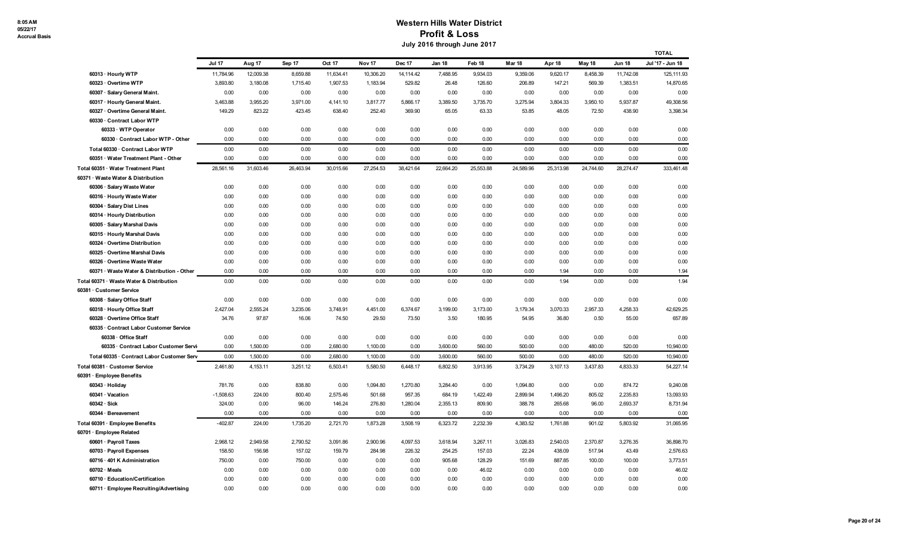# Western Hills Water District

## Profit & Loss

### July 2016 through June 2017

8:05 AM
05/22/17
Accrual Basis

| | Jul 17 | Aug 17 | Sep 17 | Oct 17 | Nov 17 | Dec 17 | Jan 18 | Feb 18 | Mar 18 | Apr 18 | May 18 | Jun 18 | TOTAL Jul '17 - Jun 18 |
|---|---|---|---|---|---|---|---|---|---|---|---|---|---|
| 60313 · Hourly WTP | 11,784.96 | 12,009.38 | 8,659.88 | 11,634.41 | 10,306.20 | 14,114.42 | 7,488.95 | 9,934.03 | 9,359.06 | 9,620.17 | 8,458.39 | 11,742.08 | 125,111.93 |
| 60323 · Overtime WTP | 3,893.80 | 3,180.08 | 1,715.40 | 1,907.53 | 1,183.94 | 529.82 | 26.48 | 126.60 | 206.89 | 147.21 | 569.39 | 1,383.51 | 14,870.65 |
| 60307 · Salary General Maint. | 0.00 | 0.00 | 0.00 | 0.00 | 0.00 | 0.00 | 0.00 | 0.00 | 0.00 | 0.00 | 0.00 | 0.00 | 0.00 |
| 60317 · Hourly General Maint. | 3,463.88 | 3,955.20 | 3,971.00 | 4,141.10 | 3,817.77 | 5,866.17 | 3,389.50 | 3,735.70 | 3,275.94 | 3,804.33 | 3,950.10 | 5,937.87 | 49,308.56 |
| 60327 · Overtime General Maint. | 149.29 | 823.22 | 423.45 | 638.40 | 252.40 | 369.90 | 65.05 | 63.33 | 53.85 | 48.05 | 72.50 | 438.90 | 3,398.34 |
| 60330 · Contract Labor WTP | | | | | | | | | | | | | |
| 60333 · WTP Operator | 0.00 | 0.00 | 0.00 | 0.00 | 0.00 | 0.00 | 0.00 | 0.00 | 0.00 | 0.00 | 0.00 | 0.00 | 0.00 |
| 60330 · Contract Labor WTP - Other | 0.00 | 0.00 | 0.00 | 0.00 | 0.00 | 0.00 | 0.00 | 0.00 | 0.00 | 0.00 | 0.00 | 0.00 | 0.00 |
| Total 60330 · Contract Labor WTP | 0.00 | 0.00 | 0.00 | 0.00 | 0.00 | 0.00 | 0.00 | 0.00 | 0.00 | 0.00 | 0.00 | 0.00 | 0.00 |
| 60351 · Water Treatment Plant - Other | 0.00 | 0.00 | 0.00 | 0.00 | 0.00 | 0.00 | 0.00 | 0.00 | 0.00 | 0.00 | 0.00 | 0.00 | 0.00 |
| Total 60351 · Water Treatment Plant | 28,561.16 | 31,603.46 | 26,463.94 | 30,015.66 | 27,254.53 | 38,421.64 | 22,664.20 | 25,553.88 | 24,589.96 | 25,313.98 | 24,744.60 | 28,274.47 | 333,461.48 |
| 60371 · Waste Water & Distribution | | | | | | | | | | | | | |
| 60306 · Salary Waste Water | 0.00 | 0.00 | 0.00 | 0.00 | 0.00 | 0.00 | 0.00 | 0.00 | 0.00 | 0.00 | 0.00 | 0.00 | 0.00 |
| 60316 · Hourly Waste Water | 0.00 | 0.00 | 0.00 | 0.00 | 0.00 | 0.00 | 0.00 | 0.00 | 0.00 | 0.00 | 0.00 | 0.00 | 0.00 |
| 60304 · Salary Dist Lines | 0.00 | 0.00 | 0.00 | 0.00 | 0.00 | 0.00 | 0.00 | 0.00 | 0.00 | 0.00 | 0.00 | 0.00 | 0.00 |
| 60314 · Hourly Distribution | 0.00 | 0.00 | 0.00 | 0.00 | 0.00 | 0.00 | 0.00 | 0.00 | 0.00 | 0.00 | 0.00 | 0.00 | 0.00 |
| 60305 · Salary Marshal Davis | 0.00 | 0.00 | 0.00 | 0.00 | 0.00 | 0.00 | 0.00 | 0.00 | 0.00 | 0.00 | 0.00 | 0.00 | 0.00 |
| 60315 · Hourly Marshal Davis | 0.00 | 0.00 | 0.00 | 0.00 | 0.00 | 0.00 | 0.00 | 0.00 | 0.00 | 0.00 | 0.00 | 0.00 | 0.00 |
| 60324 · Overtime Distribution | 0.00 | 0.00 | 0.00 | 0.00 | 0.00 | 0.00 | 0.00 | 0.00 | 0.00 | 0.00 | 0.00 | 0.00 | 0.00 |
| 60325 · Overtime Marshal Davis | 0.00 | 0.00 | 0.00 | 0.00 | 0.00 | 0.00 | 0.00 | 0.00 | 0.00 | 0.00 | 0.00 | 0.00 | 0.00 |
| 60326 · Overtime Waste Water | 0.00 | 0.00 | 0.00 | 0.00 | 0.00 | 0.00 | 0.00 | 0.00 | 0.00 | 0.00 | 0.00 | 0.00 | 0.00 |
| 60371 · Waste Water & Distribution - Other | 0.00 | 0.00 | 0.00 | 0.00 | 0.00 | 0.00 | 0.00 | 0.00 | 0.00 | 1.94 | 0.00 | 0.00 | 1.94 |
| Total 60371 · Waste Water & Distribution | 0.00 | 0.00 | 0.00 | 0.00 | 0.00 | 0.00 | 0.00 | 0.00 | 0.00 | 1.94 | 0.00 | 0.00 | 1.94 |
| 60381 · Customer Service | | | | | | | | | | | | | |
| 60308 · Salary Office Staff | 0.00 | 0.00 | 0.00 | 0.00 | 0.00 | 0.00 | 0.00 | 0.00 | 0.00 | 0.00 | 0.00 | 0.00 | 0.00 |
| 60318 · Hourly Office Staff | 2,427.04 | 2,555.24 | 3,235.06 | 3,748.91 | 4,451.00 | 6,374.67 | 3,199.00 | 3,173.00 | 3,179.34 | 3,070.33 | 2,957.33 | 4,258.33 | 42,629.25 |
| 60328 · Overtime Office Staff | 34.76 | 97.87 | 16.06 | 74.50 | 29.50 | 73.50 | 3.50 | 180.95 | 54.95 | 36.80 | 0.50 | 55.00 | 657.89 |
| 60335 · Contract Labor Customer Service | | | | | | | | | | | | | |
| 60338 · Office Staff | 0.00 | 0.00 | 0.00 | 0.00 | 0.00 | 0.00 | 0.00 | 0.00 | 0.00 | 0.00 | 0.00 | 0.00 | 0.00 |
| 60335 · Contract Labor Customer Servi | 0.00 | 1,500.00 | 0.00 | 2,680.00 | 1,100.00 | 0.00 | 3,600.00 | 560.00 | 500.00 | 0.00 | 480.00 | 520.00 | 10,940.00 |
| Total 60335 · Contract Labor Customer Serv | 0.00 | 1,500.00 | 0.00 | 2,680.00 | 1,100.00 | 0.00 | 3,600.00 | 560.00 | 500.00 | 0.00 | 480.00 | 520.00 | 10,940.00 |
| Total 60381 · Customer Service | 2,461.80 | 4,153.11 | 3,251.12 | 6,503.41 | 5,580.50 | 6,448.17 | 6,802.50 | 3,913.95 | 3,734.29 | 3,107.13 | 3,437.83 | 4,833.33 | 54,227.14 |
| 60391 · Employee Benefits | | | | | | | | | | | | | |
| 60343 · Holiday | 781.76 | 0.00 | 838.80 | 0.00 | 1,094.80 | 1,270.80 | 3,284.40 | 0.00 | 1,094.80 | 0.00 | 0.00 | 874.72 | 9,240.08 |
| 60341 · Vacation | -1,508.63 | 224.00 | 800.40 | 2,575.46 | 501.68 | 957.35 | 684.19 | 1,422.49 | 2,899.94 | 1,496.20 | 805.02 | 2,235.83 | 13,093.93 |
| 60342 · Sick | 324.00 | 0.00 | 96.00 | 146.24 | 276.80 | 1,280.04 | 2,355.13 | 809.90 | 388.78 | 265.68 | 96.00 | 2,693.37 | 8,731.94 |
| 60344 · Bereavement | 0.00 | 0.00 | 0.00 | 0.00 | 0.00 | 0.00 | 0.00 | 0.00 | 0.00 | 0.00 | 0.00 | 0.00 | 0.00 |
| Total 60391 · Employee Benefits | -402.87 | 224.00 | 1,735.20 | 2,721.70 | 1,873.28 | 3,508.19 | 6,323.72 | 2,232.39 | 4,383.52 | 1,761.88 | 901.02 | 5,803.92 | 31,065.95 |
| 60701 · Employee Related | | | | | | | | | | | | | |
| 60601 · Payroll Taxes | 2,968.12 | 2,949.58 | 2,790.52 | 3,091.86 | 2,900.96 | 4,097.53 | 3,618.94 | 3,267.11 | 3,026.83 | 2,540.03 | 2,370.87 | 3,276.35 | 36,898.70 |
| 60703 · Payroll Expenses | 158.50 | 156.98 | 157.02 | 159.79 | 284.98 | 226.32 | 254.25 | 157.03 | 22.24 | 438.09 | 517.94 | 43.49 | 2,576.63 |
| 60716 · 401 K Administration | 750.00 | 0.00 | 750.00 | 0.00 | 0.00 | 0.00 | 905.68 | 128.29 | 151.69 | 887.85 | 100.00 | 100.00 | 3,773.51 |
| 60702 · Meals | 0.00 | 0.00 | 0.00 | 0.00 | 0.00 | 0.00 | 0.00 | 46.02 | 0.00 | 0.00 | 0.00 | 0.00 | 46.02 |
| 60710 · Education/Certification | 0.00 | 0.00 | 0.00 | 0.00 | 0.00 | 0.00 | 0.00 | 0.00 | 0.00 | 0.00 | 0.00 | 0.00 | 0.00 |
| 60711 · Employee Recruiting/Advertising | 0.00 | 0.00 | 0.00 | 0.00 | 0.00 | 0.00 | 0.00 | 0.00 | 0.00 | 0.00 | 0.00 | 0.00 | 0.00 |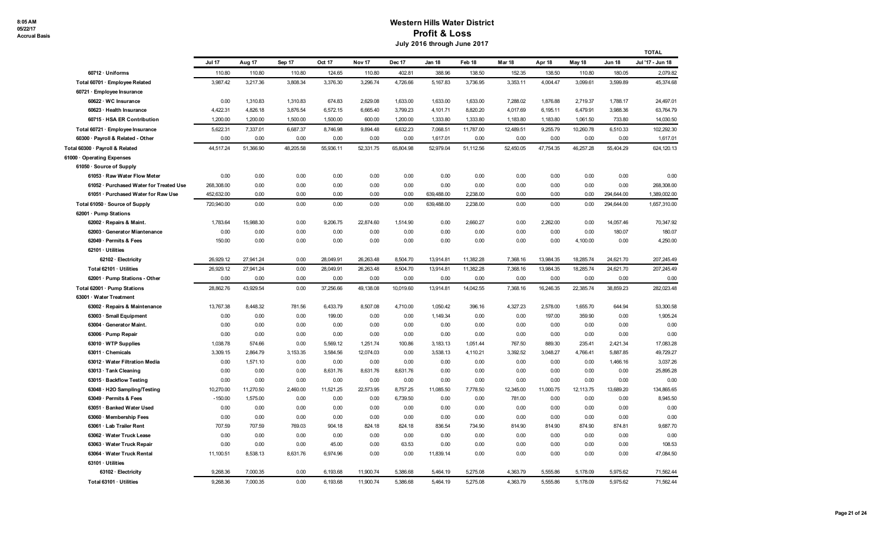# Western Hills Water District

## Profit & Loss

### July 2016 through June 2017

8:05 AM
05/22/17
Accrual Basis

| | Jul 17 | Aug 17 | Sep 17 | Oct 17 | Nov 17 | Dec 17 | Jan 18 | Feb 18 | Mar 18 | Apr 18 | May 18 | Jun 18 | TOTAL Jul '17 - Jun 18 |
|---|---|---|---|---|---|---|---|---|---|---|---|---|---|
| 60712 · Uniforms | 110.80 | 110.80 | 110.80 | 124.65 | 110.80 | 402.81 | 388.96 | 138.50 | 152.35 | 138.50 | 110.80 | 180.05 | 2,079.82 |
| Total 60701 · Employee Related | 3,987.42 | 3,217.36 | 3,808.34 | 3,376.30 | 3,296.74 | 4,726.66 | 5,167.83 | 3,736.95 | 3,353.11 | 4,004.47 | 3,099.61 | 3,599.89 | 45,374.68 |
| 60721 · Employee Insurance | | | | | | | | | | | | | |
| 60622 · WC Insurance | 0.00 | 1,310.83 | 1,310.83 | 674.83 | 2,629.08 | 1,633.00 | 1,633.00 | 1,633.00 | 7,288.02 | 1,876.88 | 2,719.37 | 1,788.17 | 24,497.01 |
| 60623 · Health Insurance | 4,422.31 | 4,826.18 | 3,876.54 | 6,572.15 | 6,665.40 | 3,799.23 | 4,101.71 | 8,820.20 | 4,017.69 | 6,195.11 | 6,479.91 | 3,988.36 | 63,764.79 |
| 60715 · HSA ER Contribution | 1,200.00 | 1,200.00 | 1,500.00 | 1,500.00 | 600.00 | 1,200.00 | 1,333.80 | 1,333.80 | 1,183.80 | 1,183.80 | 1,061.50 | 733.80 | 14,030.50 |
| Total 60721 · Employee Insurance | 5,622.31 | 7,337.01 | 6,687.37 | 8,746.98 | 9,894.48 | 6,632.23 | 7,068.51 | 11,787.00 | 12,489.51 | 9,255.79 | 10,260.78 | 6,510.33 | 102,292.30 |
| 60300 · Payroll & Related - Other | 0.00 | 0.00 | 0.00 | 0.00 | 0.00 | 0.00 | 1,617.01 | 0.00 | 0.00 | 0.00 | 0.00 | 0.00 | 1,617.01 |
| Total 60300 · Payroll & Related | 44,517.24 | 51,366.90 | 48,205.58 | 55,936.11 | 52,331.75 | 65,804.98 | 52,979.04 | 51,112.56 | 52,450.05 | 47,754.35 | 46,257.28 | 55,404.29 | 624,120.13 |
| 61000 · Operating Expenses | | | | | | | | | | | | | |
| 61050 · Source of Supply | | | | | | | | | | | | | |
| 61053 · Raw Water Flow Meter | 0.00 | 0.00 | 0.00 | 0.00 | 0.00 | 0.00 | 0.00 | 0.00 | 0.00 | 0.00 | 0.00 | 0.00 | 0.00 |
| 61052 · Purchased Water for Treated Use | 268,308.00 | 0.00 | 0.00 | 0.00 | 0.00 | 0.00 | 0.00 | 0.00 | 0.00 | 0.00 | 0.00 | 0.00 | 268,308.00 |
| 61051 · Purchased Water for Raw Use | 452,632.00 | 0.00 | 0.00 | 0.00 | 0.00 | 0.00 | 639,488.00 | 2,238.00 | 0.00 | 0.00 | 0.00 | 294,644.00 | 1,389,002.00 |
| Total 61050 · Source of Supply | 720,940.00 | 0.00 | 0.00 | 0.00 | 0.00 | 0.00 | 639,488.00 | 2,238.00 | 0.00 | 0.00 | 0.00 | 294,644.00 | 1,657,310.00 |
| 62001 · Pump Stations | | | | | | | | | | | | | |
| 62002 · Repairs & Maint. | 1,783.64 | 15,988.30 | 0.00 | 9,206.75 | 22,874.60 | 1,514.90 | 0.00 | 2,660.27 | 0.00 | 2,262.00 | 0.00 | 14,057.46 | 70,347.92 |
| 62003 · Generator Miantenance | 0.00 | 0.00 | 0.00 | 0.00 | 0.00 | 0.00 | 0.00 | 0.00 | 0.00 | 0.00 | 0.00 | 180.07 | 180.07 |
| 62049 · Permits & Fees | 150.00 | 0.00 | 0.00 | 0.00 | 0.00 | 0.00 | 0.00 | 0.00 | 0.00 | 0.00 | 4,100.00 | 0.00 | 4,250.00 |
| 62101 · Utilities | | | | | | | | | | | | | |
| 62102 · Electricity | 26,929.12 | 27,941.24 | 0.00 | 28,049.91 | 26,263.48 | 8,504.70 | 13,914.81 | 11,382.28 | 7,368.16 | 13,984.35 | 18,285.74 | 24,621.70 | 207,245.49 |
| Total 62101 · Utilities | 26,929.12 | 27,941.24 | 0.00 | 28,049.91 | 26,263.48 | 8,504.70 | 13,914.81 | 11,382.28 | 7,368.16 | 13,984.35 | 18,285.74 | 24,621.70 | 207,245.49 |
| 62001 · Pump Stations - Other | 0.00 | 0.00 | 0.00 | 0.00 | 0.00 | 0.00 | 0.00 | 0.00 | 0.00 | 0.00 | 0.00 | 0.00 | 0.00 |
| Total 62001 · Pump Stations | 28,862.76 | 43,929.54 | 0.00 | 37,256.66 | 49,138.08 | 10,019.60 | 13,914.81 | 14,042.55 | 7,368.16 | 16,246.35 | 22,385.74 | 38,859.23 | 282,023.48 |
| 63001 · Water Treatment | | | | | | | | | | | | | |
| 63002 · Repairs & Maintenance | 13,767.38 | 8,448.32 | 781.56 | 6,433.79 | 8,507.08 | 4,710.00 | 1,050.42 | 396.16 | 4,327.23 | 2,578.00 | 1,655.70 | 644.94 | 53,300.58 |
| 63003 · Small Equipment | 0.00 | 0.00 | 0.00 | 199.00 | 0.00 | 0.00 | 1,149.34 | 0.00 | 0.00 | 197.00 | 359.90 | 0.00 | 1,905.24 |
| 63004 · Generator Maint. | 0.00 | 0.00 | 0.00 | 0.00 | 0.00 | 0.00 | 0.00 | 0.00 | 0.00 | 0.00 | 0.00 | 0.00 | 0.00 |
| 63006 · Pump Repair | 0.00 | 0.00 | 0.00 | 0.00 | 0.00 | 0.00 | 0.00 | 0.00 | 0.00 | 0.00 | 0.00 | 0.00 | 0.00 |
| 63010 · WTP Supplies | 1,038.78 | 574.66 | 0.00 | 5,569.12 | 1,251.74 | 100.86 | 3,183.13 | 1,051.44 | 767.50 | 889.30 | 235.41 | 2,421.34 | 17,083.28 |
| 63011 · Chemicals | 3,309.15 | 2,864.79 | 3,153.35 | 3,584.56 | 12,074.03 | 0.00 | 3,538.13 | 4,110.21 | 3,392.52 | 3,048.27 | 4,766.41 | 5,887.85 | 49,729.27 |
| 63012 · Water Filtration Media | 0.00 | 1,571.10 | 0.00 | 0.00 | 0.00 | 0.00 | 0.00 | 0.00 | 0.00 | 0.00 | 0.00 | 1,466.16 | 3,037.26 |
| 63013 · Tank Cleaning | 0.00 | 0.00 | 0.00 | 8,631.76 | 8,631.76 | 8,631.76 | 0.00 | 0.00 | 0.00 | 0.00 | 0.00 | 0.00 | 25,895.28 |
| 63015 · Backflow Testing | 0.00 | 0.00 | 0.00 | 0.00 | 0.00 | 0.00 | 0.00 | 0.00 | 0.00 | 0.00 | 0.00 | 0.00 | 0.00 |
| 63048 · H2O Sampling/Testing | 10,270.00 | 11,270.50 | 2,460.00 | 11,521.25 | 22,573.95 | 8,757.25 | 11,085.50 | 7,778.50 | 12,345.00 | 11,000.75 | 12,113.75 | 13,689.20 | 134,865.65 |
| 63049 · Permits & Fees | -150.00 | 1,575.00 | 0.00 | 0.00 | 0.00 | 6,739.50 | 0.00 | 0.00 | 781.00 | 0.00 | 0.00 | 0.00 | 8,945.50 |
| 63051 · Banked Water Used | 0.00 | 0.00 | 0.00 | 0.00 | 0.00 | 0.00 | 0.00 | 0.00 | 0.00 | 0.00 | 0.00 | 0.00 | 0.00 |
| 63060 · Membership Fees | 0.00 | 0.00 | 0.00 | 0.00 | 0.00 | 0.00 | 0.00 | 0.00 | 0.00 | 0.00 | 0.00 | 0.00 | 0.00 |
| 63061 · Lab Trailer Rent | 707.59 | 707.59 | 769.03 | 904.18 | 824.18 | 824.18 | 836.54 | 734.90 | 814.90 | 814.90 | 874.90 | 874.81 | 9,687.70 |
| 63062 · Water Truck Lease | 0.00 | 0.00 | 0.00 | 0.00 | 0.00 | 0.00 | 0.00 | 0.00 | 0.00 | 0.00 | 0.00 | 0.00 | 0.00 |
| 63063 · Water Truck Repair | 0.00 | 0.00 | 0.00 | 45.00 | 0.00 | 63.53 | 0.00 | 0.00 | 0.00 | 0.00 | 0.00 | 0.00 | 108.53 |
| 63064 · Water Truck Rental | 11,100.51 | 8,538.13 | 8,631.76 | 6,974.96 | 0.00 | 0.00 | 11,839.14 | 0.00 | 0.00 | 0.00 | 0.00 | 0.00 | 47,084.50 |
| 63101 · Utilities | | | | | | | | | | | | | |
| 63102 · Electricity | 9,268.36 | 7,000.35 | 0.00 | 6,193.68 | 11,900.74 | 5,386.68 | 5,464.19 | 5,275.08 | 4,363.79 | 5,555.86 | 5,178.09 | 5,975.62 | 71,562.44 |
| Total 63101 · Utilities | 9,268.36 | 7,000.35 | 0.00 | 6,193.68 | 11,900.74 | 5,386.68 | 5,464.19 | 5,275.08 | 4,363.79 | 5,555.86 | 5,178.09 | 5,975.62 | 71,562.44 |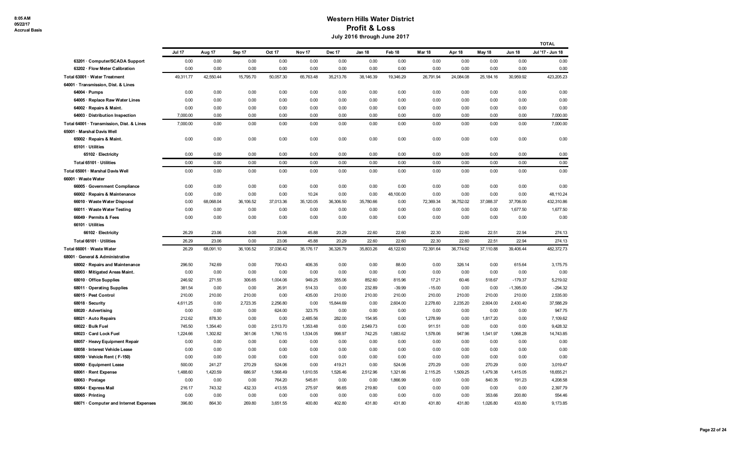# Western Hills Water District

## Profit & Loss

### July 2016 through June 2017

8:05 AM
05/22/17
Accrual Basis

| | Jul 17 | Aug 17 | Sep 17 | Oct 17 | Nov 17 | Dec 17 | Jan 18 | Feb 18 | Mar 18 | Apr 18 | May 18 | Jun 18 | TOTAL Jul '17 - Jun 18 |
|---|---|---|---|---|---|---|---|---|---|---|---|---|---|
| 63201 · Computer/SCADA Support | 0.00 | 0.00 | 0.00 | 0.00 | 0.00 | 0.00 | 0.00 | 0.00 | 0.00 | 0.00 | 0.00 | 0.00 | 0.00 |
| 63202 · Flow Meter Calibration | 0.00 | 0.00 | 0.00 | 0.00 | 0.00 | 0.00 | 0.00 | 0.00 | 0.00 | 0.00 | 0.00 | 0.00 | 0.00 |
| Total 63001 · Water Treatment | 49,311.77 | 42,550.44 | 15,795.70 | 50,057.30 | 65,763.48 | 35,213.76 | 38,146.39 | 19,346.29 | 26,791.94 | 24,084.08 | 25,184.16 | 30,959.92 | 423,205.23 |
| 64001 · Transmission, Dist. & Lines | | | | | | | | | | | | | |
| 64004 · Pumps | 0.00 | 0.00 | 0.00 | 0.00 | 0.00 | 0.00 | 0.00 | 0.00 | 0.00 | 0.00 | 0.00 | 0.00 | 0.00 |
| 64005 · Replace Raw Water Lines | 0.00 | 0.00 | 0.00 | 0.00 | 0.00 | 0.00 | 0.00 | 0.00 | 0.00 | 0.00 | 0.00 | 0.00 | 0.00 |
| 64002 · Repairs & Maint. | 0.00 | 0.00 | 0.00 | 0.00 | 0.00 | 0.00 | 0.00 | 0.00 | 0.00 | 0.00 | 0.00 | 0.00 | 0.00 |
| 64003 · Distribution Inspection | 7,000.00 | 0.00 | 0.00 | 0.00 | 0.00 | 0.00 | 0.00 | 0.00 | 0.00 | 0.00 | 0.00 | 0.00 | 7,000.00 |
| Total 64001 · Transmission, Dist. & Lines | 7,000.00 | 0.00 | 0.00 | 0.00 | 0.00 | 0.00 | 0.00 | 0.00 | 0.00 | 0.00 | 0.00 | 0.00 | 7,000.00 |
| 65001 · Marshal Davis Well | | | | | | | | | | | | | |
| 65002 · Repairs & Maint. | 0.00 | 0.00 | 0.00 | 0.00 | 0.00 | 0.00 | 0.00 | 0.00 | 0.00 | 0.00 | 0.00 | 0.00 | 0.00 |
| 65101 · Utilities | | | | | | | | | | | | | |
| 65102 · Electricity | 0.00 | 0.00 | 0.00 | 0.00 | 0.00 | 0.00 | 0.00 | 0.00 | 0.00 | 0.00 | 0.00 | 0.00 | 0.00 |
| Total 65101 · Utilities | 0.00 | 0.00 | 0.00 | 0.00 | 0.00 | 0.00 | 0.00 | 0.00 | 0.00 | 0.00 | 0.00 | 0.00 | 0.00 |
| Total 65001 · Marshal Davis Well | 0.00 | 0.00 | 0.00 | 0.00 | 0.00 | 0.00 | 0.00 | 0.00 | 0.00 | 0.00 | 0.00 | 0.00 | 0.00 |
| 66001 · Waste Water | | | | | | | | | | | | | |
| 66005 · Government Compliance | 0.00 | 0.00 | 0.00 | 0.00 | 0.00 | 0.00 | 0.00 | 0.00 | 0.00 | 0.00 | 0.00 | 0.00 | 0.00 |
| 66002 · Repairs & Maintenance | 0.00 | 0.00 | 0.00 | 0.00 | 10.24 | 0.00 | 0.00 | 48,100.00 | 0.00 | 0.00 | 0.00 | 0.00 | 48,110.24 |
| 66010 · Waste Water Disposal | 0.00 | 68,068.04 | 36,106.52 | 37,013.36 | 35,120.05 | 36,306.50 | 35,780.66 | 0.00 | 72,369.34 | 36,752.02 | 37,088.37 | 37,706.00 | 432,310.86 |
| 66011 · Waste Water Testing | 0.00 | 0.00 | 0.00 | 0.00 | 0.00 | 0.00 | 0.00 | 0.00 | 0.00 | 0.00 | 0.00 | 1,677.50 | 1,677.50 |
| 66049 · Permits & Fees | 0.00 | 0.00 | 0.00 | 0.00 | 0.00 | 0.00 | 0.00 | 0.00 | 0.00 | 0.00 | 0.00 | 0.00 | 0.00 |
| 66101 · Utilities | | | | | | | | | | | | | |
| 66102 · Electricity | 26.29 | 23.06 | 0.00 | 23.06 | 45.88 | 20.29 | 22.60 | 22.60 | 22.30 | 22.60 | 22.51 | 22.94 | 274.13 |
| Total 66101 · Utilities | 26.29 | 23.06 | 0.00 | 23.06 | 45.88 | 20.29 | 22.60 | 22.60 | 22.30 | 22.60 | 22.51 | 22.94 | 274.13 |
| Total 66001 · Waste Water | 26.29 | 68,091.10 | 36,106.52 | 37,036.42 | 35,176.17 | 36,326.79 | 35,803.26 | 48,122.60 | 72,391.64 | 36,774.62 | 37,110.88 | 39,406.44 | 482,372.73 |
| 68001 · General & Administrative | | | | | | | | | | | | | |
| 68002 · Repairs and Maintenance | 296.50 | 742.69 | 0.00 | 700.43 | 406.35 | 0.00 | 0.00 | 88.00 | 0.00 | 326.14 | 0.00 | 615.64 | 3,175.75 |
| 68003 · Mitigated Areas Maint. | 0.00 | 0.00 | 0.00 | 0.00 | 0.00 | 0.00 | 0.00 | 0.00 | 0.00 | 0.00 | 0.00 | 0.00 | 0.00 |
| 68010 · Office Supplies | 246.92 | 271.55 | 306.65 | 1,004.06 | 949.25 | 355.06 | 852.60 | 815.96 | 17.21 | 60.46 | 518.67 | -179.37 | 5,219.02 |
| 68011 · Operating Supplies | 381.54 | 0.00 | 0.00 | 26.91 | 514.33 | 0.00 | 232.89 | -39.99 | -15.00 | 0.00 | 0.00 | -1,395.00 | -294.32 |
| 68015 · Pest Control | 210.00 | 210.00 | 210.00 | 0.00 | 435.00 | 210.00 | 210.00 | 210.00 | 210.00 | 210.00 | 210.00 | 210.00 | 2,535.00 |
| 68018 · Security | 4,611.25 | 0.00 | 2,723.35 | 2,256.80 | 0.00 | 15,844.69 | 0.00 | 2,604.00 | 2,278.60 | 2,235.20 | 2,604.00 | 2,430.40 | 37,588.29 |
| 68020 · Advertising | 0.00 | 0.00 | 0.00 | 624.00 | 323.75 | 0.00 | 0.00 | 0.00 | 0.00 | 0.00 | 0.00 | 0.00 | 947.75 |
| 68021 · Auto Repairs | 212.62 | 878.30 | 0.00 | 0.00 | 2,485.56 | 282.00 | 154.95 | 0.00 | 1,278.99 | 0.00 | 1,817.20 | 0.00 | 7,109.62 |
| 68022 · Bulk Fuel | 745.50 | 1,354.40 | 0.00 | 2,513.70 | 1,353.48 | 0.00 | 2,549.73 | 0.00 | 911.51 | 0.00 | 0.00 | 0.00 | 9,428.32 |
| 68023 · Card Lock Fuel | 1,224.66 | 1,302.82 | 361.06 | 1,760.15 | 1,534.05 | 998.97 | 742.25 | 1,683.62 | 1,578.06 | 947.96 | 1,541.97 | 1,068.28 | 14,743.85 |
| 68057 · Heavy Equipment Repair | 0.00 | 0.00 | 0.00 | 0.00 | 0.00 | 0.00 | 0.00 | 0.00 | 0.00 | 0.00 | 0.00 | 0.00 | 0.00 |
| 68058 · Interest Vehicle Lease | 0.00 | 0.00 | 0.00 | 0.00 | 0.00 | 0.00 | 0.00 | 0.00 | 0.00 | 0.00 | 0.00 | 0.00 | 0.00 |
| 68059 · Vehicle Rent ( F-150) | 0.00 | 0.00 | 0.00 | 0.00 | 0.00 | 0.00 | 0.00 | 0.00 | 0.00 | 0.00 | 0.00 | 0.00 | 0.00 |
| 68060 · Equipment Lease | 500.00 | 241.27 | 270.29 | 524.06 | 0.00 | 419.21 | 0.00 | 524.06 | 270.29 | 0.00 | 270.29 | 0.00 | 3,019.47 |
| 68061 · Rent Expense | 1,488.60 | 1,420.59 | 686.97 | 1,568.49 | 1,610.55 | 1,526.46 | 2,512.96 | 1,321.66 | 2,115.25 | 1,509.25 | 1,479.38 | 1,415.05 | 18,655.21 |
| 68063 · Postage | 0.00 | 0.00 | 0.00 | 764.20 | 545.81 | 0.00 | 0.00 | 1,866.99 | 0.00 | 0.00 | 840.35 | 191.23 | 4,208.58 |
| 68064 · Express Mail | 216.17 | 743.32 | 432.33 | 413.55 | 275.97 | 96.65 | 219.80 | 0.00 | 0.00 | 0.00 | 0.00 | 0.00 | 2,397.79 |
| 68065 · Printing | 0.00 | 0.00 | 0.00 | 0.00 | 0.00 | 0.00 | 0.00 | 0.00 | 0.00 | 0.00 | 353.66 | 200.80 | 554.46 |
| 68071 · Computer and Internet Expenses | 396.80 | 864.30 | 269.80 | 3,651.55 | 400.80 | 402.80 | 431.80 | 431.80 | 431.80 | 431.80 | 1,026.80 | 433.80 | 9,173.85 |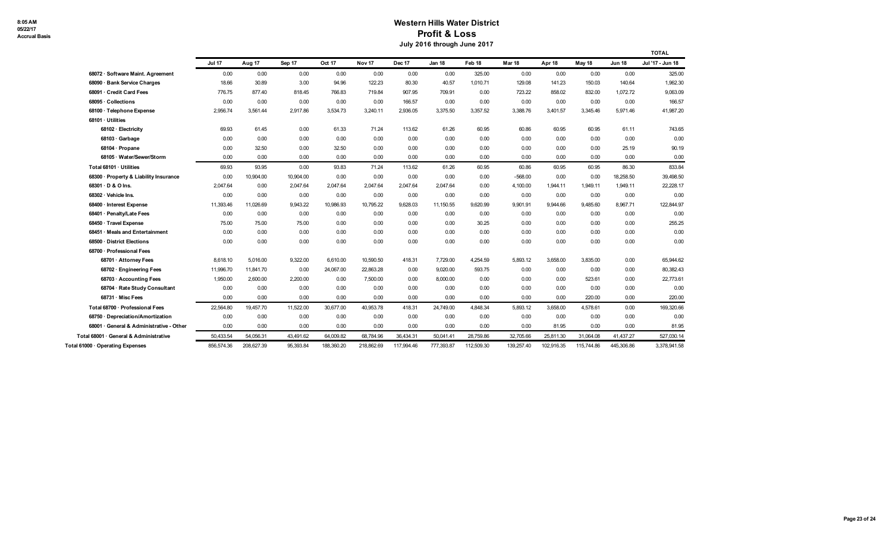# Western Hills Water District
## Profit & Loss
### July 2016 through June 2017

8:05 AM
05/22/17
Accrual Basis

| | Jul 17 | Aug 17 | Sep 17 | Oct 17 | Nov 17 | Dec 17 | Jan 18 | Feb 18 | Mar 18 | Apr 18 | May 18 | Jun 18 | TOTAL Jul '17 - Jun 18 |
|---|---|---|---|---|---|---|---|---|---|---|---|---|---|
| 68072 · Software Maint. Agreement | 0.00 | 0.00 | 0.00 | 0.00 | 0.00 | 0.00 | 0.00 | 325.00 | 0.00 | 0.00 | 0.00 | 0.00 | 325.00 |
| 68090 · Bank Service Charges | 18.66 | 30.89 | 3.00 | 94.96 | 122.23 | 80.30 | 40.57 | 1,010.71 | 129.08 | 141.23 | 150.03 | 140.64 | 1,962.30 |
| 68091 · Credit Card Fees | 776.75 | 877.40 | 818.45 | 766.83 | 719.84 | 907.95 | 709.91 | 0.00 | 723.22 | 858.02 | 832.00 | 1,072.72 | 9,063.09 |
| 68095 · Collections | 0.00 | 0.00 | 0.00 | 0.00 | 0.00 | 166.57 | 0.00 | 0.00 | 0.00 | 0.00 | 0.00 | 0.00 | 166.57 |
| 68100 · Telephone Expense | 2,956.74 | 3,561.44 | 2,917.86 | 3,534.73 | 3,240.11 | 2,936.05 | 3,375.50 | 3,357.52 | 3,388.76 | 3,401.57 | 3,345.46 | 5,971.46 | 41,987.20 |
| 68101 · Utilities | | | | | | | | | | | | | |
| 68102 · Electricity | 69.93 | 61.45 | 0.00 | 61.33 | 71.24 | 113.62 | 61.26 | 60.95 | 60.86 | 60.95 | 60.95 | 61.11 | 743.65 |
| 68103 · Garbage | 0.00 | 0.00 | 0.00 | 0.00 | 0.00 | 0.00 | 0.00 | 0.00 | 0.00 | 0.00 | 0.00 | 0.00 | 0.00 |
| 68104 · Propane | 0.00 | 32.50 | 0.00 | 32.50 | 0.00 | 0.00 | 0.00 | 0.00 | 0.00 | 0.00 | 0.00 | 25.19 | 90.19 |
| 68105 · Water/Sewer/Storm | 0.00 | 0.00 | 0.00 | 0.00 | 0.00 | 0.00 | 0.00 | 0.00 | 0.00 | 0.00 | 0.00 | 0.00 | 0.00 |
| Total 68101 · Utilities | 69.93 | 93.95 | 0.00 | 93.83 | 71.24 | 113.62 | 61.26 | 60.95 | 60.86 | 60.95 | 60.95 | 86.30 | 833.84 |
| 68300 · Property & Liability Insurance | 0.00 | 10,904.00 | 10,904.00 | 0.00 | 0.00 | 0.00 | 0.00 | 0.00 | -568.00 | 0.00 | 0.00 | 18,258.50 | 39,498.50 |
| 68301 · D & O Ins. | 2,047.64 | 0.00 | 2,047.64 | 2,047.64 | 2,047.64 | 2,047.64 | 2,047.64 | 0.00 | 4,100.00 | 1,944.11 | 1,949.11 | 1,949.11 | 22,228.17 |
| 68302 · Vehicle Ins. | 0.00 | 0.00 | 0.00 | 0.00 | 0.00 | 0.00 | 0.00 | 0.00 | 0.00 | 0.00 | 0.00 | 0.00 | 0.00 |
| 68400 · Interest Expense | 11,393.46 | 11,026.69 | 9,943.22 | 10,986.93 | 10,795.22 | 9,628.03 | 11,150.55 | 9,620.99 | 9,901.91 | 9,944.66 | 9,485.60 | 8,967.71 | 122,844.97 |
| 68401 · Penalty/Late Fees | 0.00 | 0.00 | 0.00 | 0.00 | 0.00 | 0.00 | 0.00 | 0.00 | 0.00 | 0.00 | 0.00 | 0.00 | 0.00 |
| 68450 · Travel Expense | 75.00 | 75.00 | 75.00 | 0.00 | 0.00 | 0.00 | 0.00 | 30.25 | 0.00 | 0.00 | 0.00 | 0.00 | 255.25 |
| 68451 · Meals and Entertainment | 0.00 | 0.00 | 0.00 | 0.00 | 0.00 | 0.00 | 0.00 | 0.00 | 0.00 | 0.00 | 0.00 | 0.00 | 0.00 |
| 68500 · District Elections | 0.00 | 0.00 | 0.00 | 0.00 | 0.00 | 0.00 | 0.00 | 0.00 | 0.00 | 0.00 | 0.00 | 0.00 | 0.00 |
| 68700 · Professional Fees | | | | | | | | | | | | | |
| 68701 · Attorney Fees | 8,618.10 | 5,016.00 | 9,322.00 | 6,610.00 | 10,590.50 | 418.31 | 7,729.00 | 4,254.59 | 5,893.12 | 3,658.00 | 3,835.00 | 0.00 | 65,944.62 |
| 68702 · Engineering Fees | 11,996.70 | 11,841.70 | 0.00 | 24,067.00 | 22,863.28 | 0.00 | 9,020.00 | 593.75 | 0.00 | 0.00 | 0.00 | 0.00 | 80,382.43 |
| 68703 · Accounting Fees | 1,950.00 | 2,600.00 | 2,200.00 | 0.00 | 7,500.00 | 0.00 | 8,000.00 | 0.00 | 0.00 | 0.00 | 523.61 | 0.00 | 22,773.61 |
| 68704 · Rate Study Consultant | 0.00 | 0.00 | 0.00 | 0.00 | 0.00 | 0.00 | 0.00 | 0.00 | 0.00 | 0.00 | 0.00 | 0.00 | 0.00 |
| 68731 · Misc Fees | 0.00 | 0.00 | 0.00 | 0.00 | 0.00 | 0.00 | 0.00 | 0.00 | 0.00 | 0.00 | 220.00 | 0.00 | 220.00 |
| Total 68700 · Professional Fees | 22,564.80 | 19,457.70 | 11,522.00 | 30,677.00 | 40,953.78 | 418.31 | 24,749.00 | 4,848.34 | 5,893.12 | 3,658.00 | 4,578.61 | 0.00 | 169,320.66 |
| 68750 · Depreciation/Amortization | 0.00 | 0.00 | 0.00 | 0.00 | 0.00 | 0.00 | 0.00 | 0.00 | 0.00 | 0.00 | 0.00 | 0.00 | 0.00 |
| 68001 · General & Administrative - Other | 0.00 | 0.00 | 0.00 | 0.00 | 0.00 | 0.00 | 0.00 | 0.00 | 0.00 | 81.95 | 0.00 | 0.00 | 81.95 |
| Total 68001 · General & Administrative | 50,433.54 | 54,056.31 | 43,491.62 | 64,009.82 | 68,784.96 | 36,434.31 | 50,041.41 | 28,759.86 | 32,705.66 | 25,811.30 | 31,064.08 | 41,437.27 | 527,030.14 |
| Total 61000 · Operating Expenses | 856,574.36 | 208,627.39 | 95,393.84 | 188,360.20 | 218,862.69 | 117,994.46 | 777,393.87 | 112,509.30 | 139,257.40 | 102,916.35 | 115,744.86 | 445,306.86 | 3,378,941.58 |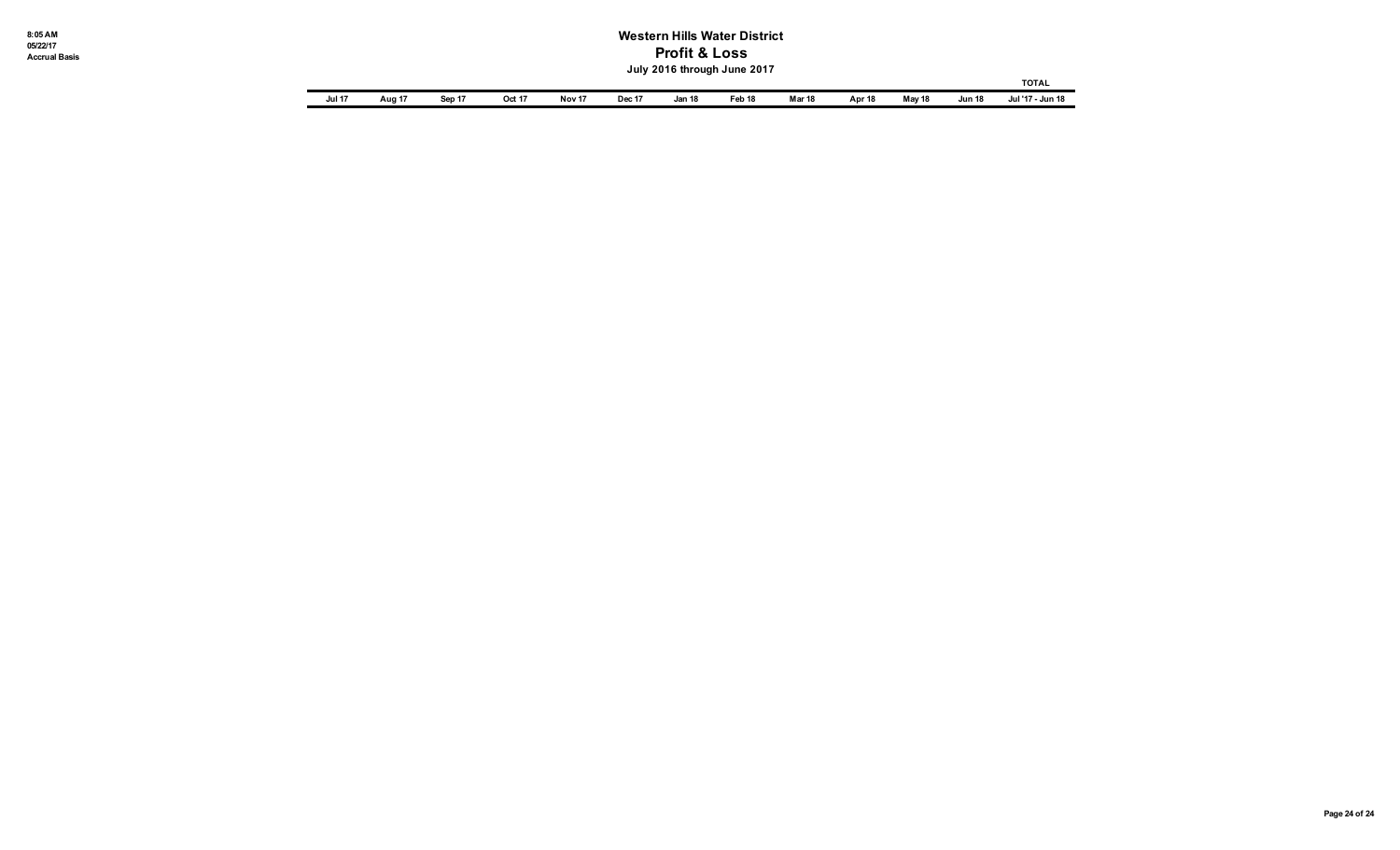# Western Hills Water District

## Profit & Loss

### July 2016 through June 2017

8:05 AM
05/22/17
Accrual Basis

| Jul 17 | Aug 17 | Sep 17 | Oct 17 | Nov 17 | Dec 17 | Jan 18 | Feb 18 | Mar 18 | Apr 18 | May 18 | Jun 18 | TOTAL<br>Jul '17 - Jun 18 |
|---|---|---|---|---|---|---|---|---|---|---|---|---|